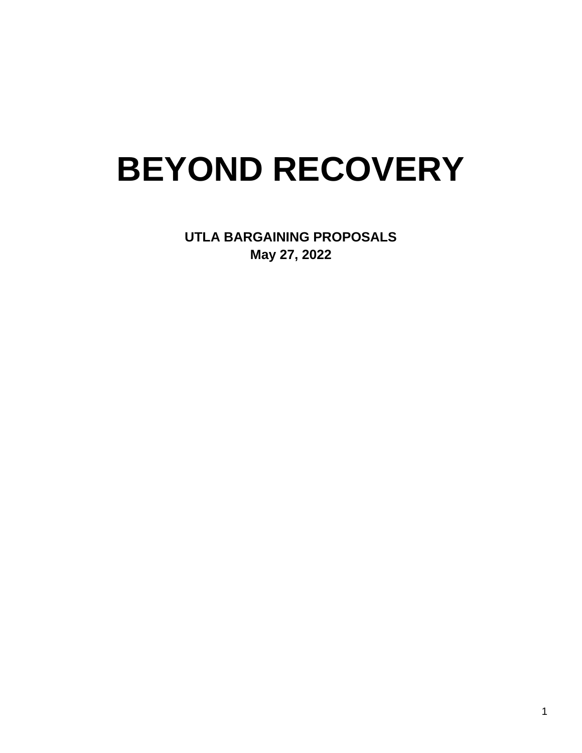# BEYOND RECOVERY

**UTLA BARGAINING PROPOSALS**
**May 27, 2022**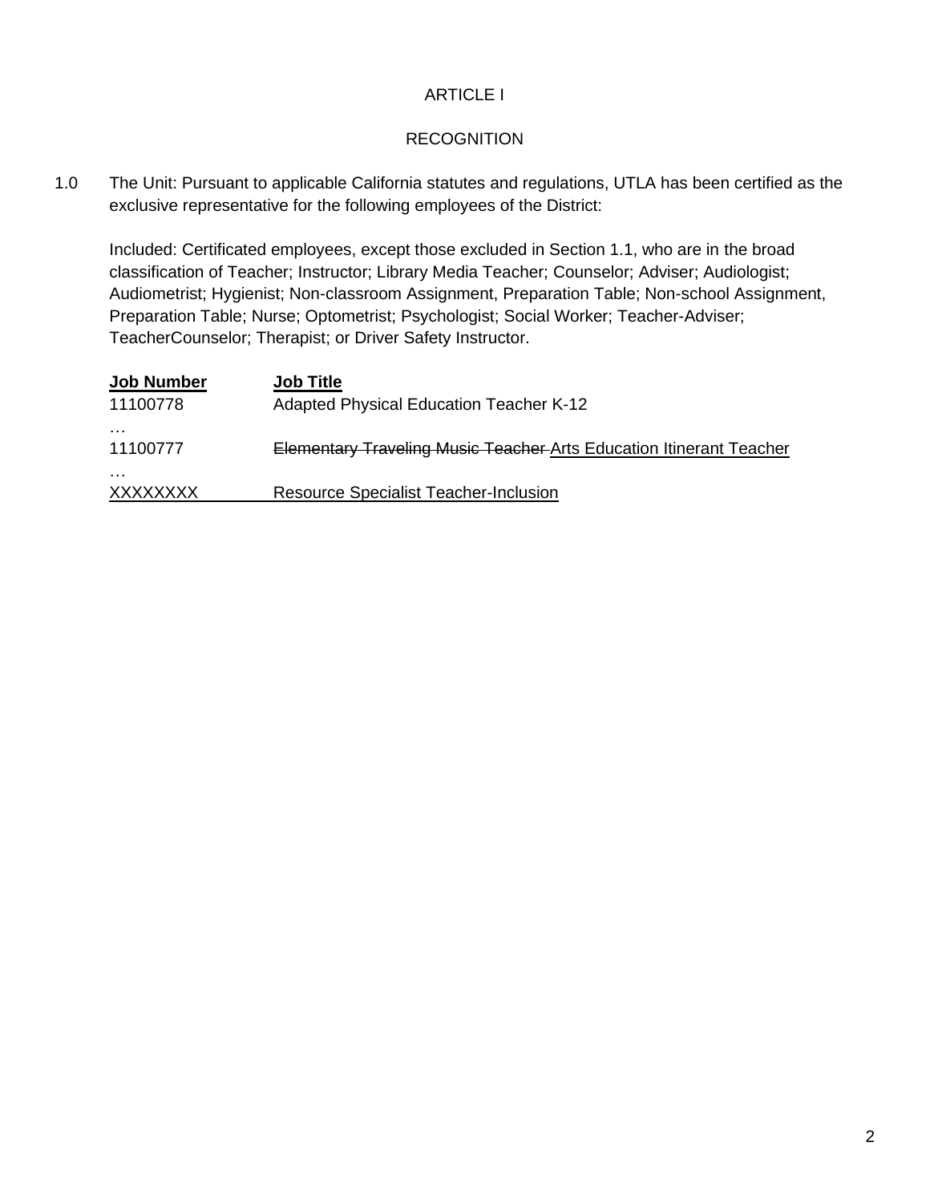ARTICLE I

RECOGNITION

1.0 The Unit: Pursuant to applicable California statutes and regulations, UTLA has been certified as the exclusive representative for the following employees of the District:

Included: Certificated employees, except those excluded in Section 1.1, who are in the broad classification of Teacher; Instructor; Library Media Teacher; Counselor; Adviser; Audiologist; Audiometrist; Hygienist; Non-classroom Assignment, Preparation Table; Non-school Assignment, Preparation Table; Nurse; Optometrist; Psychologist; Social Worker; Teacher-Adviser; TeacherCounselor; Therapist; or Driver Safety Instructor.

| Job Number | Job Title |
|---|---|
| 11100778 | Adapted Physical Education Teacher K-12 |
| … | |
| 11100777 | ~~Elementary Traveling Music Teacher~~ <u>Arts Education Itinerant Teacher</u> |
| … | |
| <u>XXXXXXXX</u> | <u>Resource Specialist Teacher-Inclusion</u> |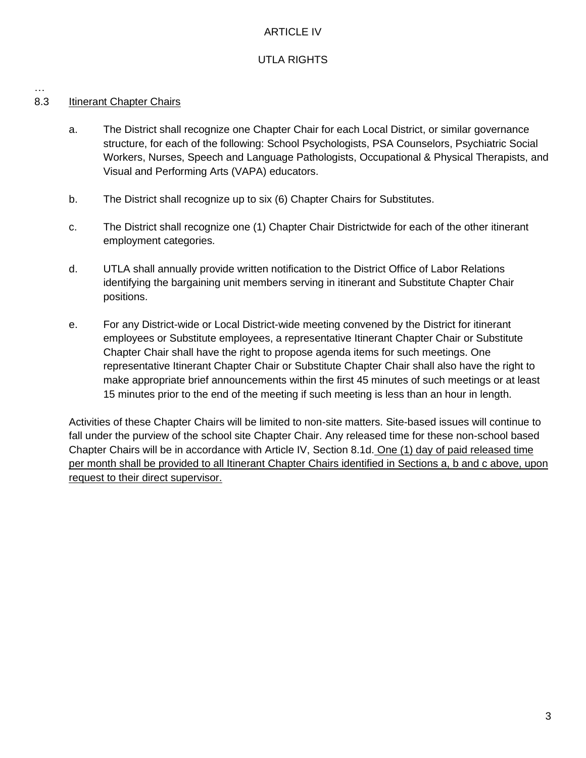ARTICLE IV

UTLA RIGHTS

…

8.3 <u>Itinerant Chapter Chairs</u>

a. The District shall recognize one Chapter Chair for each Local District, or similar governance structure, for each of the following: School Psychologists, PSA Counselors, Psychiatric Social Workers, Nurses, Speech and Language Pathologists, Occupational & Physical Therapists, and Visual and Performing Arts (VAPA) educators.

b. The District shall recognize up to six (6) Chapter Chairs for Substitutes.

c. The District shall recognize one (1) Chapter Chair Districtwide for each of the other itinerant employment categories.

d. UTLA shall annually provide written notification to the District Office of Labor Relations identifying the bargaining unit members serving in itinerant and Substitute Chapter Chair positions.

e. For any District-wide or Local District-wide meeting convened by the District for itinerant employees or Substitute employees, a representative Itinerant Chapter Chair or Substitute Chapter Chair shall have the right to propose agenda items for such meetings. One representative Itinerant Chapter Chair or Substitute Chapter Chair shall also have the right to make appropriate brief announcements within the first 45 minutes of such meetings or at least 15 minutes prior to the end of the meeting if such meeting is less than an hour in length.

Activities of these Chapter Chairs will be limited to non-site matters. Site-based issues will continue to fall under the purview of the school site Chapter Chair. Any released time for these non-school based Chapter Chairs will be in accordance with Article IV, Section 8.1d. <u>One (1) day of paid released time per month shall be provided to all Itinerant Chapter Chairs identified in Sections a, b and c above, upon request to their direct supervisor.</u>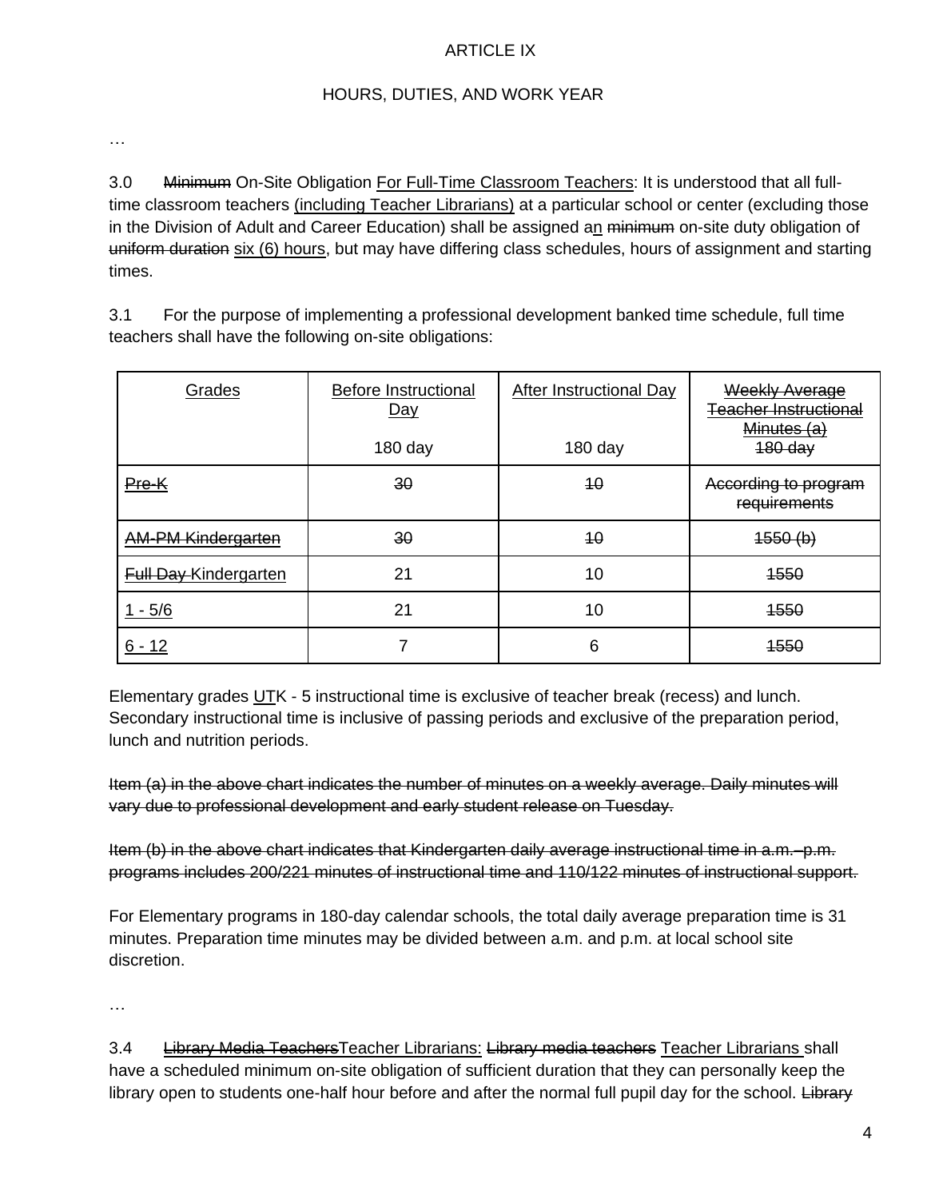ARTICLE IX

HOURS, DUTIES, AND WORK YEAR

…

3.0 ~~Minimum~~ On-Site Obligation <u>For Full-Time Classroom Teachers</u>: It is understood that all full-time classroom teachers <u>(including Teacher Librarians)</u> at a particular school or center (excluding those in the Division of Adult and Career Education) shall be assigned a<u>n</u> ~~minimum~~ on-site duty obligation of ~~uniform duration~~ <u>six (6) hours</u>, but may have differing class schedules, hours of assignment and starting times.

3.1 For the purpose of implementing a professional development banked time schedule, full time teachers shall have the following on-site obligations:

| <u>Grades</u> | <u>Before Instructional Day</u><br><br>180 day | <u>After Instructional Day</u><br><br>180 day | ~~Weekly Average Teacher Instructional Minutes (a)~~<br>~~180 day~~ |
|---|---|---|---|
| ~~Pre-K~~ | ~~30~~ | ~~10~~ | ~~According to program requirements~~ |
| ~~AM-PM Kindergarten~~ | ~~30~~ | ~~10~~ | ~~1550 (b)~~ |
| ~~Full Day~~ Kindergarten | 21 | 10 | ~~1550~~ |
| <u>1 - 5/6</u> | 21 | 10 | ~~1550~~ |
| <u>6 - 12</u> | 7 | 6 | ~~1550~~ |

Elementary grades <u>UT</u>K - 5 instructional time is exclusive of teacher break (recess) and lunch. Secondary instructional time is inclusive of passing periods and exclusive of the preparation period, lunch and nutrition periods.

~~Item (a) in the above chart indicates the number of minutes on a weekly average. Daily minutes will vary due to professional development and early student release on Tuesday.~~

~~Item (b) in the above chart indicates that Kindergarten daily average instructional time in a.m.–p.m. programs includes 200/221 minutes of instructional time and 110/122 minutes of instructional support.~~

For Elementary programs in 180-day calendar schools, the total daily average preparation time is 31 minutes. Preparation time minutes may be divided between a.m. and p.m. at local school site discretion.

…

3.4 ~~Library Media Teachers~~Teacher Librarians: ~~Library media teachers~~ <u>Teacher Librarians</u> shall have a scheduled minimum on-site obligation of sufficient duration that they can personally keep the library open to students one-half hour before and after the normal full pupil day for the school. ~~Library~~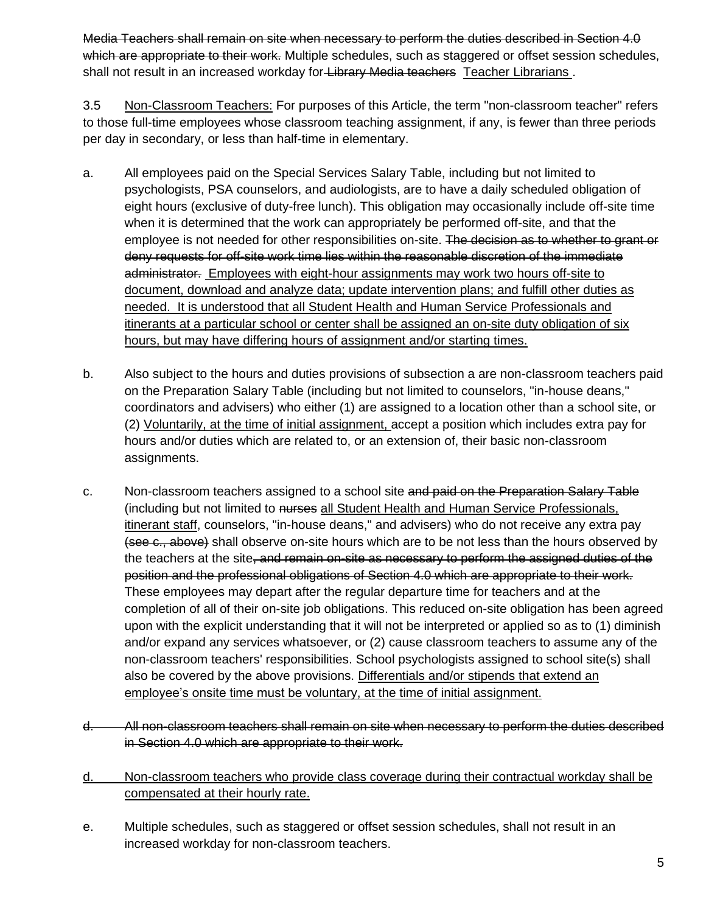~~Media Teachers shall remain on site when necessary to perform the duties described in Section 4.0 which are appropriate to their work.~~ Multiple schedules, such as staggered or offset session schedules, shall not result in an increased workday for ~~Library Media teachers~~ <u>Teacher Librarians</u>.

3.5 <u>Non-Classroom Teachers:</u> For purposes of this Article, the term "non-classroom teacher" refers to those full-time employees whose classroom teaching assignment, if any, is fewer than three periods per day in secondary, or less than half-time in elementary.

a. All employees paid on the Special Services Salary Table, including but not limited to psychologists, PSA counselors, and audiologists, are to have a daily scheduled obligation of eight hours (exclusive of duty-free lunch). This obligation may occasionally include off-site time when it is determined that the work can appropriately be performed off-site, and that the employee is not needed for other responsibilities on-site. ~~The decision as to whether to grant or deny requests for off-site work time lies within the reasonable discretion of the immediate administrator.~~ <u>Employees with eight-hour assignments may work two hours off-site to document, download and analyze data; update intervention plans; and fulfill other duties as needed. It is understood that all Student Health and Human Service Professionals and itinerants at a particular school or center shall be assigned an on-site duty obligation of six hours, but may have differing hours of assignment and/or starting times.</u>

b. Also subject to the hours and duties provisions of subsection a are non-classroom teachers paid on the Preparation Salary Table (including but not limited to counselors, "in-house deans," coordinators and advisers) who either (1) are assigned to a location other than a school site, or (2) <u>Voluntarily, at the time of initial assignment,</u> accept a position which includes extra pay for hours and/or duties which are related to, or an extension of, their basic non-classroom assignments.

c. Non-classroom teachers assigned to a school site ~~and paid on the Preparation Salary Table~~ (including but not limited to ~~nurses~~ <u>all Student Health and Human Service Professionals, itinerant staff</u>, counselors, "in-house deans," and advisers) who do not receive any extra pay ~~(see c., above)~~ shall observe on-site hours which are to be not less than the hours observed by the teachers at the site~~, and remain on-site as necessary to perform the assigned duties of the position and the professional obligations of Section 4.0 which are appropriate to their work.~~ These employees may depart after the regular departure time for teachers and at the completion of all of their on-site job obligations. This reduced on-site obligation has been agreed upon with the explicit understanding that it will not be interpreted or applied so as to (1) diminish and/or expand any services whatsoever, or (2) cause classroom teachers to assume any of the non-classroom teachers' responsibilities. School psychologists assigned to school site(s) shall also be covered by the above provisions. <u>Differentials and/or stipends that extend an employee's onsite time must be voluntary, at the time of initial assignment.</u>

~~d. All non-classroom teachers shall remain on site when necessary to perform the duties described in Section 4.0 which are appropriate to their work.~~

<u>d. Non-classroom teachers who provide class coverage during their contractual workday shall be compensated at their hourly rate.</u>

e. Multiple schedules, such as staggered or offset session schedules, shall not result in an increased workday for non-classroom teachers.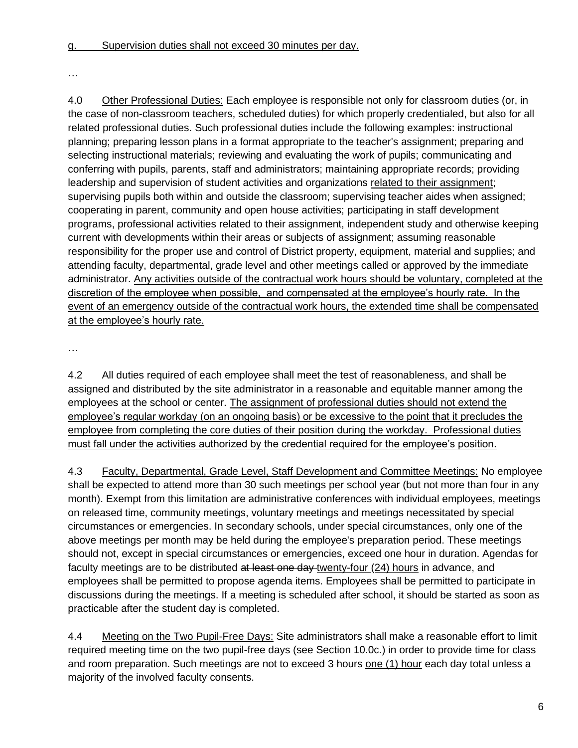<u>g. Supervision duties shall not exceed 30 minutes per day.</u>

…

4.0 <u>Other Professional Duties:</u> Each employee is responsible not only for classroom duties (or, in the case of non-classroom teachers, scheduled duties) for which properly credentialed, but also for all related professional duties. Such professional duties include the following examples: instructional planning; preparing lesson plans in a format appropriate to the teacher's assignment; preparing and selecting instructional materials; reviewing and evaluating the work of pupils; communicating and conferring with pupils, parents, staff and administrators; maintaining appropriate records; providing leadership and supervision of student activities and organizations <u>related to their assignment</u>; supervising pupils both within and outside the classroom; supervising teacher aides when assigned; cooperating in parent, community and open house activities; participating in staff development programs, professional activities related to their assignment, independent study and otherwise keeping current with developments within their areas or subjects of assignment; assuming reasonable responsibility for the proper use and control of District property, equipment, material and supplies; and attending faculty, departmental, grade level and other meetings called or approved by the immediate administrator. <u>Any activities outside of the contractual work hours should be voluntary, completed at the discretion of the employee when possible, and compensated at the employee's hourly rate. In the event of an emergency outside of the contractual work hours, the extended time shall be compensated at the employee's hourly rate.</u>

…

4.2 All duties required of each employee shall meet the test of reasonableness, and shall be assigned and distributed by the site administrator in a reasonable and equitable manner among the employees at the school or center. <u>The assignment of professional duties should not extend the employee's regular workday (on an ongoing basis) or be excessive to the point that it precludes the employee from completing the core duties of their position during the workday. Professional duties must fall under the activities authorized by the credential required for the employee's position.</u>

4.3 <u>Faculty, Departmental, Grade Level, Staff Development and Committee Meetings:</u> No employee shall be expected to attend more than 30 such meetings per school year (but not more than four in any month). Exempt from this limitation are administrative conferences with individual employees, meetings on released time, community meetings, voluntary meetings and meetings necessitated by special circumstances or emergencies. In secondary schools, under special circumstances, only one of the above meetings per month may be held during the employee's preparation period. These meetings should not, except in special circumstances or emergencies, exceed one hour in duration. Agendas for faculty meetings are to be distributed ~~at least one day~~ <u>twenty-four (24) hours</u> in advance, and employees shall be permitted to propose agenda items. Employees shall be permitted to participate in discussions during the meetings. If a meeting is scheduled after school, it should be started as soon as practicable after the student day is completed.

4.4 <u>Meeting on the Two Pupil-Free Days:</u> Site administrators shall make a reasonable effort to limit required meeting time on the two pupil-free days (see Section 10.0c.) in order to provide time for class and room preparation. Such meetings are not to exceed ~~3 hours~~ <u>one (1) hour</u> each day total unless a majority of the involved faculty consents.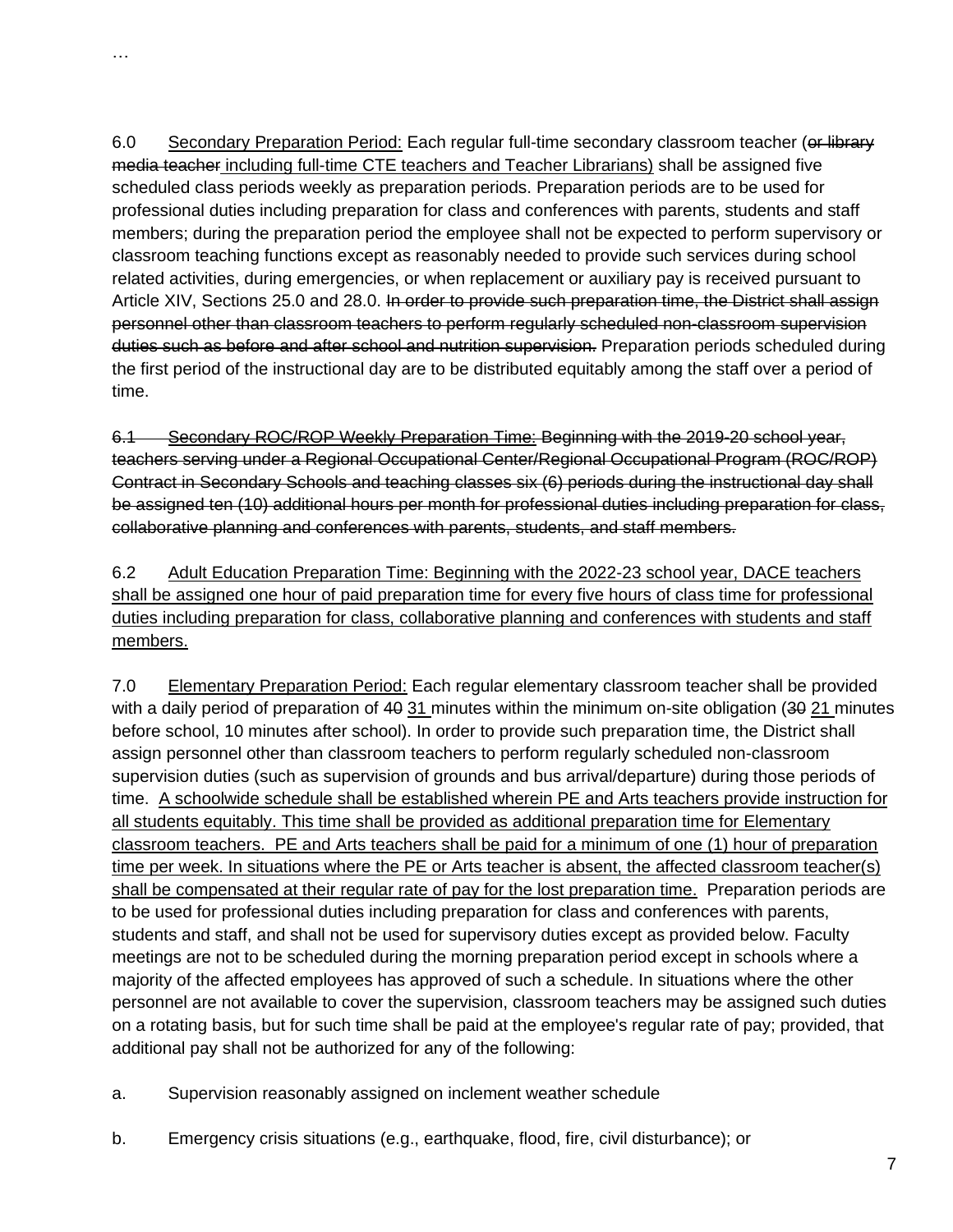…

6.0 <u>Secondary Preparation Period:</u> Each regular full-time secondary classroom teacher (~~or library media teacher~~ <u>including full-time CTE teachers and Teacher Librarians)</u> shall be assigned five scheduled class periods weekly as preparation periods. Preparation periods are to be used for professional duties including preparation for class and conferences with parents, students and staff members; during the preparation period the employee shall not be expected to perform supervisory or classroom teaching functions except as reasonably needed to provide such services during school related activities, during emergencies, or when replacement or auxiliary pay is received pursuant to Article XIV, Sections 25.0 and 28.0. ~~In order to provide such preparation time, the District shall assign personnel other than classroom teachers to perform regularly scheduled non-classroom supervision duties such as before and after school and nutrition supervision.~~ Preparation periods scheduled during the first period of the instructional day are to be distributed equitably among the staff over a period of time.

~~6.1 Secondary ROC/ROP Weekly Preparation Time: Beginning with the 2019-20 school year, teachers serving under a Regional Occupational Center/Regional Occupational Program (ROC/ROP) Contract in Secondary Schools and teaching classes six (6) periods during the instructional day shall be assigned ten (10) additional hours per month for professional duties including preparation for class, collaborative planning and conferences with parents, students, and staff members.~~

6.2 <u>Adult Education Preparation Time: Beginning with the 2022-23 school year, DACE teachers shall be assigned one hour of paid preparation time for every five hours of class time for professional duties including preparation for class, collaborative planning and conferences with students and staff members.</u>

7.0 <u>Elementary Preparation Period:</u> Each regular elementary classroom teacher shall be provided with a daily period of preparation of ~~40~~ <u>31</u> minutes within the minimum on-site obligation (~~30~~ <u>21</u> minutes before school, 10 minutes after school). In order to provide such preparation time, the District shall assign personnel other than classroom teachers to perform regularly scheduled non-classroom supervision duties (such as supervision of grounds and bus arrival/departure) during those periods of time. <u>A schoolwide schedule shall be established wherein PE and Arts teachers provide instruction for all students equitably. This time shall be provided as additional preparation time for Elementary classroom teachers. PE and Arts teachers shall be paid for a minimum of one (1) hour of preparation time per week. In situations where the PE or Arts teacher is absent, the affected classroom teacher(s) shall be compensated at their regular rate of pay for the lost preparation time.</u> Preparation periods are to be used for professional duties including preparation for class and conferences with parents, students and staff, and shall not be used for supervisory duties except as provided below. Faculty meetings are not to be scheduled during the morning preparation period except in schools where a majority of the affected employees has approved of such a schedule. In situations where the other personnel are not available to cover the supervision, classroom teachers may be assigned such duties on a rotating basis, but for such time shall be paid at the employee's regular rate of pay; provided, that additional pay shall not be authorized for any of the following:

a. Supervision reasonably assigned on inclement weather schedule

b. Emergency crisis situations (e.g., earthquake, flood, fire, civil disturbance); or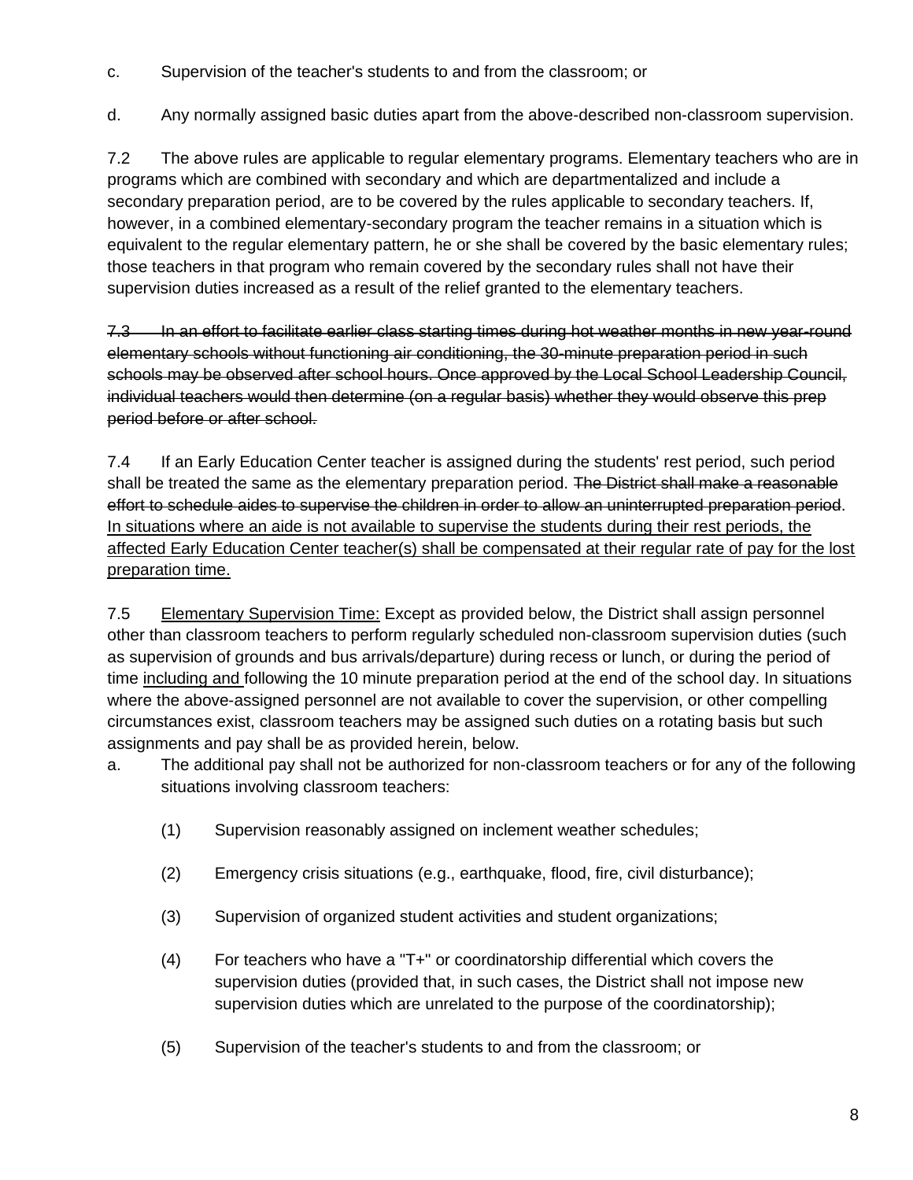c. Supervision of the teacher's students to and from the classroom; or

d. Any normally assigned basic duties apart from the above-described non-classroom supervision.

7.2 The above rules are applicable to regular elementary programs. Elementary teachers who are in programs which are combined with secondary and which are departmentalized and include a secondary preparation period, are to be covered by the rules applicable to secondary teachers. If, however, in a combined elementary-secondary program the teacher remains in a situation which is equivalent to the regular elementary pattern, he or she shall be covered by the basic elementary rules; those teachers in that program who remain covered by the secondary rules shall not have their supervision duties increased as a result of the relief granted to the elementary teachers.

~~7.3 In an effort to facilitate earlier class starting times during hot weather months in new year-round elementary schools without functioning air conditioning, the 30-minute preparation period in such schools may be observed after school hours. Once approved by the Local School Leadership Council, individual teachers would then determine (on a regular basis) whether they would observe this prep period before or after school.~~

7.4 If an Early Education Center teacher is assigned during the students' rest period, such period shall be treated the same as the elementary preparation period. ~~The District shall make a reasonable effort to schedule aides to supervise the children in order to allow an uninterrupted preparation period~~. <u>In situations where an aide is not available to supervise the students during their rest periods, the affected Early Education Center teacher(s) shall be compensated at their regular rate of pay for the lost preparation time.</u>

7.5 <u>Elementary Supervision Time:</u> Except as provided below, the District shall assign personnel other than classroom teachers to perform regularly scheduled non-classroom supervision duties (such as supervision of grounds and bus arrivals/departure) during recess or lunch, or during the period of time <u>including and</u> following the 10 minute preparation period at the end of the school day. In situations where the above-assigned personnel are not available to cover the supervision, or other compelling circumstances exist, classroom teachers may be assigned such duties on a rotating basis but such assignments and pay shall be as provided herein, below.

a. The additional pay shall not be authorized for non-classroom teachers or for any of the following situations involving classroom teachers:

   (1) Supervision reasonably assigned on inclement weather schedules;

   (2) Emergency crisis situations (e.g., earthquake, flood, fire, civil disturbance);

   (3) Supervision of organized student activities and student organizations;

   (4) For teachers who have a "T+" or coordinatorship differential which covers the supervision duties (provided that, in such cases, the District shall not impose new supervision duties which are unrelated to the purpose of the coordinatorship);

   (5) Supervision of the teacher's students to and from the classroom; or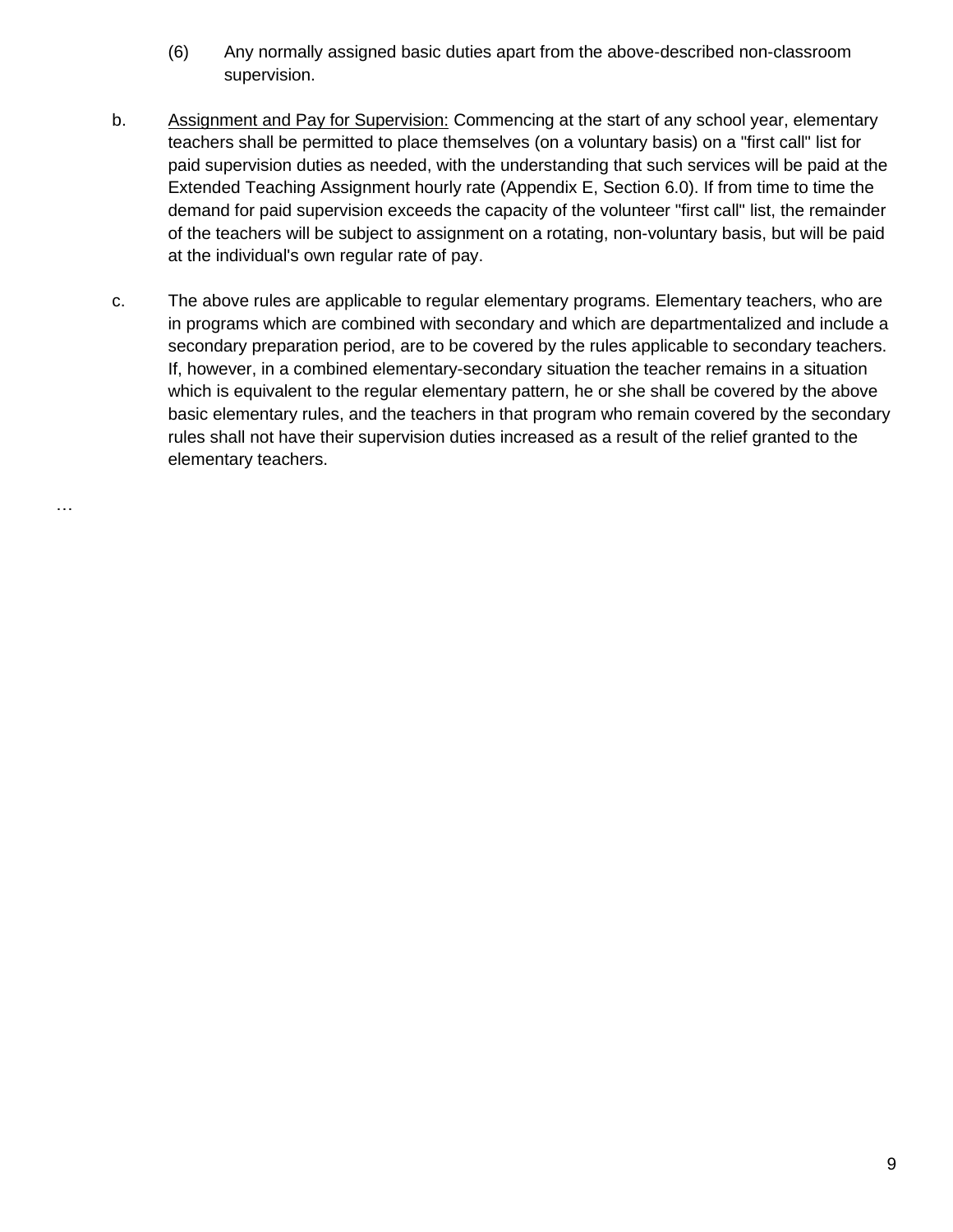(6) Any normally assigned basic duties apart from the above-described non-classroom supervision.

b. <u>Assignment and Pay for Supervision:</u> Commencing at the start of any school year, elementary teachers shall be permitted to place themselves (on a voluntary basis) on a "first call" list for paid supervision duties as needed, with the understanding that such services will be paid at the Extended Teaching Assignment hourly rate (Appendix E, Section 6.0). If from time to time the demand for paid supervision exceeds the capacity of the volunteer "first call" list, the remainder of the teachers will be subject to assignment on a rotating, non-voluntary basis, but will be paid at the individual's own regular rate of pay.

c. The above rules are applicable to regular elementary programs. Elementary teachers, who are in programs which are combined with secondary and which are departmentalized and include a secondary preparation period, are to be covered by the rules applicable to secondary teachers. If, however, in a combined elementary-secondary situation the teacher remains in a situation which is equivalent to the regular elementary pattern, he or she shall be covered by the above basic elementary rules, and the teachers in that program who remain covered by the secondary rules shall not have their supervision duties increased as a result of the relief granted to the elementary teachers.

…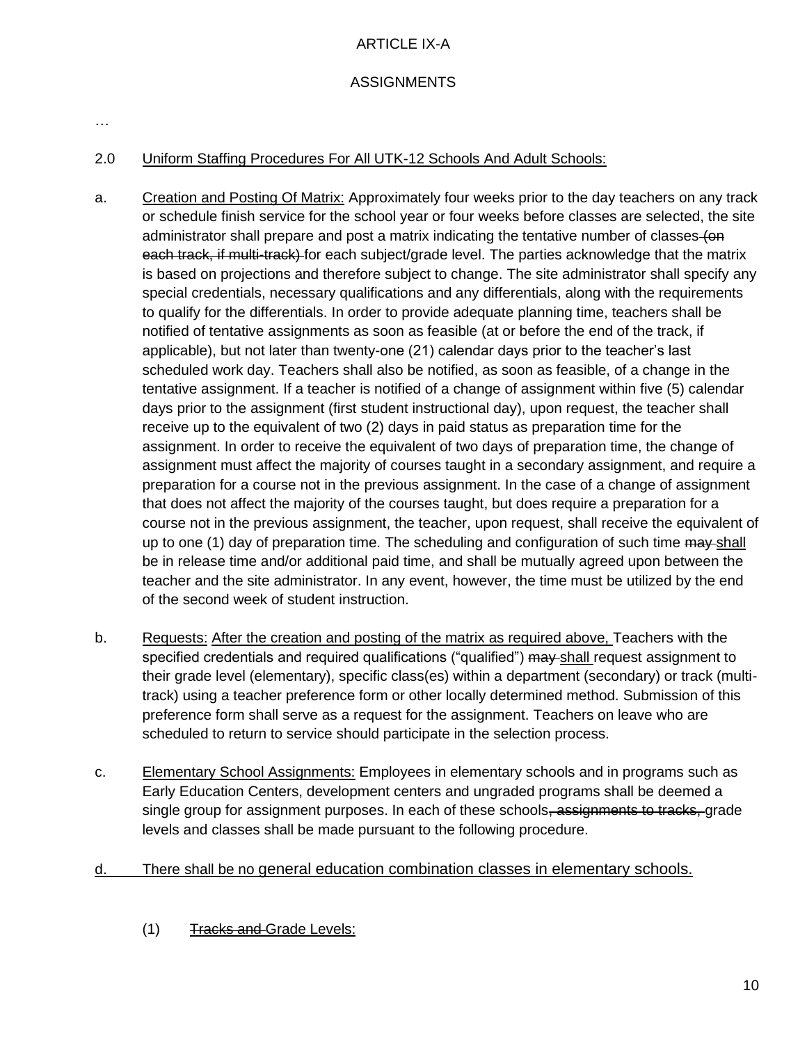# ARTICLE IX-A

## ASSIGNMENTS

…

2.0 <u>Uniform Staffing Procedures For All UTK-12 Schools And Adult Schools:</u>

a. <u>Creation and Posting Of Matrix:</u> Approximately four weeks prior to the day teachers on any track or schedule finish service for the school year or four weeks before classes are selected, the site administrator shall prepare and post a matrix indicating the tentative number of classes ~~(on each track, if multi-track)~~ for each subject/grade level. The parties acknowledge that the matrix is based on projections and therefore subject to change. The site administrator shall specify any special credentials, necessary qualifications and any differentials, along with the requirements to qualify for the differentials. In order to provide adequate planning time, teachers shall be notified of tentative assignments as soon as feasible (at or before the end of the track, if applicable), but not later than twenty-one (21) calendar days prior to the teacher's last scheduled work day. Teachers shall also be notified, as soon as feasible, of a change in the tentative assignment. If a teacher is notified of a change of assignment within five (5) calendar days prior to the assignment (first student instructional day), upon request, the teacher shall receive up to the equivalent of two (2) days in paid status as preparation time for the assignment. In order to receive the equivalent of two days of preparation time, the change of assignment must affect the majority of courses taught in a secondary assignment, and require a preparation for a course not in the previous assignment. In the case of a change of assignment that does not affect the majority of the courses taught, but does require a preparation for a course not in the previous assignment, the teacher, upon request, shall receive the equivalent of up to one (1) day of preparation time. The scheduling and configuration of such time ~~may~~ <u>shall</u> be in release time and/or additional paid time, and shall be mutually agreed upon between the teacher and the site administrator. In any event, however, the time must be utilized by the end of the second week of student instruction.

b. <u>Requests:</u> <u>After the creation and posting of the matrix as required above,</u> Teachers with the specified credentials and required qualifications ("qualified") ~~may~~ <u>shall</u> request assignment to their grade level (elementary), specific class(es) within a department (secondary) or track (multi-track) using a teacher preference form or other locally determined method. Submission of this preference form shall serve as a request for the assignment. Teachers on leave who are scheduled to return to service should participate in the selection process.

c. <u>Elementary School Assignments:</u> Employees in elementary schools and in programs such as Early Education Centers, development centers and ungraded programs shall be deemed a single group for assignment purposes. In each of these schools~~, assignments to tracks,~~ grade levels and classes shall be made pursuant to the following procedure.

<u>d. There shall be no general education combination classes in elementary schools.</u>

(1) <u>~~Tracks and~~ Grade Levels:</u>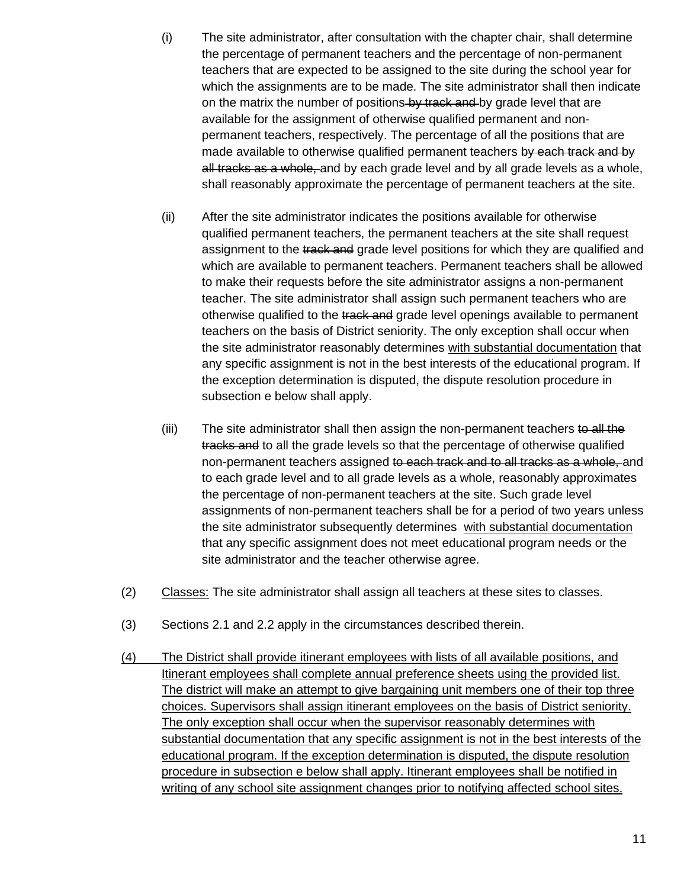(i) The site administrator, after consultation with the chapter chair, shall determine the percentage of permanent teachers and the percentage of non-permanent teachers that are expected to be assigned to the site during the school year for which the assignments are to be made. The site administrator shall then indicate on the matrix the number of positions ~~by track and~~ by grade level that are available for the assignment of otherwise qualified permanent and non-permanent teachers, respectively. The percentage of all the positions that are made available to otherwise qualified permanent teachers ~~by each track and by all tracks as a whole,~~ and by each grade level and by all grade levels as a whole, shall reasonably approximate the percentage of permanent teachers at the site.

(ii) After the site administrator indicates the positions available for otherwise qualified permanent teachers, the permanent teachers at the site shall request assignment to the ~~track and~~ grade level positions for which they are qualified and which are available to permanent teachers. Permanent teachers shall be allowed to make their requests before the site administrator assigns a non-permanent teacher. The site administrator shall assign such permanent teachers who are otherwise qualified to the ~~track and~~ grade level openings available to permanent teachers on the basis of District seniority. The only exception shall occur when the site administrator reasonably determines <u>with substantial documentation</u> that any specific assignment is not in the best interests of the educational program. If the exception determination is disputed, the dispute resolution procedure in subsection e below shall apply.

(iii) The site administrator shall then assign the non-permanent teachers ~~to all the tracks and~~ to all the grade levels so that the percentage of otherwise qualified non-permanent teachers assigned ~~to each track and to all tracks as a whole,~~ and to each grade level and to all grade levels as a whole, reasonably approximates the percentage of non-permanent teachers at the site. Such grade level assignments of non-permanent teachers shall be for a period of two years unless the site administrator subsequently determines <u>with substantial documentation</u> that any specific assignment does not meet educational program needs or the site administrator and the teacher otherwise agree.

(2) <u>Classes:</u> The site administrator shall assign all teachers at these sites to classes.

(3) Sections 2.1 and 2.2 apply in the circumstances described therein.

<u>(4) The District shall provide itinerant employees with lists of all available positions, and Itinerant employees shall complete annual preference sheets using the provided list. The district will make an attempt to give bargaining unit members one of their top three choices. Supervisors shall assign itinerant employees on the basis of District seniority. The only exception shall occur when the supervisor reasonably determines with substantial documentation that any specific assignment is not in the best interests of the educational program. If the exception determination is disputed, the dispute resolution procedure in subsection e below shall apply. Itinerant employees shall be notified in writing of any school site assignment changes prior to notifying affected school sites.</u>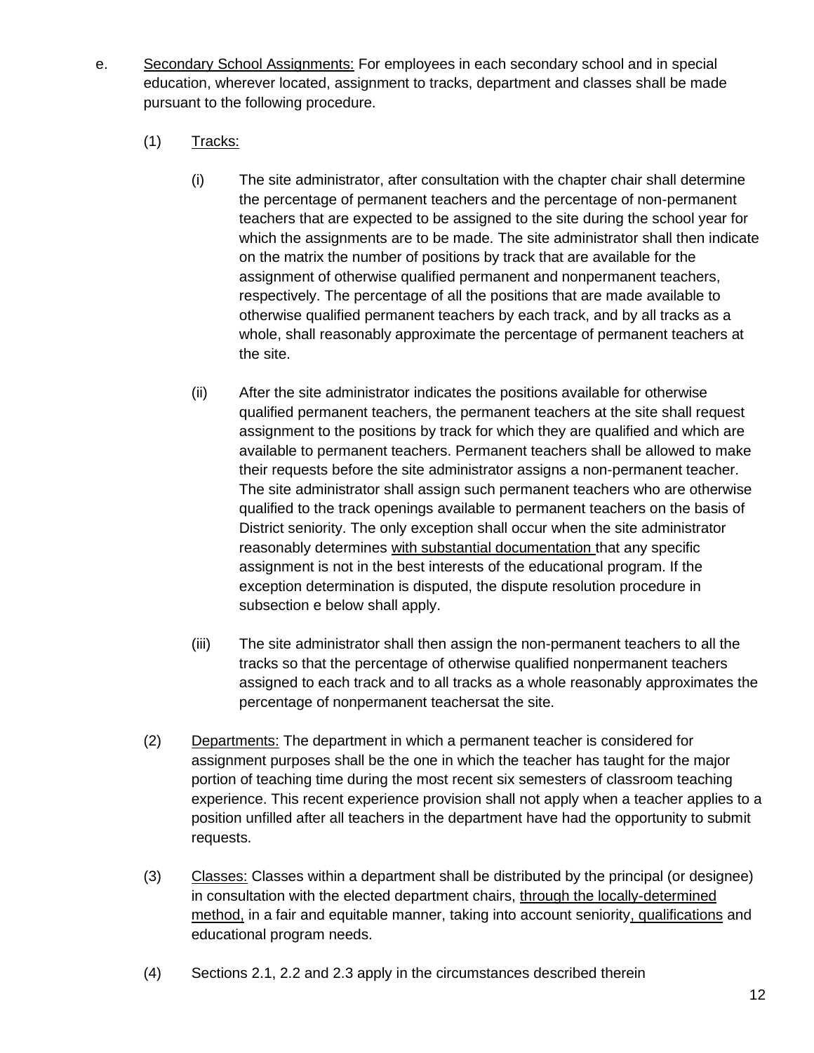e. <u>Secondary School Assignments:</u> For employees in each secondary school and in special education, wherever located, assignment to tracks, department and classes shall be made pursuant to the following procedure.

(1) <u>Tracks:</u>

(i) The site administrator, after consultation with the chapter chair shall determine the percentage of permanent teachers and the percentage of non-permanent teachers that are expected to be assigned to the site during the school year for which the assignments are to be made. The site administrator shall then indicate on the matrix the number of positions by track that are available for the assignment of otherwise qualified permanent and nonpermanent teachers, respectively. The percentage of all the positions that are made available to otherwise qualified permanent teachers by each track, and by all tracks as a whole, shall reasonably approximate the percentage of permanent teachers at the site.

(ii) After the site administrator indicates the positions available for otherwise qualified permanent teachers, the permanent teachers at the site shall request assignment to the positions by track for which they are qualified and which are available to permanent teachers. Permanent teachers shall be allowed to make their requests before the site administrator assigns a non-permanent teacher. The site administrator shall assign such permanent teachers who are otherwise qualified to the track openings available to permanent teachers on the basis of District seniority. The only exception shall occur when the site administrator reasonably determines <u>with substantial documentation</u> that any specific assignment is not in the best interests of the educational program. If the exception determination is disputed, the dispute resolution procedure in subsection e below shall apply.

(iii) The site administrator shall then assign the non-permanent teachers to all the tracks so that the percentage of otherwise qualified nonpermanent teachers assigned to each track and to all tracks as a whole reasonably approximates the percentage of nonpermanent teachersat the site.

(2) <u>Departments:</u> The department in which a permanent teacher is considered for assignment purposes shall be the one in which the teacher has taught for the major portion of teaching time during the most recent six semesters of classroom teaching experience. This recent experience provision shall not apply when a teacher applies to a position unfilled after all teachers in the department have had the opportunity to submit requests.

(3) <u>Classes:</u> Classes within a department shall be distributed by the principal (or designee) in consultation with the elected department chairs, <u>through the locally-determined method,</u> in a fair and equitable manner, taking into account seniority<u>, qualifications</u> and educational program needs.

(4) Sections 2.1, 2.2 and 2.3 apply in the circumstances described therein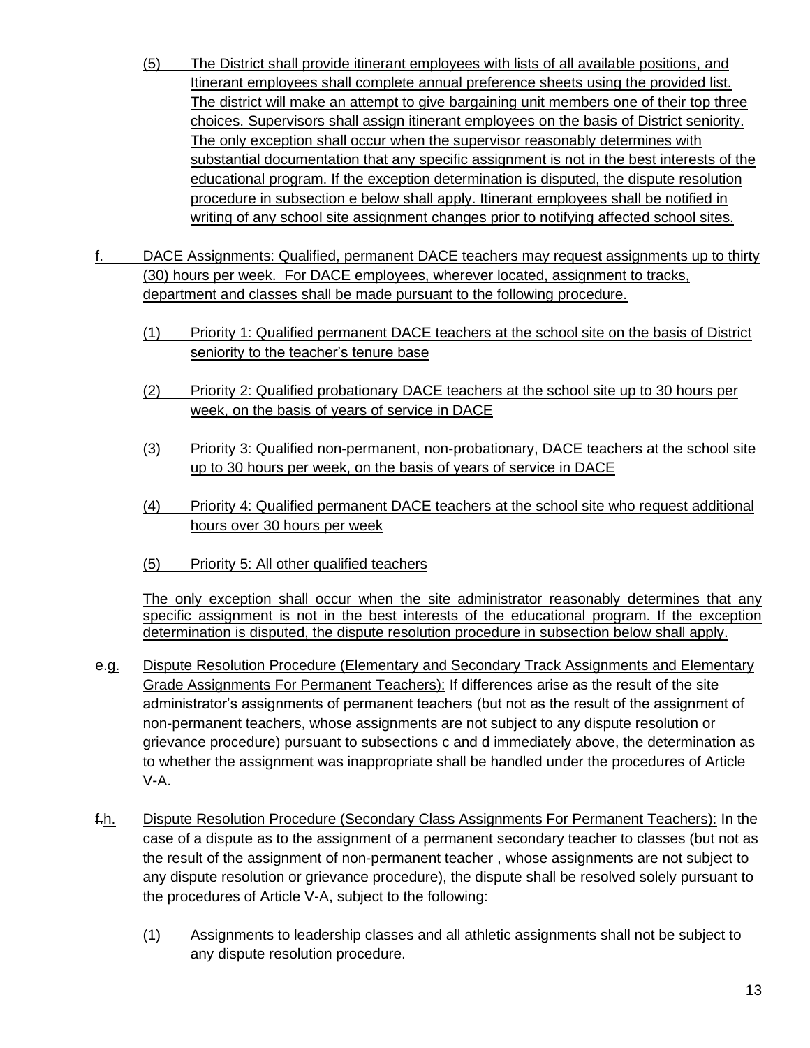(5) The District shall provide itinerant employees with lists of all available positions, and Itinerant employees shall complete annual preference sheets using the provided list. The district will make an attempt to give bargaining unit members one of their top three choices. Supervisors shall assign itinerant employees on the basis of District seniority. The only exception shall occur when the supervisor reasonably determines with substantial documentation that any specific assignment is not in the best interests of the educational program. If the exception determination is disputed, the dispute resolution procedure in subsection e below shall apply. Itinerant employees shall be notified in writing of any school site assignment changes prior to notifying affected school sites.

f. DACE Assignments: Qualified, permanent DACE teachers may request assignments up to thirty (30) hours per week. For DACE employees, wherever located, assignment to tracks, department and classes shall be made pursuant to the following procedure.

(1) Priority 1: Qualified permanent DACE teachers at the school site on the basis of District seniority to the teacher's tenure base

(2) Priority 2: Qualified probationary DACE teachers at the school site up to 30 hours per week, on the basis of years of service in DACE

(3) Priority 3: Qualified non-permanent, non-probationary, DACE teachers at the school site up to 30 hours per week, on the basis of years of service in DACE

(4) Priority 4: Qualified permanent DACE teachers at the school site who request additional hours over 30 hours per week

(5) Priority 5: All other qualified teachers

The only exception shall occur when the site administrator reasonably determines that any specific assignment is not in the best interests of the educational program. If the exception determination is disputed, the dispute resolution procedure in subsection below shall apply.

~~e.~~g. Dispute Resolution Procedure (Elementary and Secondary Track Assignments and Elementary Grade Assignments For Permanent Teachers): If differences arise as the result of the site administrator's assignments of permanent teachers (but not as the result of the assignment of non-permanent teachers, whose assignments are not subject to any dispute resolution or grievance procedure) pursuant to subsections c and d immediately above, the determination as to whether the assignment was inappropriate shall be handled under the procedures of Article V-A.

~~f.~~h. Dispute Resolution Procedure (Secondary Class Assignments For Permanent Teachers): In the case of a dispute as to the assignment of a permanent secondary teacher to classes (but not as the result of the assignment of non-permanent teacher , whose assignments are not subject to any dispute resolution or grievance procedure), the dispute shall be resolved solely pursuant to the procedures of Article V-A, subject to the following:

(1) Assignments to leadership classes and all athletic assignments shall not be subject to any dispute resolution procedure.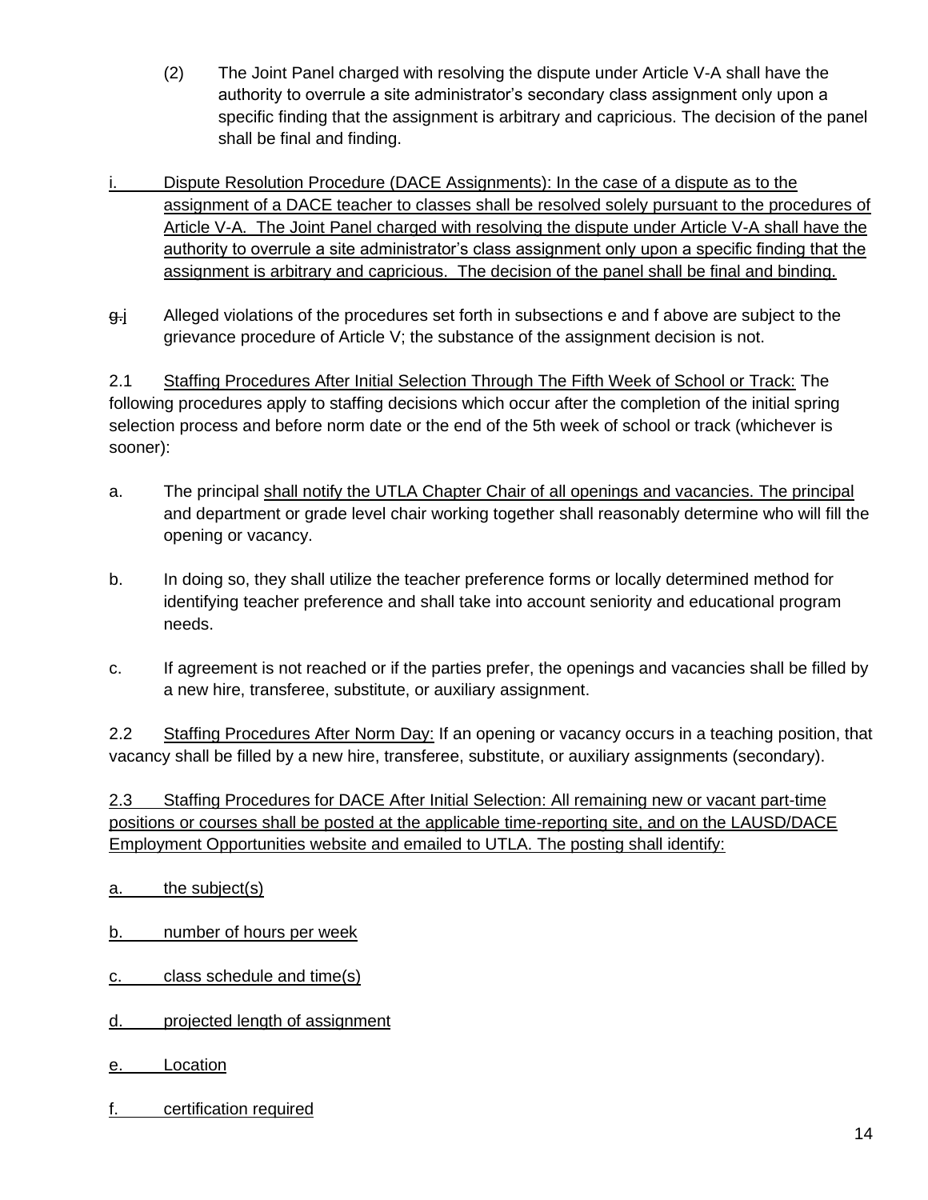(2) The Joint Panel charged with resolving the dispute under Article V-A shall have the authority to overrule a site administrator's secondary class assignment only upon a specific finding that the assignment is arbitrary and capricious. The decision of the panel shall be final and finding.

i. Dispute Resolution Procedure (DACE Assignments): In the case of a dispute as to the assignment of a DACE teacher to classes shall be resolved solely pursuant to the procedures of Article V-A. The Joint Panel charged with resolving the dispute under Article V-A shall have the authority to overrule a site administrator's class assignment only upon a specific finding that the assignment is arbitrary and capricious. The decision of the panel shall be final and binding.

~~g.~~j Alleged violations of the procedures set forth in subsections e and f above are subject to the grievance procedure of Article V; the substance of the assignment decision is not.

2.1 Staffing Procedures After Initial Selection Through The Fifth Week of School or Track: The following procedures apply to staffing decisions which occur after the completion of the initial spring selection process and before norm date or the end of the 5th week of school or track (whichever is sooner):

a. The principal shall notify the UTLA Chapter Chair of all openings and vacancies. The principal and department or grade level chair working together shall reasonably determine who will fill the opening or vacancy.

b. In doing so, they shall utilize the teacher preference forms or locally determined method for identifying teacher preference and shall take into account seniority and educational program needs.

c. If agreement is not reached or if the parties prefer, the openings and vacancies shall be filled by a new hire, transferee, substitute, or auxiliary assignment.

2.2 Staffing Procedures After Norm Day: If an opening or vacancy occurs in a teaching position, that vacancy shall be filled by a new hire, transferee, substitute, or auxiliary assignments (secondary).

2.3 Staffing Procedures for DACE After Initial Selection: All remaining new or vacant part-time positions or courses shall be posted at the applicable time-reporting site, and on the LAUSD/DACE Employment Opportunities website and emailed to UTLA. The posting shall identify:

a. the subject(s)

b. number of hours per week

c. class schedule and time(s)

d. projected length of assignment

e. Location

f. certification required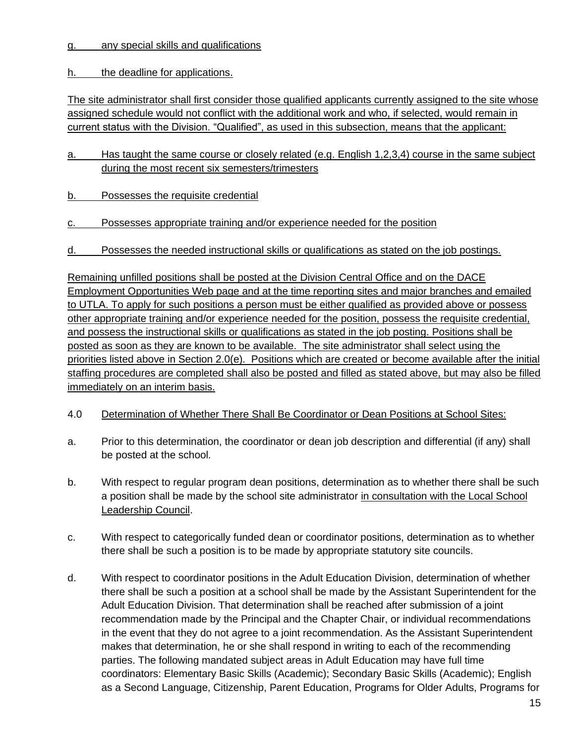g. any special skills and qualifications

h. the deadline for applications.

The site administrator shall first consider those qualified applicants currently assigned to the site whose assigned schedule would not conflict with the additional work and who, if selected, would remain in current status with the Division. “Qualified”, as used in this subsection, means that the applicant:

a. Has taught the same course or closely related (e.g. English 1,2,3,4) course in the same subject during the most recent six semesters/trimesters

b. Possesses the requisite credential

c. Possesses appropriate training and/or experience needed for the position

d. Possesses the needed instructional skills or qualifications as stated on the job postings.

Remaining unfilled positions shall be posted at the Division Central Office and on the DACE Employment Opportunities Web page and at the time reporting sites and major branches and emailed to UTLA. To apply for such positions a person must be either qualified as provided above or possess other appropriate training and/or experience needed for the position, possess the requisite credential, and possess the instructional skills or qualifications as stated in the job posting. Positions shall be posted as soon as they are known to be available. The site administrator shall select using the priorities listed above in Section 2.0(e). Positions which are created or become available after the initial staffing procedures are completed shall also be posted and filled as stated above, but may also be filled immediately on an interim basis.

4.0 Determination of Whether There Shall Be Coordinator or Dean Positions at School Sites:

a. Prior to this determination, the coordinator or dean job description and differential (if any) shall be posted at the school.

b. With respect to regular program dean positions, determination as to whether there shall be such a position shall be made by the school site administrator in consultation with the Local School Leadership Council.

c. With respect to categorically funded dean or coordinator positions, determination as to whether there shall be such a position is to be made by appropriate statutory site councils.

d. With respect to coordinator positions in the Adult Education Division, determination of whether there shall be such a position at a school shall be made by the Assistant Superintendent for the Adult Education Division. That determination shall be reached after submission of a joint recommendation made by the Principal and the Chapter Chair, or individual recommendations in the event that they do not agree to a joint recommendation. As the Assistant Superintendent makes that determination, he or she shall respond in writing to each of the recommending parties. The following mandated subject areas in Adult Education may have full time coordinators: Elementary Basic Skills (Academic); Secondary Basic Skills (Academic); English as a Second Language, Citizenship, Parent Education, Programs for Older Adults, Programs for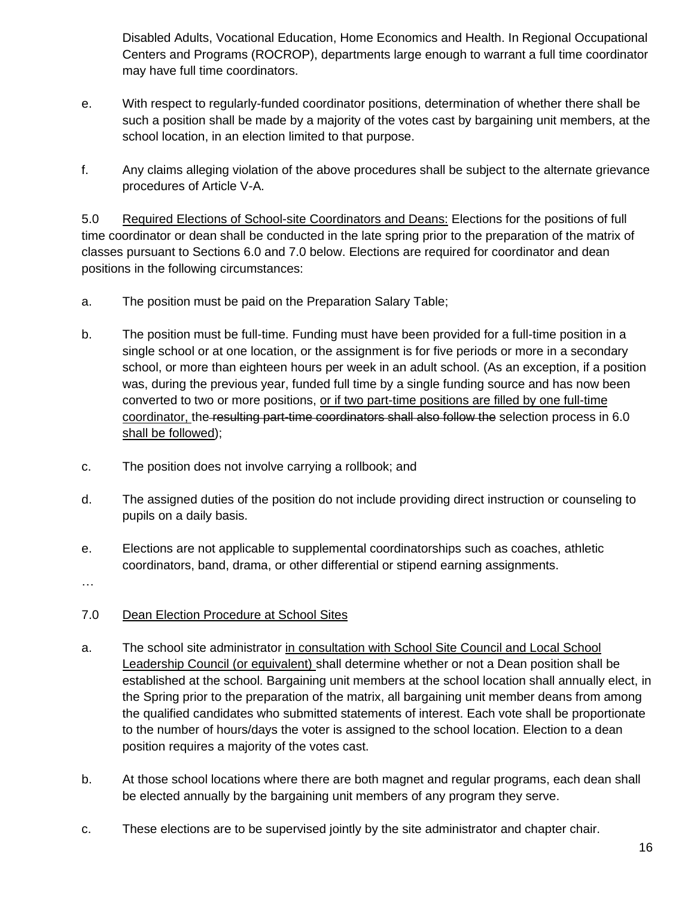Disabled Adults, Vocational Education, Home Economics and Health. In Regional Occupational Centers and Programs (ROCROP), departments large enough to warrant a full time coordinator may have full time coordinators.

e. With respect to regularly-funded coordinator positions, determination of whether there shall be such a position shall be made by a majority of the votes cast by bargaining unit members, at the school location, in an election limited to that purpose.

f. Any claims alleging violation of the above procedures shall be subject to the alternate grievance procedures of Article V-A.

5.0 <u>Required Elections of School-site Coordinators and Deans:</u> Elections for the positions of full time coordinator or dean shall be conducted in the late spring prior to the preparation of the matrix of classes pursuant to Sections 6.0 and 7.0 below. Elections are required for coordinator and dean positions in the following circumstances:

a. The position must be paid on the Preparation Salary Table;

b. The position must be full-time. Funding must have been provided for a full-time position in a single school or at one location, or the assignment is for five periods or more in a secondary school, or more than eighteen hours per week in an adult school. (As an exception, if a position was, during the previous year, funded full time by a single funding source and has now been converted to two or more positions, <u>or if two part-time positions are filled by one full-time coordinator,</u> th~~e resulting part-time coordinators shall also follow the~~ selection process in 6.0 <u>shall be followed</u>);

c. The position does not involve carrying a rollbook; and

d. The assigned duties of the position do not include providing direct instruction or counseling to pupils on a daily basis.

e. Elections are not applicable to supplemental coordinatorships such as coaches, athletic coordinators, band, drama, or other differential or stipend earning assignments.

…

7.0 <u>Dean Election Procedure at School Sites</u>

a. The school site administrator <u>in consultation with School Site Council and Local School Leadership Council (or equivalent)</u> shall determine whether or not a Dean position shall be established at the school. Bargaining unit members at the school location shall annually elect, in the Spring prior to the preparation of the matrix, all bargaining unit member deans from among the qualified candidates who submitted statements of interest. Each vote shall be proportionate to the number of hours/days the voter is assigned to the school location. Election to a dean position requires a majority of the votes cast.

b. At those school locations where there are both magnet and regular programs, each dean shall be elected annually by the bargaining unit members of any program they serve.

c. These elections are to be supervised jointly by the site administrator and chapter chair.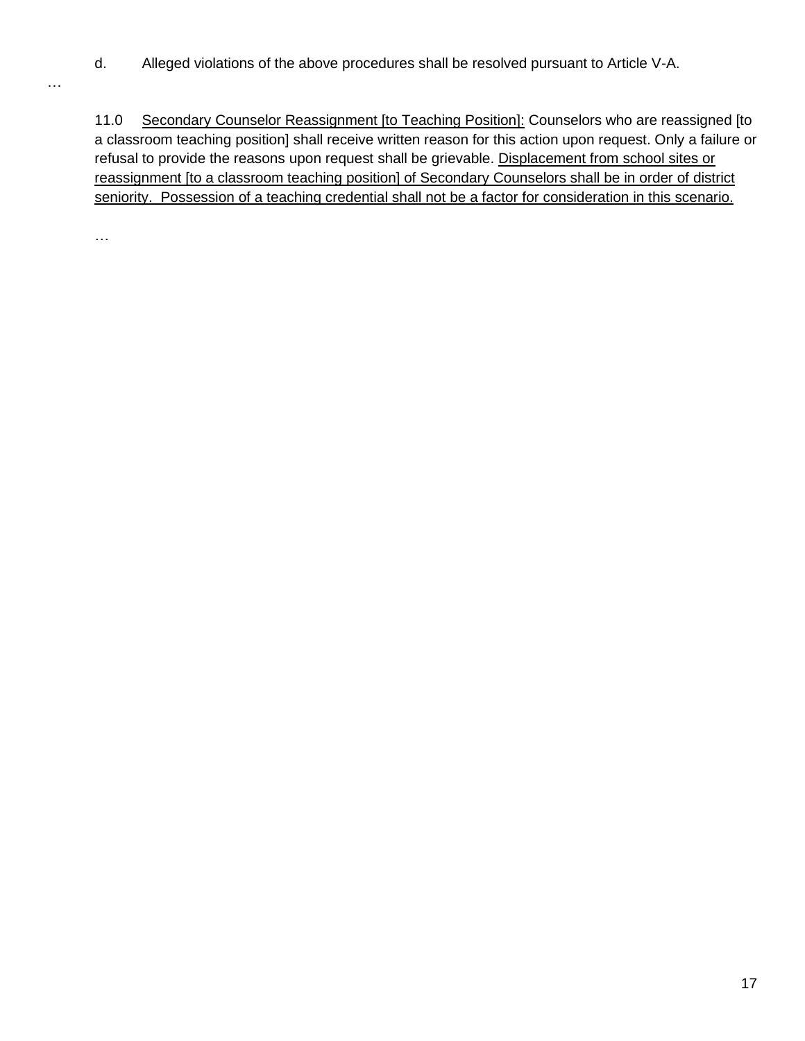d. Alleged violations of the above procedures shall be resolved pursuant to Article V-A.

…

11.0 <u>Secondary Counselor Reassignment [to Teaching Position]:</u> Counselors who are reassigned [to a classroom teaching position] shall receive written reason for this action upon request. Only a failure or refusal to provide the reasons upon request shall be grievable. <u>Displacement from school sites or reassignment [to a classroom teaching position] of Secondary Counselors shall be in order of district seniority. Possession of a teaching credential shall not be a factor for consideration in this scenario.</u>

…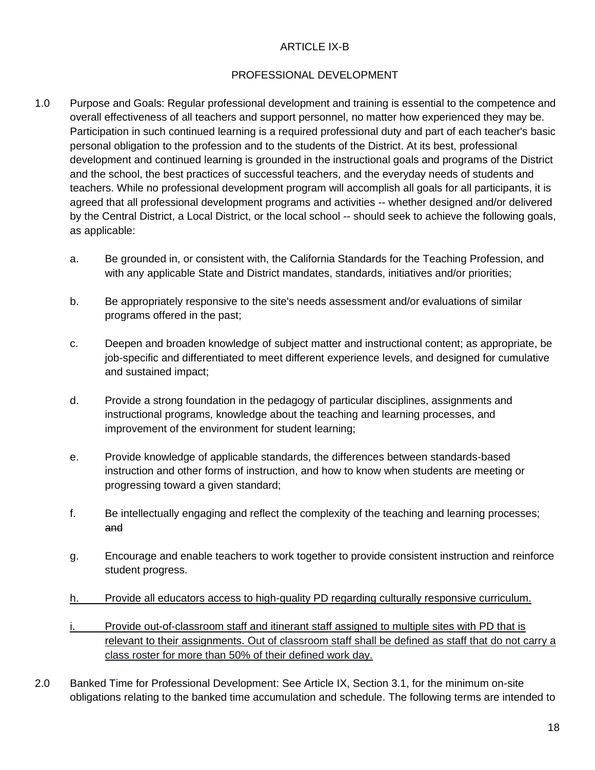ARTICLE IX-B

PROFESSIONAL DEVELOPMENT

1.0 Purpose and Goals: Regular professional development and training is essential to the competence and overall effectiveness of all teachers and support personnel, no matter how experienced they may be. Participation in such continued learning is a required professional duty and part of each teacher's basic personal obligation to the profession and to the students of the District. At its best, professional development and continued learning is grounded in the instructional goals and programs of the District and the school, the best practices of successful teachers, and the everyday needs of students and teachers. While no professional development program will accomplish all goals for all participants, it is agreed that all professional development programs and activities -- whether designed and/or delivered by the Central District, a Local District, or the local school -- should seek to achieve the following goals, as applicable:

a. Be grounded in, or consistent with, the California Standards for the Teaching Profession, and with any applicable State and District mandates, standards, initiatives and/or priorities;

b. Be appropriately responsive to the site's needs assessment and/or evaluations of similar programs offered in the past;

c. Deepen and broaden knowledge of subject matter and instructional content; as appropriate, be job-specific and differentiated to meet different experience levels, and designed for cumulative and sustained impact;

d. Provide a strong foundation in the pedagogy of particular disciplines, assignments and instructional programs, knowledge about the teaching and learning processes, and improvement of the environment for student learning;

e. Provide knowledge of applicable standards, the differences between standards-based instruction and other forms of instruction, and how to know when students are meeting or progressing toward a given standard;

f. Be intellectually engaging and reflect the complexity of the teaching and learning processes; ~~and~~

g. Encourage and enable teachers to work together to provide consistent instruction and reinforce student progress.

<u>h. Provide all educators access to high-quality PD regarding culturally responsive curriculum.</u>

<u>i. Provide out-of-classroom staff and itinerant staff assigned to multiple sites with PD that is relevant to their assignments. Out of classroom staff shall be defined as staff that do not carry a class roster for more than 50% of their defined work day.</u>

2.0 Banked Time for Professional Development: See Article IX, Section 3.1, for the minimum on-site obligations relating to the banked time accumulation and schedule. The following terms are intended to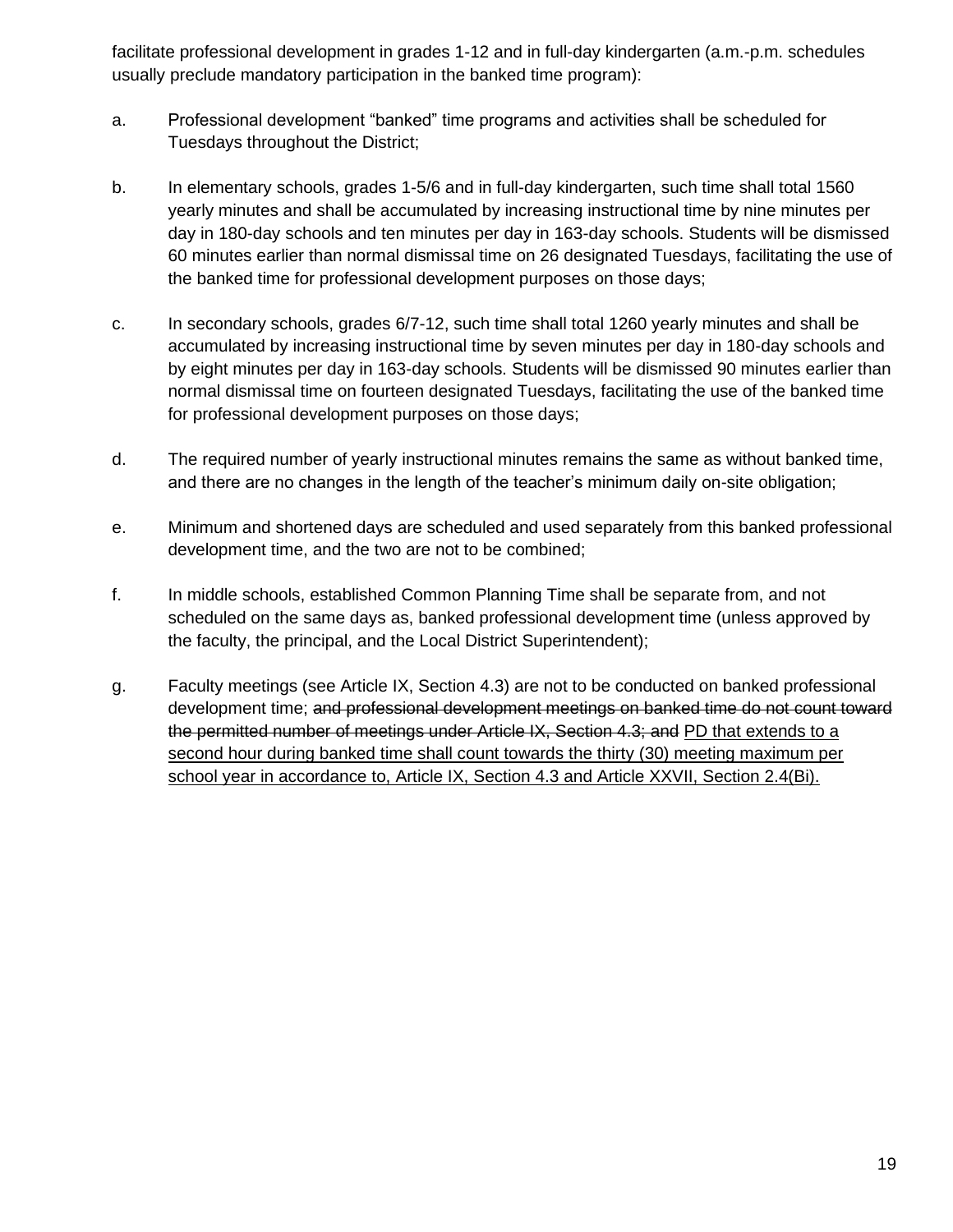facilitate professional development in grades 1-12 and in full-day kindergarten (a.m.-p.m. schedules usually preclude mandatory participation in the banked time program):

a. Professional development "banked" time programs and activities shall be scheduled for Tuesdays throughout the District;

b. In elementary schools, grades 1-5/6 and in full-day kindergarten, such time shall total 1560 yearly minutes and shall be accumulated by increasing instructional time by nine minutes per day in 180-day schools and ten minutes per day in 163-day schools. Students will be dismissed 60 minutes earlier than normal dismissal time on 26 designated Tuesdays, facilitating the use of the banked time for professional development purposes on those days;

c. In secondary schools, grades 6/7-12, such time shall total 1260 yearly minutes and shall be accumulated by increasing instructional time by seven minutes per day in 180-day schools and by eight minutes per day in 163-day schools. Students will be dismissed 90 minutes earlier than normal dismissal time on fourteen designated Tuesdays, facilitating the use of the banked time for professional development purposes on those days;

d. The required number of yearly instructional minutes remains the same as without banked time, and there are no changes in the length of the teacher's minimum daily on-site obligation;

e. Minimum and shortened days are scheduled and used separately from this banked professional development time, and the two are not to be combined;

f. In middle schools, established Common Planning Time shall be separate from, and not scheduled on the same days as, banked professional development time (unless approved by the faculty, the principal, and the Local District Superintendent);

g. Faculty meetings (see Article IX, Section 4.3) are not to be conducted on banked professional development time; ~~and professional development meetings on banked time do not count toward the permitted number of meetings under Article IX, Section 4.3; and~~ <u>PD that extends to a second hour during banked time shall count towards the thirty (30) meeting maximum per school year in accordance to, Article IX, Section 4.3 and Article XXVII, Section 2.4(Bi).</u>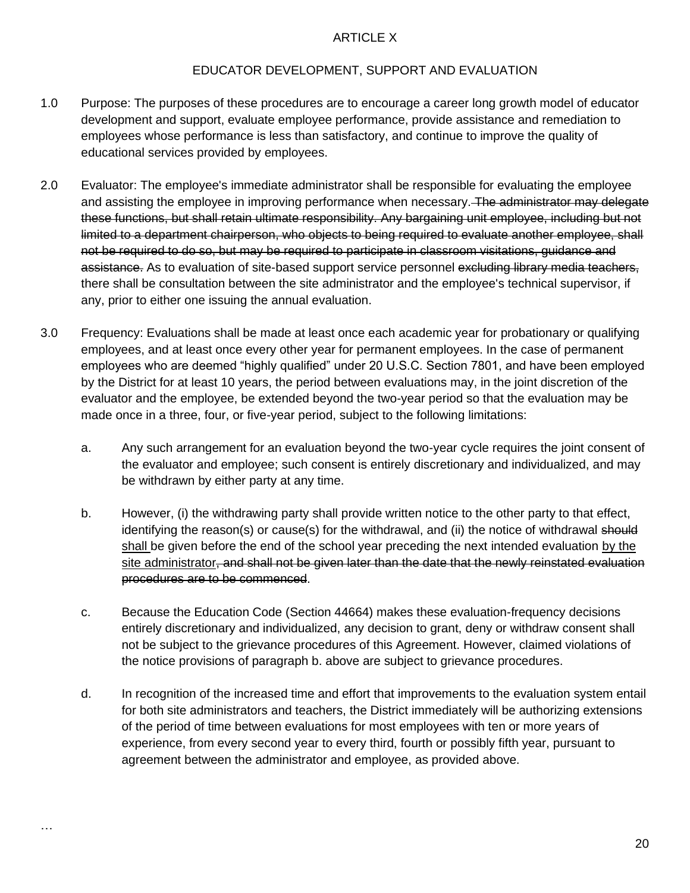ARTICLE X

EDUCATOR DEVELOPMENT, SUPPORT AND EVALUATION

1.0 Purpose: The purposes of these procedures are to encourage a career long growth model of educator development and support, evaluate employee performance, provide assistance and remediation to employees whose performance is less than satisfactory, and continue to improve the quality of educational services provided by employees.

2.0 Evaluator: The employee's immediate administrator shall be responsible for evaluating the employee and assisting the employee in improving performance when necessary. ~~The administrator may delegate these functions, but shall retain ultimate responsibility. Any bargaining unit employee, including but not limited to a department chairperson, who objects to being required to evaluate another employee, shall not be required to do so, but may be required to participate in classroom visitations, guidance and assistance.~~ As to evaluation of site-based support service personnel ~~excluding library media teachers,~~ there shall be consultation between the site administrator and the employee's technical supervisor, if any, prior to either one issuing the annual evaluation.

3.0 Frequency: Evaluations shall be made at least once each academic year for probationary or qualifying employees, and at least once every other year for permanent employees. In the case of permanent employees who are deemed "highly qualified" under 20 U.S.C. Section 7801, and have been employed by the District for at least 10 years, the period between evaluations may, in the joint discretion of the evaluator and the employee, be extended beyond the two-year period so that the evaluation may be made once in a three, four, or five-year period, subject to the following limitations:

a. Any such arrangement for an evaluation beyond the two-year cycle requires the joint consent of the evaluator and employee; such consent is entirely discretionary and individualized, and may be withdrawn by either party at any time.

b. However, (i) the withdrawing party shall provide written notice to the other party to that effect, identifying the reason(s) or cause(s) for the withdrawal, and (ii) the notice of withdrawal ~~should~~ <u>shall</u> be given before the end of the school year preceding the next intended evaluation <u>by the site administrator</u>~~, and shall not be given later than the date that the newly reinstated evaluation procedures are to be commenced~~.

c. Because the Education Code (Section 44664) makes these evaluation-frequency decisions entirely discretionary and individualized, any decision to grant, deny or withdraw consent shall not be subject to the grievance procedures of this Agreement. However, claimed violations of the notice provisions of paragraph b. above are subject to grievance procedures.

d. In recognition of the increased time and effort that improvements to the evaluation system entail for both site administrators and teachers, the District immediately will be authorizing extensions of the period of time between evaluations for most employees with ten or more years of experience, from every second year to every third, fourth or possibly fifth year, pursuant to agreement between the administrator and employee, as provided above.

…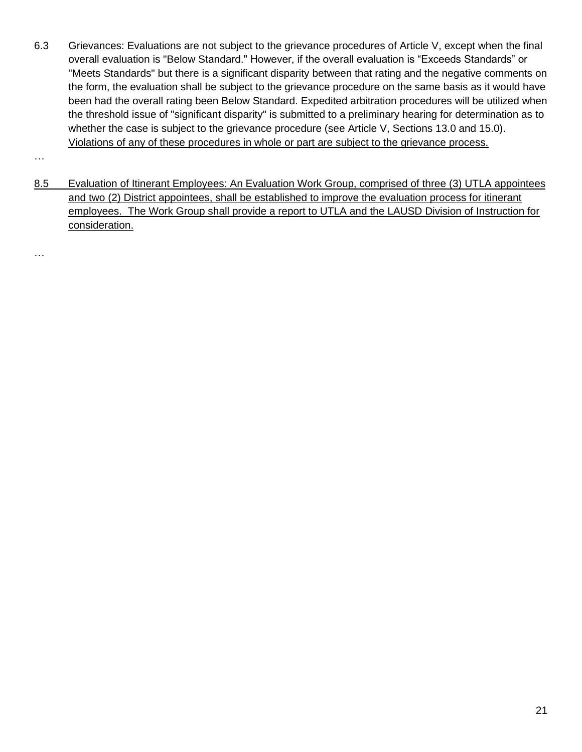6.3 Grievances: Evaluations are not subject to the grievance procedures of Article V, except when the final overall evaluation is "Below Standard." However, if the overall evaluation is "Exceeds Standards" or "Meets Standards" but there is a significant disparity between that rating and the negative comments on the form, the evaluation shall be subject to the grievance procedure on the same basis as it would have been had the overall rating been Below Standard. Expedited arbitration procedures will be utilized when the threshold issue of "significant disparity" is submitted to a preliminary hearing for determination as to whether the case is subject to the grievance procedure (see Article V, Sections 13.0 and 15.0). <u>Violations of any of these procedures in whole or part are subject to the grievance process.</u>

…

<u>8.5 Evaluation of Itinerant Employees: An Evaluation Work Group, comprised of three (3) UTLA appointees and two (2) District appointees, shall be established to improve the evaluation process for itinerant employees. The Work Group shall provide a report to UTLA and the LAUSD Division of Instruction for consideration.</u>

…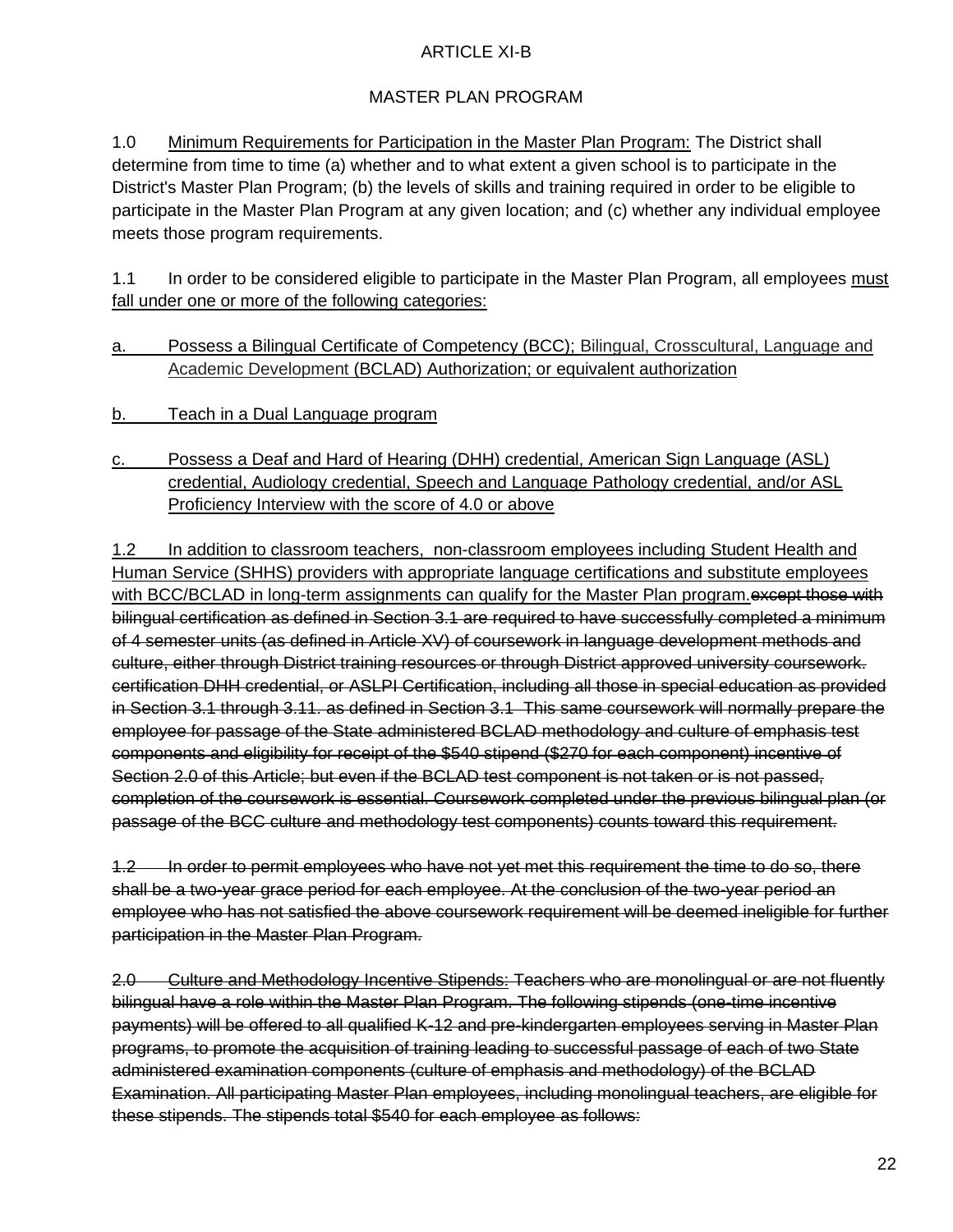ARTICLE XI-B

MASTER PLAN PROGRAM

1.0 <u>Minimum Requirements for Participation in the Master Plan Program:</u> The District shall determine from time to time (a) whether and to what extent a given school is to participate in the District's Master Plan Program; (b) the levels of skills and training required in order to be eligible to participate in the Master Plan Program at any given location; and (c) whether any individual employee meets those program requirements.

1.1 In order to be considered eligible to participate in the Master Plan Program, all employees <u>must fall under one or more of the following categories:</u>

<u>a. Possess a Bilingual Certificate of Competency (BCC); Bilingual, Crosscultural, Language and Academic Development (BCLAD) Authorization; or equivalent authorization</u>

<u>b. Teach in a Dual Language program</u>

<u>c. Possess a Deaf and Hard of Hearing (DHH) credential, American Sign Language (ASL) credential, Audiology credential, Speech and Language Pathology credential, and/or ASL Proficiency Interview with the score of 4.0 or above</u>

<u>1.2 In addition to classroom teachers, non-classroom employees including Student Health and Human Service (SHHS) providers with appropriate language certifications and substitute employees with BCC/BCLAD in long-term assignments can qualify for the Master Plan program.</u>~~except those with bilingual certification as defined in Section 3.1 are required to have successfully completed a minimum of 4 semester units (as defined in Article XV) of coursework in language development methods and culture, either through District training resources or through District approved university coursework. certification DHH credential, or ASLPI Certification, including all those in special education as provided in Section 3.1 through 3.11. as defined in Section 3.1 This same coursework will normally prepare the employee for passage of the State administered BCLAD methodology and culture of emphasis test components and eligibility for receipt of the $540 stipend ($270 for each component) incentive of Section 2.0 of this Article; but even if the BCLAD test component is not taken or is not passed, completion of the coursework is essential. Coursework completed under the previous bilingual plan (or passage of the BCC culture and methodology test components) counts toward this requirement.~~

~~1.2 In order to permit employees who have not yet met this requirement the time to do so, there shall be a two-year grace period for each employee. At the conclusion of the two-year period an employee who has not satisfied the above coursework requirement will be deemed ineligible for further participation in the Master Plan Program.~~

~~2.0 Culture and Methodology Incentive Stipends: Teachers who are monolingual or are not fluently bilingual have a role within the Master Plan Program. The following stipends (one-time incentive payments) will be offered to all qualified K-12 and pre-kindergarten employees serving in Master Plan programs, to promote the acquisition of training leading to successful passage of each of two State administered examination components (culture of emphasis and methodology) of the BCLAD Examination. All participating Master Plan employees, including monolingual teachers, are eligible for these stipends. The stipends total $540 for each employee as follows:~~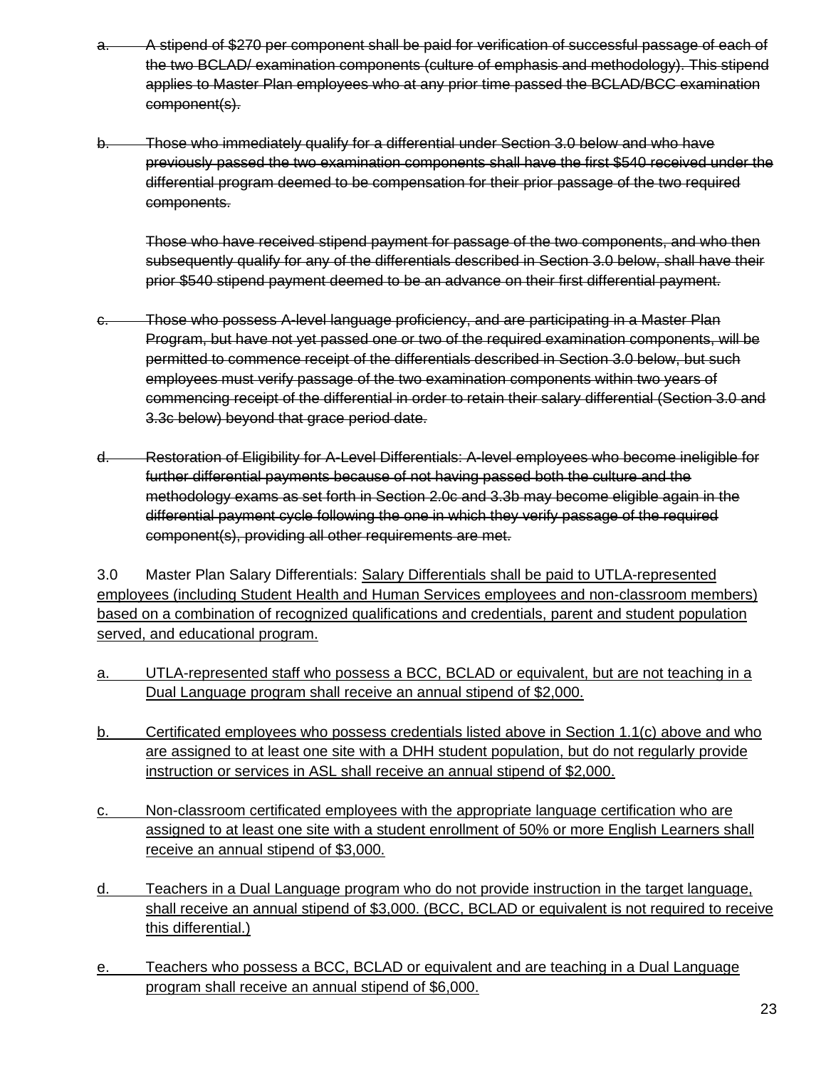~~a. A stipend of $270 per component shall be paid for verification of successful passage of each of the two BCLAD/ examination components (culture of emphasis and methodology). This stipend applies to Master Plan employees who at any prior time passed the BCLAD/BCC examination component(s).~~

~~b. Those who immediately qualify for a differential under Section 3.0 below and who have previously passed the two examination components shall have the first $540 received under the differential program deemed to be compensation for their prior passage of the two required components.~~

~~Those who have received stipend payment for passage of the two components, and who then subsequently qualify for any of the differentials described in Section 3.0 below, shall have their prior $540 stipend payment deemed to be an advance on their first differential payment.~~

~~c. Those who possess A-level language proficiency, and are participating in a Master Plan Program, but have not yet passed one or two of the required examination components, will be permitted to commence receipt of the differentials described in Section 3.0 below, but such employees must verify passage of the two examination components within two years of commencing receipt of the differential in order to retain their salary differential (Section 3.0 and 3.3c below) beyond that grace period date.~~

~~d. Restoration of Eligibility for A-Level Differentials: A-level employees who become ineligible for further differential payments because of not having passed both the culture and the methodology exams as set forth in Section 2.0c and 3.3b may become eligible again in the differential payment cycle following the one in which they verify passage of the required component(s), providing all other requirements are met.~~

3.0 Master Plan Salary Differentials: <u>Salary Differentials shall be paid to UTLA-represented employees (including Student Health and Human Services employees and non-classroom members) based on a combination of recognized qualifications and credentials, parent and student population served, and educational program.</u>

<u>a. UTLA-represented staff who possess a BCC, BCLAD or equivalent, but are not teaching in a Dual Language program shall receive an annual stipend of $2,000.</u>

<u>b. Certificated employees who possess credentials listed above in Section 1.1(c) above and who are assigned to at least one site with a DHH student population, but do not regularly provide instruction or services in ASL shall receive an annual stipend of $2,000.</u>

<u>c. Non-classroom certificated employees with the appropriate language certification who are assigned to at least one site with a student enrollment of 50% or more English Learners shall receive an annual stipend of $3,000.</u>

<u>d. Teachers in a Dual Language program who do not provide instruction in the target language, shall receive an annual stipend of $3,000. (BCC, BCLAD or equivalent is not required to receive this differential.)</u>

<u>e. Teachers who possess a BCC, BCLAD or equivalent and are teaching in a Dual Language program shall receive an annual stipend of $6,000.</u>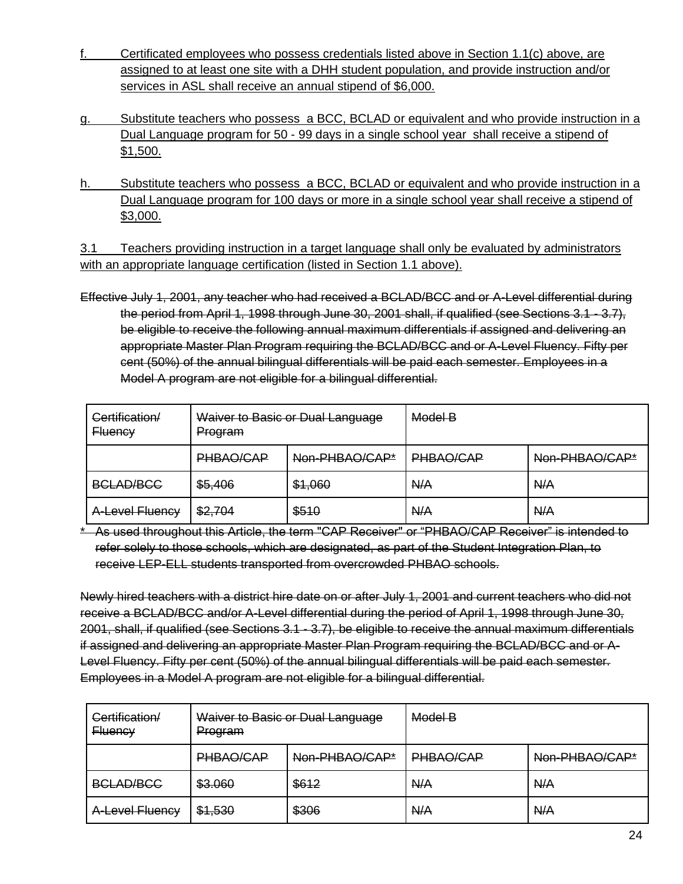f. <u>Certificated employees who possess credentials listed above in Section 1.1(c) above, are assigned to at least one site with a DHH student population, and provide instruction and/or services in ASL shall receive an annual stipend of $6,000.</u>

g. <u>Substitute teachers who possess a BCC, BCLAD or equivalent and who provide instruction in a Dual Language program for 50 - 99 days in a single school year shall receive a stipend of $1,500.</u>

h. <u>Substitute teachers who possess a BCC, BCLAD or equivalent and who provide instruction in a Dual Language program for 100 days or more in a single school year shall receive a stipend of $3,000.</u>

<u>3.1 Teachers providing instruction in a target language shall only be evaluated by administrators with an appropriate language certification (listed in Section 1.1 above).</u>

~~Effective July 1, 2001, any teacher who had received a BCLAD/BCC and or A-Level differential during the period from April 1, 1998 through June 30, 2001 shall, if qualified (see Sections 3.1 - 3.7), be eligible to receive the following annual maximum differentials if assigned and delivering an appropriate Master Plan Program requiring the BCLAD/BCC and or A-Level Fluency. Fifty per cent (50%) of the annual bilingual differentials will be paid each semester. Employees in a Model A program are not eligible for a bilingual differential.~~

| ~~Certification/ Fluency~~ | ~~Waiver to Basic or Dual Language Program~~ | | ~~Model B~~ | |
|---|---|---|---|---|
| | ~~PHBAO/CAP~~ | ~~Non-PHBAO/CAP*~~ | ~~PHBAO/CAP~~ | ~~Non-PHBAO/CAP*~~ |
| ~~BCLAD/BCC~~ | ~~$5,406~~ | ~~$1,060~~ | ~~N/A~~ | ~~N/A~~ |
| ~~A-Level Fluency~~ | ~~$2,704~~ | ~~$510~~ | ~~N/A~~ | ~~N/A~~ |

~~* As used throughout this Article, the term "CAP Receiver" or "PHBAO/CAP Receiver" is intended to refer solely to those schools, which are designated, as part of the Student Integration Plan, to receive LEP-ELL students transported from overcrowded PHBAO schools.~~

~~Newly hired teachers with a district hire date on or after July 1, 2001 and current teachers who did not receive a BCLAD/BCC and/or A-Level differential during the period of April 1, 1998 through June 30, 2001, shall, if qualified (see Sections 3.1 - 3.7), be eligible to receive the annual maximum differentials if assigned and delivering an appropriate Master Plan Program requiring the BCLAD/BCC and or A-Level Fluency. Fifty per cent (50%) of the annual bilingual differentials will be paid each semester. Employees in a Model A program are not eligible for a bilingual differential.~~

| ~~Certification/ Fluency~~ | ~~Waiver to Basic or Dual Language Program~~ | | ~~Model B~~ | |
|---|---|---|---|---|
| | ~~PHBAO/CAP~~ | ~~Non-PHBAO/CAP*~~ | ~~PHBAO/CAP~~ | ~~Non-PHBAO/CAP*~~ |
| ~~BCLAD/BCC~~ | ~~$3.060~~ | ~~$612~~ | ~~N/A~~ | ~~N/A~~ |
| ~~A-Level Fluency~~ | ~~$1,530~~ | ~~$306~~ | ~~N/A~~ | ~~N/A~~ |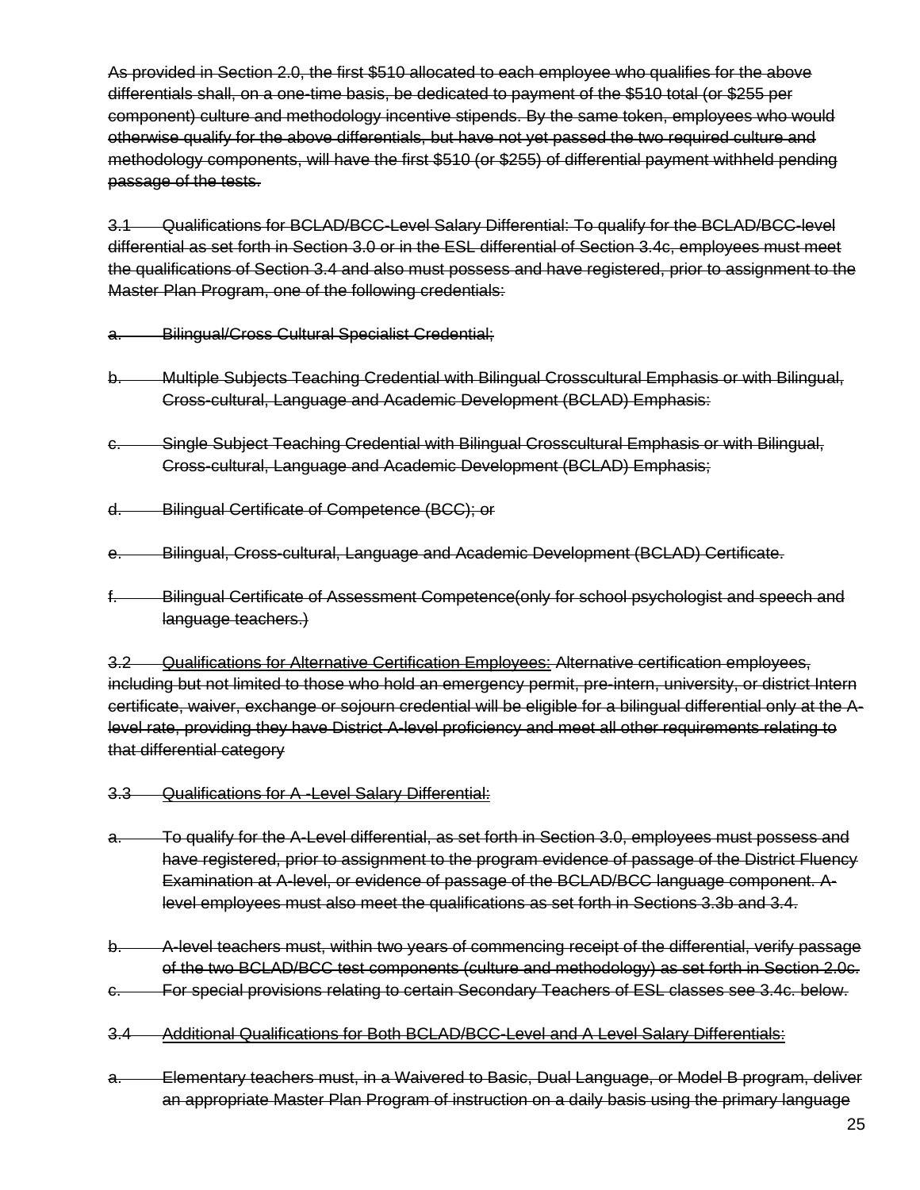~~As provided in Section 2.0, the first $510 allocated to each employee who qualifies for the above differentials shall, on a one-time basis, be dedicated to payment of the $510 total (or $255 per component) culture and methodology incentive stipends. By the same token, employees who would otherwise qualify for the above differentials, but have not yet passed the two required culture and methodology components, will have the first $510 (or $255) of differential payment withheld pending passage of the tests.~~

~~3.1 Qualifications for BCLAD/BCC-Level Salary Differential: To qualify for the BCLAD/BCC-level differential as set forth in Section 3.0 or in the ESL differential of Section 3.4c, employees must meet the qualifications of Section 3.4 and also must possess and have registered, prior to assignment to the Master Plan Program, one of the following credentials:~~

~~a. Bilingual/Cross Cultural Specialist Credential;~~

~~b. Multiple Subjects Teaching Credential with Bilingual Crosscultural Emphasis or with Bilingual, Cross-cultural, Language and Academic Development (BCLAD) Emphasis:~~

~~c. Single Subject Teaching Credential with Bilingual Crosscultural Emphasis or with Bilingual, Cross-cultural, Language and Academic Development (BCLAD) Emphasis;~~

~~d. Bilingual Certificate of Competence (BCC); or~~

~~e. Bilingual, Cross-cultural, Language and Academic Development (BCLAD) Certificate.~~

~~f. Bilingual Certificate of Assessment Competence(only for school psychologist and speech and language teachers.)~~

~~3.2 Qualifications for Alternative Certification Employees: Alternative certification employees, including but not limited to those who hold an emergency permit, pre-intern, university, or district Intern certificate, waiver, exchange or sojourn credential will be eligible for a bilingual differential only at the A-level rate, providing they have District A-level proficiency and meet all other requirements relating to that differential category~~

~~3.3 Qualifications for A -Level Salary Differential:~~

~~a. To qualify for the A-Level differential, as set forth in Section 3.0, employees must possess and have registered, prior to assignment to the program evidence of passage of the District Fluency Examination at A-level, or evidence of passage of the BCLAD/BCC language component. A-level employees must also meet the qualifications as set forth in Sections 3.3b and 3.4.~~

~~b. A-level teachers must, within two years of commencing receipt of the differential, verify passage of the two BCLAD/BCC test components (culture and methodology) as set forth in Section 2.0c.~~

~~c. For special provisions relating to certain Secondary Teachers of ESL classes see 3.4c. below.~~

~~3.4 Additional Qualifications for Both BCLAD/BCC-Level and A Level Salary Differentials:~~

~~a. Elementary teachers must, in a Waivered to Basic, Dual Language, or Model B program, deliver an appropriate Master Plan Program of instruction on a daily basis using the primary language~~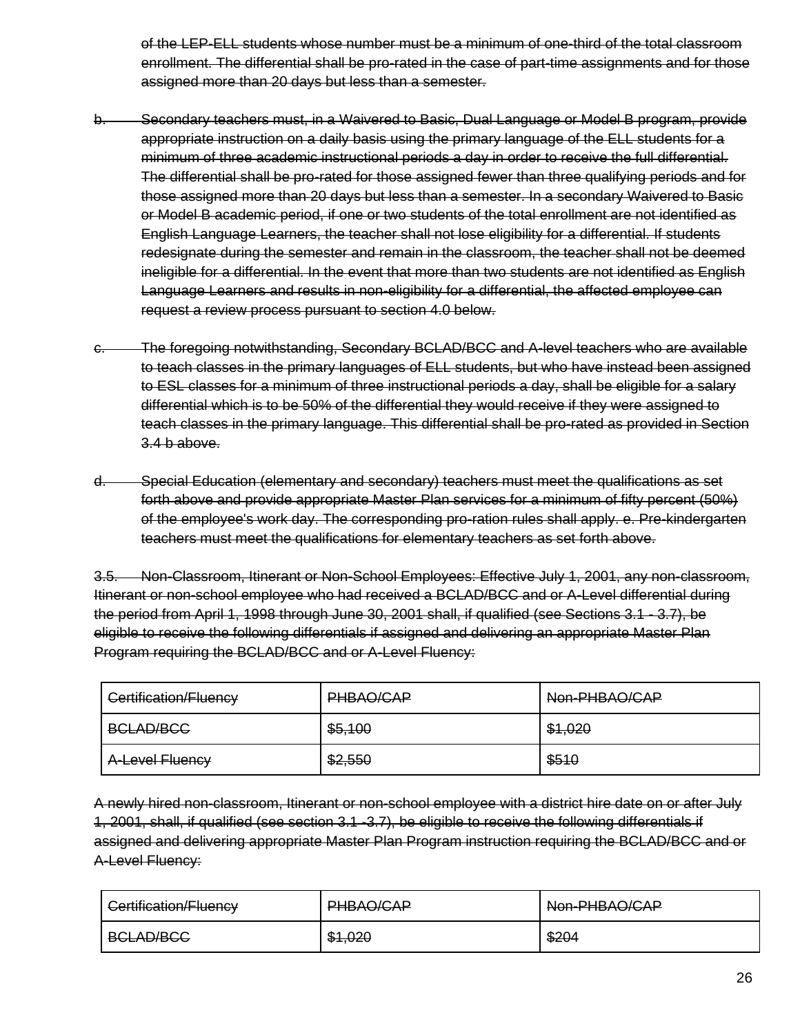~~of the LEP-ELL students whose number must be a minimum of one-third of the total classroom enrollment. The differential shall be pro-rated in the case of part-time assignments and for those assigned more than 20 days but less than a semester.~~

~~b. Secondary teachers must, in a Waivered to Basic, Dual Language or Model B program, provide appropriate instruction on a daily basis using the primary language of the ELL students for a minimum of three academic instructional periods a day in order to receive the full differential. The differential shall be pro-rated for those assigned fewer than three qualifying periods and for those assigned more than 20 days but less than a semester. In a secondary Waivered to Basic or Model B academic period, if one or two students of the total enrollment are not identified as English Language Learners, the teacher shall not lose eligibility for a differential. If students redesignate during the semester and remain in the classroom, the teacher shall not be deemed ineligible for a differential. In the event that more than two students are not identified as English Language Learners and results in non-eligibility for a differential, the affected employee can request a review process pursuant to section 4.0 below.~~

~~c. The foregoing notwithstanding, Secondary BCLAD/BCC and A-level teachers who are available to teach classes in the primary languages of ELL students, but who have instead been assigned to ESL classes for a minimum of three instructional periods a day, shall be eligible for a salary differential which is to be 50% of the differential they would receive if they were assigned to teach classes in the primary language. This differential shall be pro-rated as provided in Section 3.4 b above.~~

~~d. Special Education (elementary and secondary) teachers must meet the qualifications as set forth above and provide appropriate Master Plan services for a minimum of fifty percent (50%) of the employee's work day. The corresponding pro-ration rules shall apply. e. Pre-kindergarten teachers must meet the qualifications for elementary teachers as set forth above.~~

~~3.5. Non-Classroom, Itinerant or Non-School Employees: Effective July 1, 2001, any non-classroom, Itinerant or non-school employee who had received a BCLAD/BCC and or A-Level differential during the period from April 1, 1998 through June 30, 2001 shall, if qualified (see Sections 3.1 - 3.7), be eligible to receive the following differentials if assigned and delivering an appropriate Master Plan Program requiring the BCLAD/BCC and or A-Level Fluency:~~

| ~~Certification/Fluency~~ | ~~PHBAO/CAP~~ | ~~Non-PHBAO/CAP~~ |
|---|---|---|
| ~~BCLAD/BCC~~ | ~~$5,100~~ | ~~$1,020~~ |
| ~~A-Level Fluency~~ | ~~$2,550~~ | ~~$510~~ |

~~A newly hired non-classroom, Itinerant or non-school employee with a district hire date on or after July 1, 2001, shall, if qualified (see section 3.1 -3.7), be eligible to receive the following differentials if assigned and delivering appropriate Master Plan Program instruction requiring the BCLAD/BCC and or A-Level Fluency:~~

| ~~Certification/Fluency~~ | ~~PHBAO/CAP~~ | ~~Non-PHBAO/CAP~~ |
|---|---|---|
| ~~BCLAD/BCC~~ | ~~$1,020~~ | ~~$204~~ |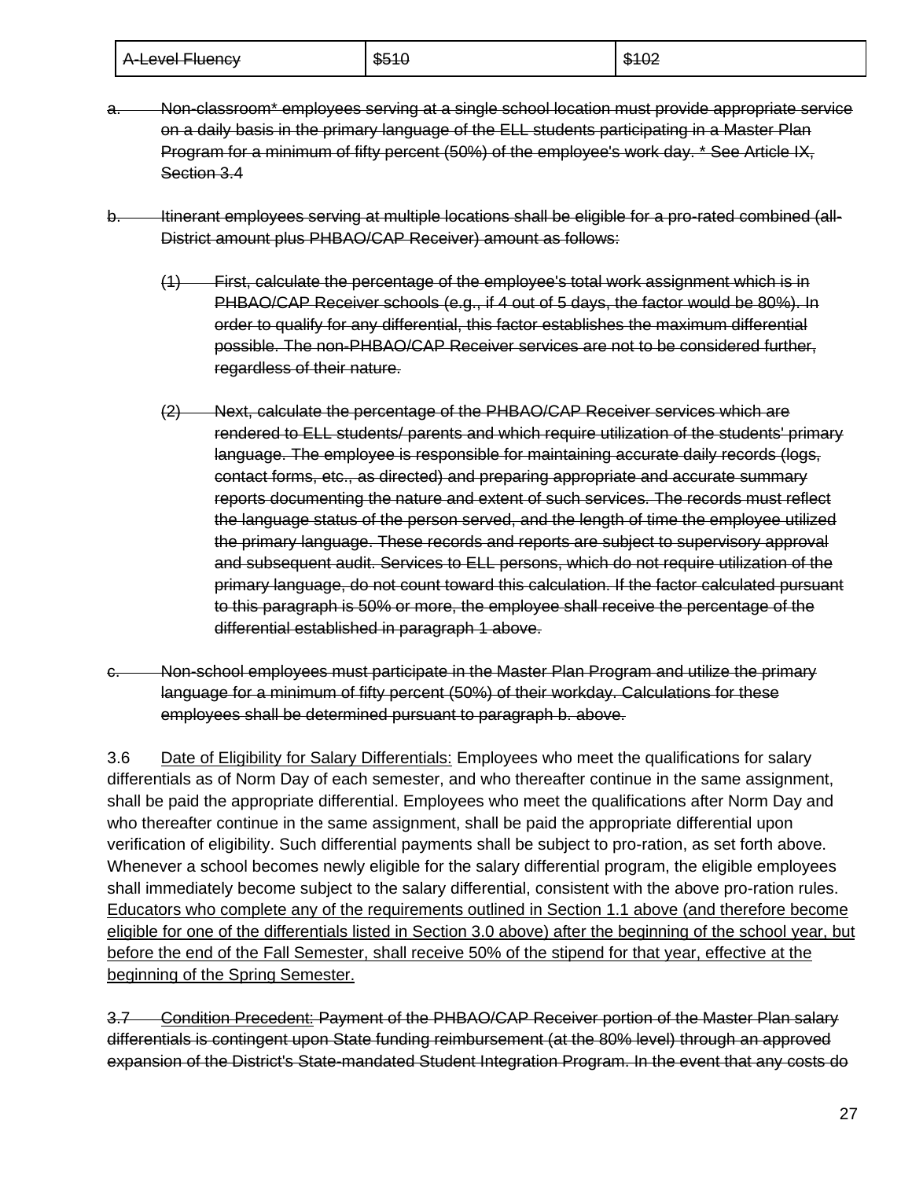| ~~A-Level Fluency~~ | ~~$510~~ | ~~$102~~ |
|---|---|---|

~~a. Non-classroom* employees serving at a single school location must provide appropriate service on a daily basis in the primary language of the ELL students participating in a Master Plan Program for a minimum of fifty percent (50%) of the employee's work day. * See Article IX, Section 3.4~~

~~b. Itinerant employees serving at multiple locations shall be eligible for a pro-rated combined (all-District amount plus PHBAO/CAP Receiver) amount as follows:~~

~~(1) First, calculate the percentage of the employee's total work assignment which is in PHBAO/CAP Receiver schools (e.g., if 4 out of 5 days, the factor would be 80%). In order to qualify for any differential, this factor establishes the maximum differential possible. The non-PHBAO/CAP Receiver services are not to be considered further, regardless of their nature.~~

~~(2) Next, calculate the percentage of the PHBAO/CAP Receiver services which are rendered to ELL students/ parents and which require utilization of the students' primary language. The employee is responsible for maintaining accurate daily records (logs, contact forms, etc., as directed) and preparing appropriate and accurate summary reports documenting the nature and extent of such services. The records must reflect the language status of the person served, and the length of time the employee utilized the primary language. These records and reports are subject to supervisory approval and subsequent audit. Services to ELL persons, which do not require utilization of the primary language, do not count toward this calculation. If the factor calculated pursuant to this paragraph is 50% or more, the employee shall receive the percentage of the differential established in paragraph 1 above.~~

~~c. Non-school employees must participate in the Master Plan Program and utilize the primary language for a minimum of fifty percent (50%) of their workday. Calculations for these employees shall be determined pursuant to paragraph b. above.~~

3.6 <u>Date of Eligibility for Salary Differentials:</u> Employees who meet the qualifications for salary differentials as of Norm Day of each semester, and who thereafter continue in the same assignment, shall be paid the appropriate differential. Employees who meet the qualifications after Norm Day and who thereafter continue in the same assignment, shall be paid the appropriate differential upon verification of eligibility. Such differential payments shall be subject to pro-ration, as set forth above. Whenever a school becomes newly eligible for the salary differential program, the eligible employees shall immediately become subject to the salary differential, consistent with the above pro-ration rules. <u>Educators who complete any of the requirements outlined in Section 1.1 above (and therefore become eligible for one of the differentials listed in Section 3.0 above) after the beginning of the school year, but before the end of the Fall Semester, shall receive 50% of the stipend for that year, effective at the beginning of the Spring Semester.</u>

~~3.7 Condition Precedent: Payment of the PHBAO/CAP Receiver portion of the Master Plan salary differentials is contingent upon State funding reimbursement (at the 80% level) through an approved expansion of the District's State-mandated Student Integration Program. In the event that any costs do~~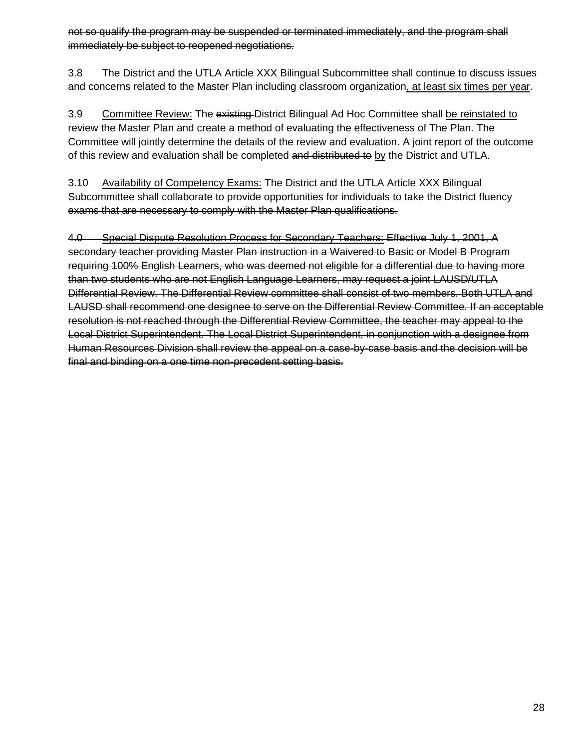~~not so qualify the program may be suspended or terminated immediately, and the program shall immediately be subject to reopened negotiations.~~

3.8 The District and the UTLA Article XXX Bilingual Subcommittee shall continue to discuss issues and concerns related to the Master Plan including classroom organization<u>, at least six times per year</u>.

3.9 <u>Committee Review:</u> The ~~existing~~ District Bilingual Ad Hoc Committee shall <u>be reinstated to</u> review the Master Plan and create a method of evaluating the effectiveness of The Plan. The Committee will jointly determine the details of the review and evaluation. A joint report of the outcome of this review and evaluation shall be completed ~~and distributed to~~ <u>by</u> the District and UTLA.

~~3.10 Availability of Competency Exams: The District and the UTLA Article XXX Bilingual Subcommittee shall collaborate to provide opportunities for individuals to take the District fluency exams that are necessary to comply with the Master Plan qualifications.~~

~~4.0 Special Dispute Resolution Process for Secondary Teachers: Effective July 1, 2001, A secondary teacher providing Master Plan instruction in a Waivered to Basic or Model B Program requiring 100% English Learners, who was deemed not eligible for a differential due to having more than two students who are not English Language Learners, may request a joint LAUSD/UTLA Differential Review. The Differential Review committee shall consist of two members. Both UTLA and LAUSD shall recommend one designee to serve on the Differential Review Committee. If an acceptable resolution is not reached through the Differential Review Committee, the teacher may appeal to the Local District Superintendent. The Local District Superintendent, in conjunction with a designee from Human Resources Division shall review the appeal on a case-by-case basis and the decision will be final and binding on a one time non-precedent setting basis.~~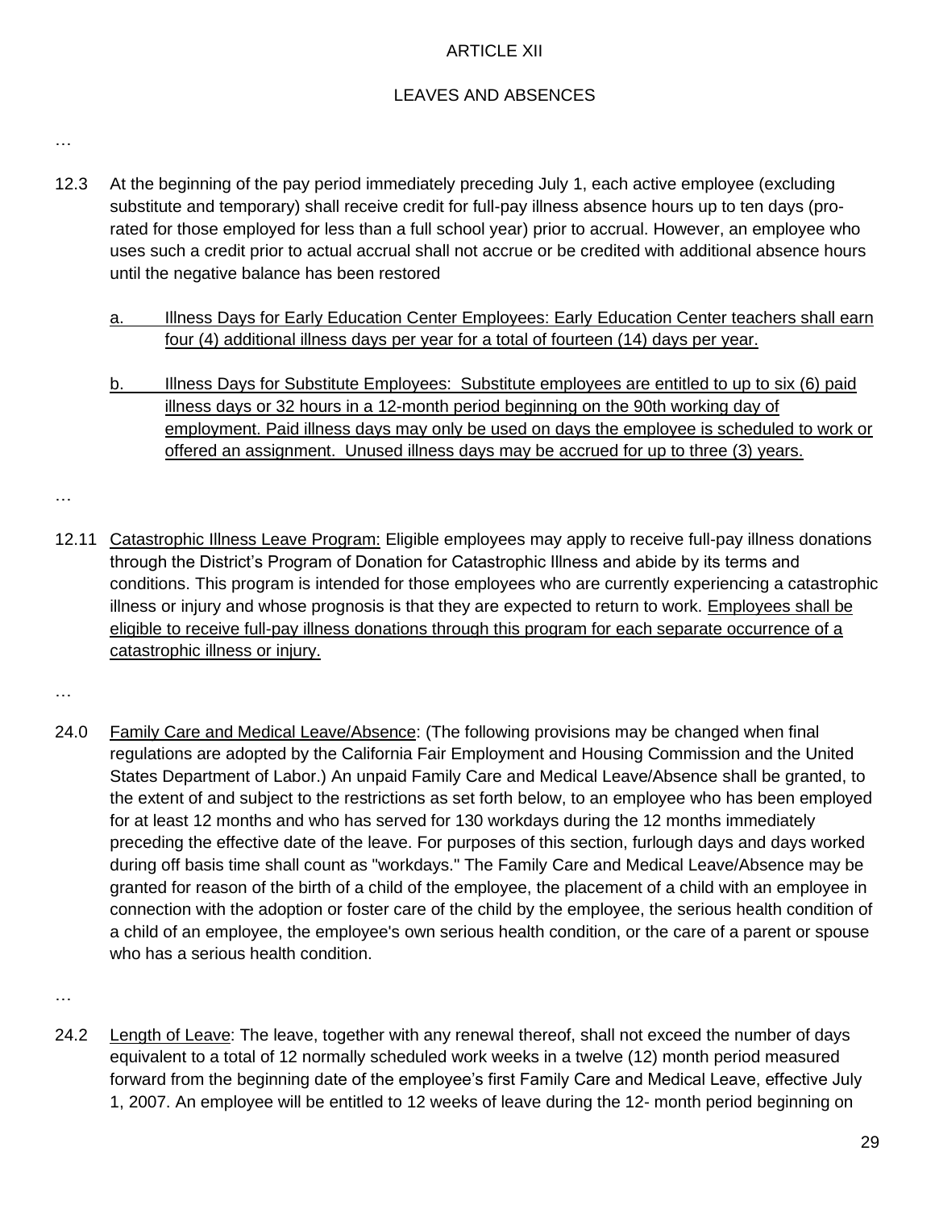ARTICLE XII

LEAVES AND ABSENCES

…

12.3 At the beginning of the pay period immediately preceding July 1, each active employee (excluding substitute and temporary) shall receive credit for full-pay illness absence hours up to ten days (pro-rated for those employed for less than a full school year) prior to accrual. However, an employee who uses such a credit prior to actual accrual shall not accrue or be credited with additional absence hours until the negative balance has been restored

<u>a. Illness Days for Early Education Center Employees: Early Education Center teachers shall earn four (4) additional illness days per year for a total of fourteen (14) days per year.</u>

<u>b. Illness Days for Substitute Employees: Substitute employees are entitled to up to six (6) paid illness days or 32 hours in a 12-month period beginning on the 90th working day of employment. Paid illness days may only be used on days the employee is scheduled to work or offered an assignment. Unused illness days may be accrued for up to three (3) years.</u>

…

12.11 <u>Catastrophic Illness Leave Program:</u> Eligible employees may apply to receive full-pay illness donations through the District's Program of Donation for Catastrophic Illness and abide by its terms and conditions. This program is intended for those employees who are currently experiencing a catastrophic illness or injury and whose prognosis is that they are expected to return to work. <u>Employees shall be eligible to receive full-pay illness donations through this program for each separate occurrence of a catastrophic illness or injury.</u>

…

24.0 <u>Family Care and Medical Leave/Absence</u>: (The following provisions may be changed when final regulations are adopted by the California Fair Employment and Housing Commission and the United States Department of Labor.) An unpaid Family Care and Medical Leave/Absence shall be granted, to the extent of and subject to the restrictions as set forth below, to an employee who has been employed for at least 12 months and who has served for 130 workdays during the 12 months immediately preceding the effective date of the leave. For purposes of this section, furlough days and days worked during off basis time shall count as "workdays." The Family Care and Medical Leave/Absence may be granted for reason of the birth of a child of the employee, the placement of a child with an employee in connection with the adoption or foster care of the child by the employee, the serious health condition of a child of an employee, the employee's own serious health condition, or the care of a parent or spouse who has a serious health condition.

…

24.2 <u>Length of Leave</u>: The leave, together with any renewal thereof, shall not exceed the number of days equivalent to a total of 12 normally scheduled work weeks in a twelve (12) month period measured forward from the beginning date of the employee's first Family Care and Medical Leave, effective July 1, 2007. An employee will be entitled to 12 weeks of leave during the 12- month period beginning on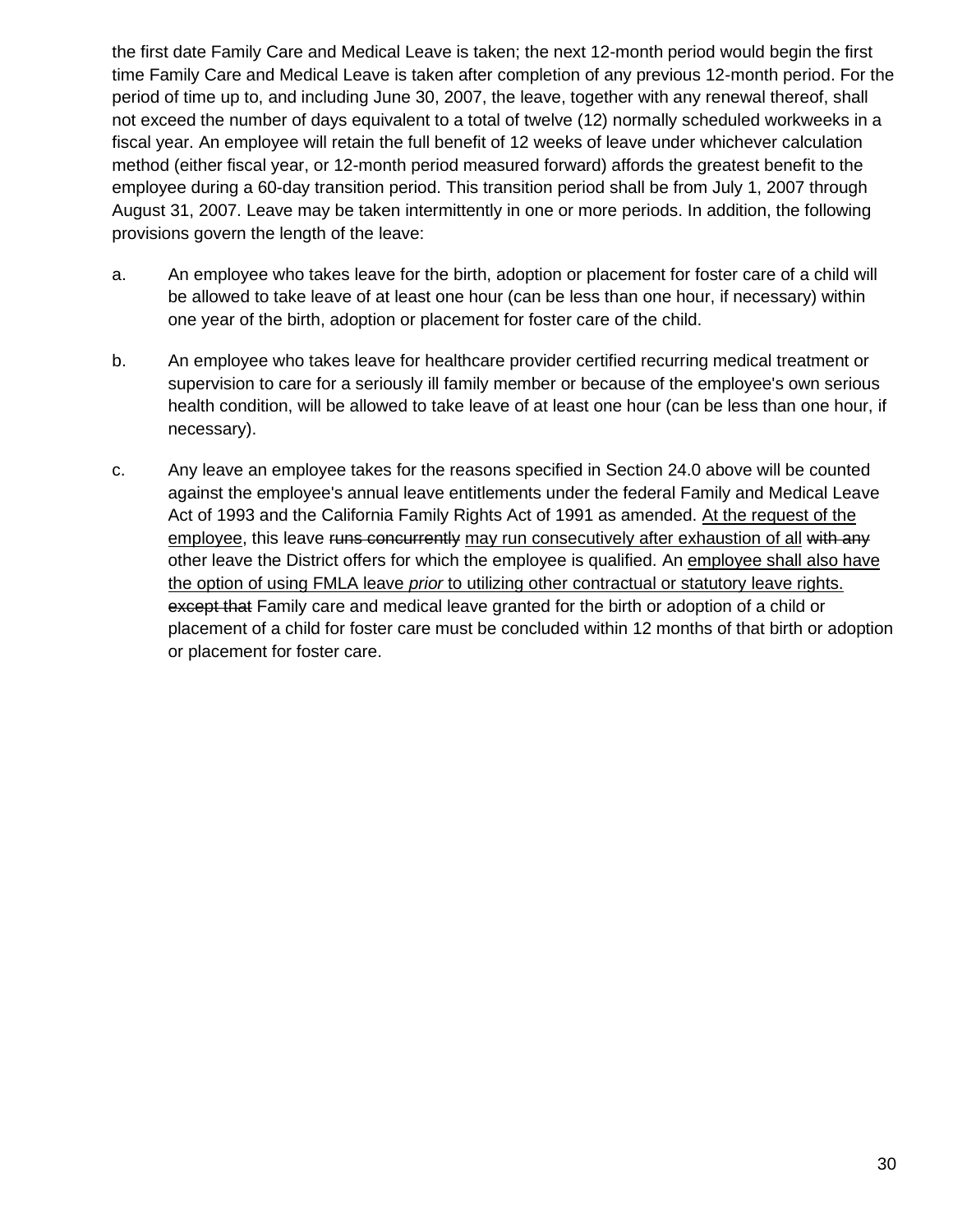the first date Family Care and Medical Leave is taken; the next 12-month period would begin the first time Family Care and Medical Leave is taken after completion of any previous 12-month period. For the period of time up to, and including June 30, 2007, the leave, together with any renewal thereof, shall not exceed the number of days equivalent to a total of twelve (12) normally scheduled workweeks in a fiscal year. An employee will retain the full benefit of 12 weeks of leave under whichever calculation method (either fiscal year, or 12-month period measured forward) affords the greatest benefit to the employee during a 60-day transition period. This transition period shall be from July 1, 2007 through August 31, 2007. Leave may be taken intermittently in one or more periods. In addition, the following provisions govern the length of the leave:

a. An employee who takes leave for the birth, adoption or placement for foster care of a child will be allowed to take leave of at least one hour (can be less than one hour, if necessary) within one year of the birth, adoption or placement for foster care of the child.

b. An employee who takes leave for healthcare provider certified recurring medical treatment or supervision to care for a seriously ill family member or because of the employee's own serious health condition, will be allowed to take leave of at least one hour (can be less than one hour, if necessary).

c. Any leave an employee takes for the reasons specified in Section 24.0 above will be counted against the employee's annual leave entitlements under the federal Family and Medical Leave Act of 1993 and the California Family Rights Act of 1991 as amended. <u>At the request of the employee</u>, this leave ~~runs concurrently~~ <u>may run consecutively after exhaustion of all</u> ~~with any~~ other leave the District offers for which the employee is qualified. An <u>employee shall also have the option of using FMLA leave *prior* to utilizing other contractual or statutory leave rights.</u> ~~except that~~ Family care and medical leave granted for the birth or adoption of a child or placement of a child for foster care must be concluded within 12 months of that birth or adoption or placement for foster care.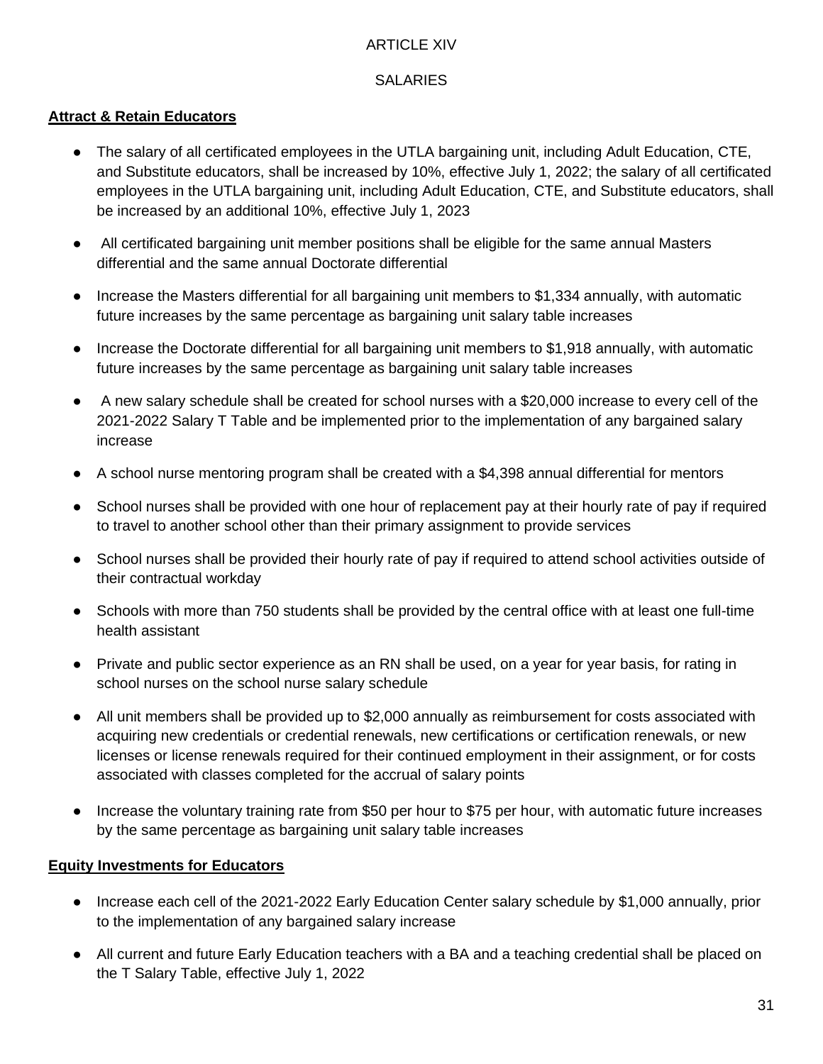# ARTICLE XIV

# SALARIES

**Attract & Retain Educators**

- The salary of all certificated employees in the UTLA bargaining unit, including Adult Education, CTE, and Substitute educators, shall be increased by 10%, effective July 1, 2022; the salary of all certificated employees in the UTLA bargaining unit, including Adult Education, CTE, and Substitute educators, shall be increased by an additional 10%, effective July 1, 2023
- All certificated bargaining unit member positions shall be eligible for the same annual Masters differential and the same annual Doctorate differential
- Increase the Masters differential for all bargaining unit members to $1,334 annually, with automatic future increases by the same percentage as bargaining unit salary table increases
- Increase the Doctorate differential for all bargaining unit members to $1,918 annually, with automatic future increases by the same percentage as bargaining unit salary table increases
- A new salary schedule shall be created for school nurses with a $20,000 increase to every cell of the 2021-2022 Salary T Table and be implemented prior to the implementation of any bargained salary increase
- A school nurse mentoring program shall be created with a $4,398 annual differential for mentors
- School nurses shall be provided with one hour of replacement pay at their hourly rate of pay if required to travel to another school other than their primary assignment to provide services
- School nurses shall be provided their hourly rate of pay if required to attend school activities outside of their contractual workday
- Schools with more than 750 students shall be provided by the central office with at least one full-time health assistant
- Private and public sector experience as an RN shall be used, on a year for year basis, for rating in school nurses on the school nurse salary schedule
- All unit members shall be provided up to $2,000 annually as reimbursement for costs associated with acquiring new credentials or credential renewals, new certifications or certification renewals, or new licenses or license renewals required for their continued employment in their assignment, or for costs associated with classes completed for the accrual of salary points
- Increase the voluntary training rate from $50 per hour to $75 per hour, with automatic future increases by the same percentage as bargaining unit salary table increases

**Equity Investments for Educators**

- Increase each cell of the 2021-2022 Early Education Center salary schedule by $1,000 annually, prior to the implementation of any bargained salary increase
- All current and future Early Education teachers with a BA and a teaching credential shall be placed on the T Salary Table, effective July 1, 2022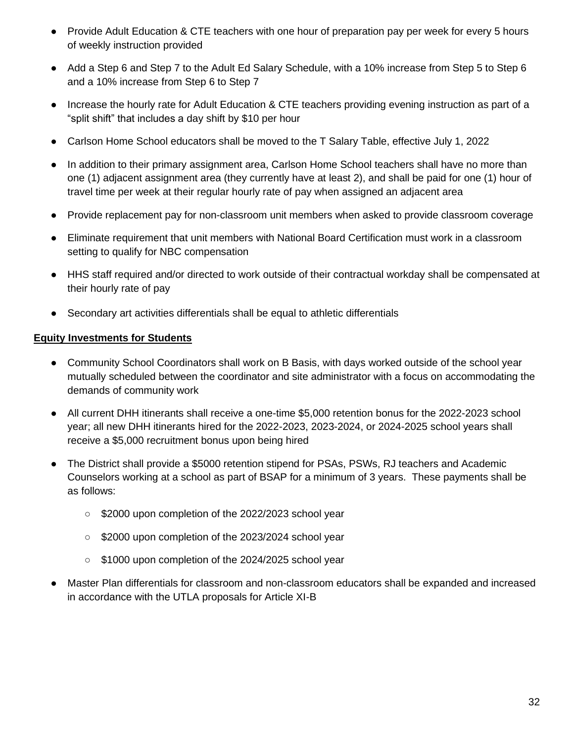- Provide Adult Education & CTE teachers with one hour of preparation pay per week for every 5 hours of weekly instruction provided
- Add a Step 6 and Step 7 to the Adult Ed Salary Schedule, with a 10% increase from Step 5 to Step 6 and a 10% increase from Step 6 to Step 7
- Increase the hourly rate for Adult Education & CTE teachers providing evening instruction as part of a "split shift" that includes a day shift by $10 per hour
- Carlson Home School educators shall be moved to the T Salary Table, effective July 1, 2022
- In addition to their primary assignment area, Carlson Home School teachers shall have no more than one (1) adjacent assignment area (they currently have at least 2), and shall be paid for one (1) hour of travel time per week at their regular hourly rate of pay when assigned an adjacent area
- Provide replacement pay for non-classroom unit members when asked to provide classroom coverage
- Eliminate requirement that unit members with National Board Certification must work in a classroom setting to qualify for NBC compensation
- HHS staff required and/or directed to work outside of their contractual workday shall be compensated at their hourly rate of pay
- Secondary art activities differentials shall be equal to athletic differentials

**Equity Investments for Students**

- Community School Coordinators shall work on B Basis, with days worked outside of the school year mutually scheduled between the coordinator and site administrator with a focus on accommodating the demands of community work
- All current DHH itinerants shall receive a one-time $5,000 retention bonus for the 2022-2023 school year; all new DHH itinerants hired for the 2022-2023, 2023-2024, or 2024-2025 school years shall receive a $5,000 recruitment bonus upon being hired
- The District shall provide a $5000 retention stipend for PSAs, PSWs, RJ teachers and Academic Counselors working at a school as part of BSAP for a minimum of 3 years. These payments shall be as follows:
  - $2000 upon completion of the 2022/2023 school year
  - $2000 upon completion of the 2023/2024 school year
  - $1000 upon completion of the 2024/2025 school year
- Master Plan differentials for classroom and non-classroom educators shall be expanded and increased in accordance with the UTLA proposals for Article XI-B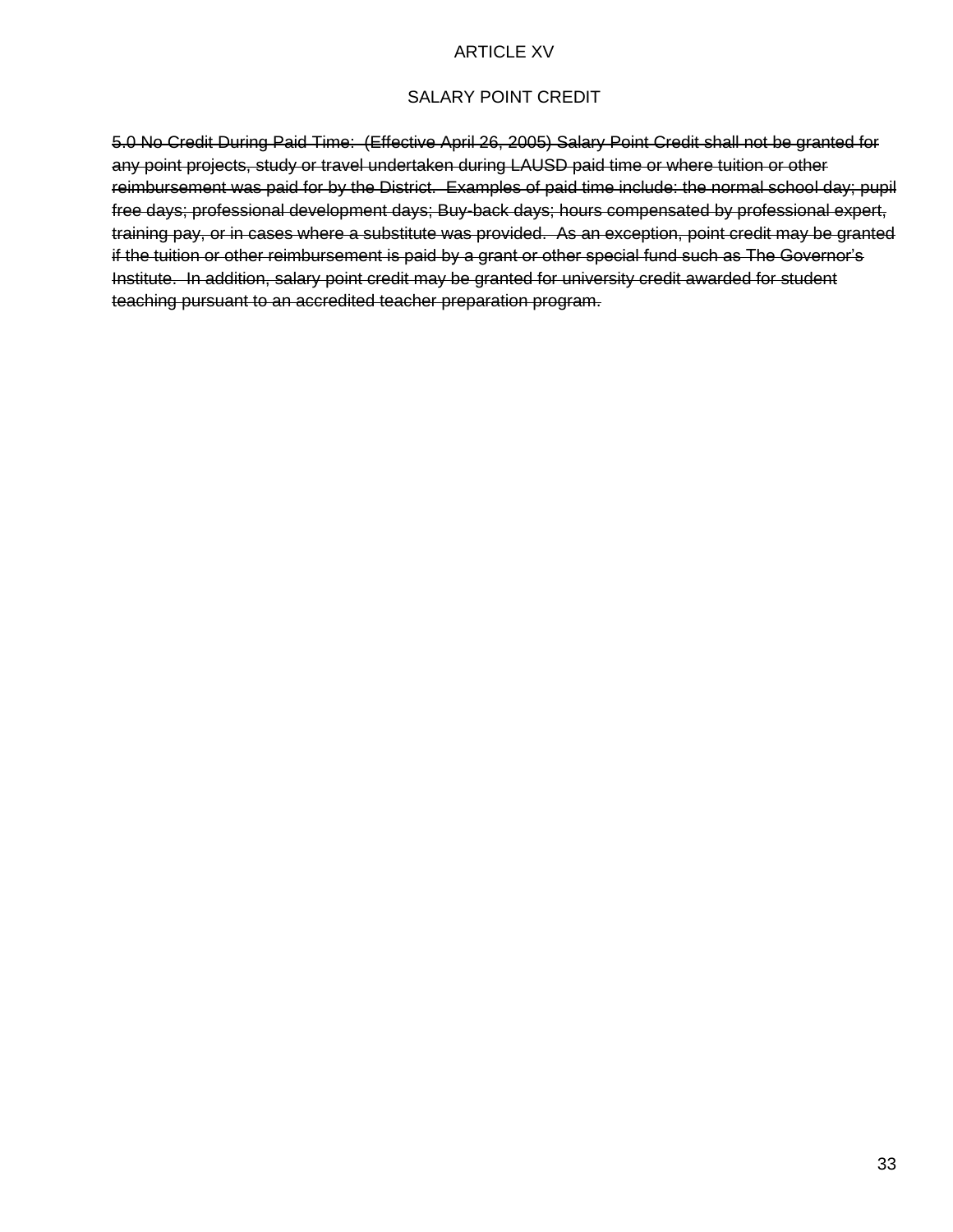# ARTICLE XV

## SALARY POINT CREDIT

~~5.0 No Credit During Paid Time: (Effective April 26, 2005) Salary Point Credit shall not be granted for any point projects, study or travel undertaken during LAUSD paid time or where tuition or other reimbursement was paid for by the District. Examples of paid time include: the normal school day; pupil free days; professional development days; Buy-back days; hours compensated by professional expert, training pay, or in cases where a substitute was provided. As an exception, point credit may be granted if the tuition or other reimbursement is paid by a grant or other special fund such as The Governor's Institute. In addition, salary point credit may be granted for university credit awarded for student teaching pursuant to an accredited teacher preparation program.~~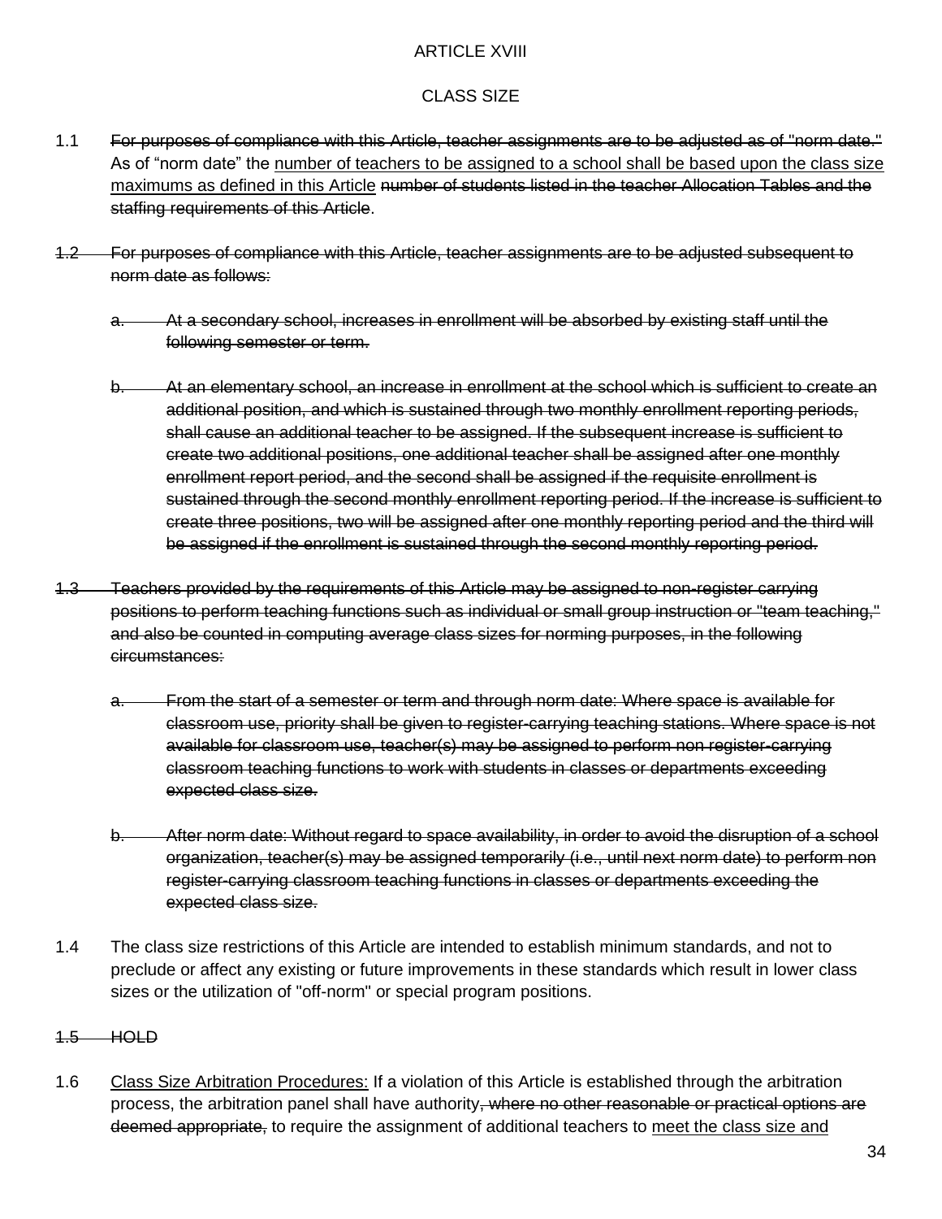ARTICLE XVIII

CLASS SIZE

1.1 ~~For purposes of compliance with this Article, teacher assignments are to be adjusted as of "norm date."~~ As of "norm date" the <u>number of teachers to be assigned to a school shall be based upon the class size maximums as defined in this Article</u> ~~number of students listed in the teacher Allocation Tables and the staffing requirements of this Article~~.

~~1.2 For purposes of compliance with this Article, teacher assignments are to be adjusted subsequent to norm date as follows:~~

~~a. At a secondary school, increases in enrollment will be absorbed by existing staff until the following semester or term.~~

~~b. At an elementary school, an increase in enrollment at the school which is sufficient to create an additional position, and which is sustained through two monthly enrollment reporting periods, shall cause an additional teacher to be assigned. If the subsequent increase is sufficient to create two additional positions, one additional teacher shall be assigned after one monthly enrollment report period, and the second shall be assigned if the requisite enrollment is sustained through the second monthly enrollment reporting period. If the increase is sufficient to create three positions, two will be assigned after one monthly reporting period and the third will be assigned if the enrollment is sustained through the second monthly reporting period.~~

~~1.3 Teachers provided by the requirements of this Article may be assigned to non-register carrying positions to perform teaching functions such as individual or small group instruction or "team teaching," and also be counted in computing average class sizes for norming purposes, in the following circumstances:~~

~~a. From the start of a semester or term and through norm date: Where space is available for classroom use, priority shall be given to register-carrying teaching stations. Where space is not available for classroom use, teacher(s) may be assigned to perform non register-carrying classroom teaching functions to work with students in classes or departments exceeding expected class size.~~

~~b. After norm date: Without regard to space availability, in order to avoid the disruption of a school organization, teacher(s) may be assigned temporarily (i.e., until next norm date) to perform non register-carrying classroom teaching functions in classes or departments exceeding the expected class size.~~

1.4 The class size restrictions of this Article are intended to establish minimum standards, and not to preclude or affect any existing or future improvements in these standards which result in lower class sizes or the utilization of "off-norm" or special program positions.

~~1.5 HOLD~~

1.6 <u>Class Size Arbitration Procedures:</u> If a violation of this Article is established through the arbitration process, the arbitration panel shall have authority~~, where no other reasonable or practical options are deemed appropriate,~~ to require the assignment of additional teachers to <u>meet the class size and</u>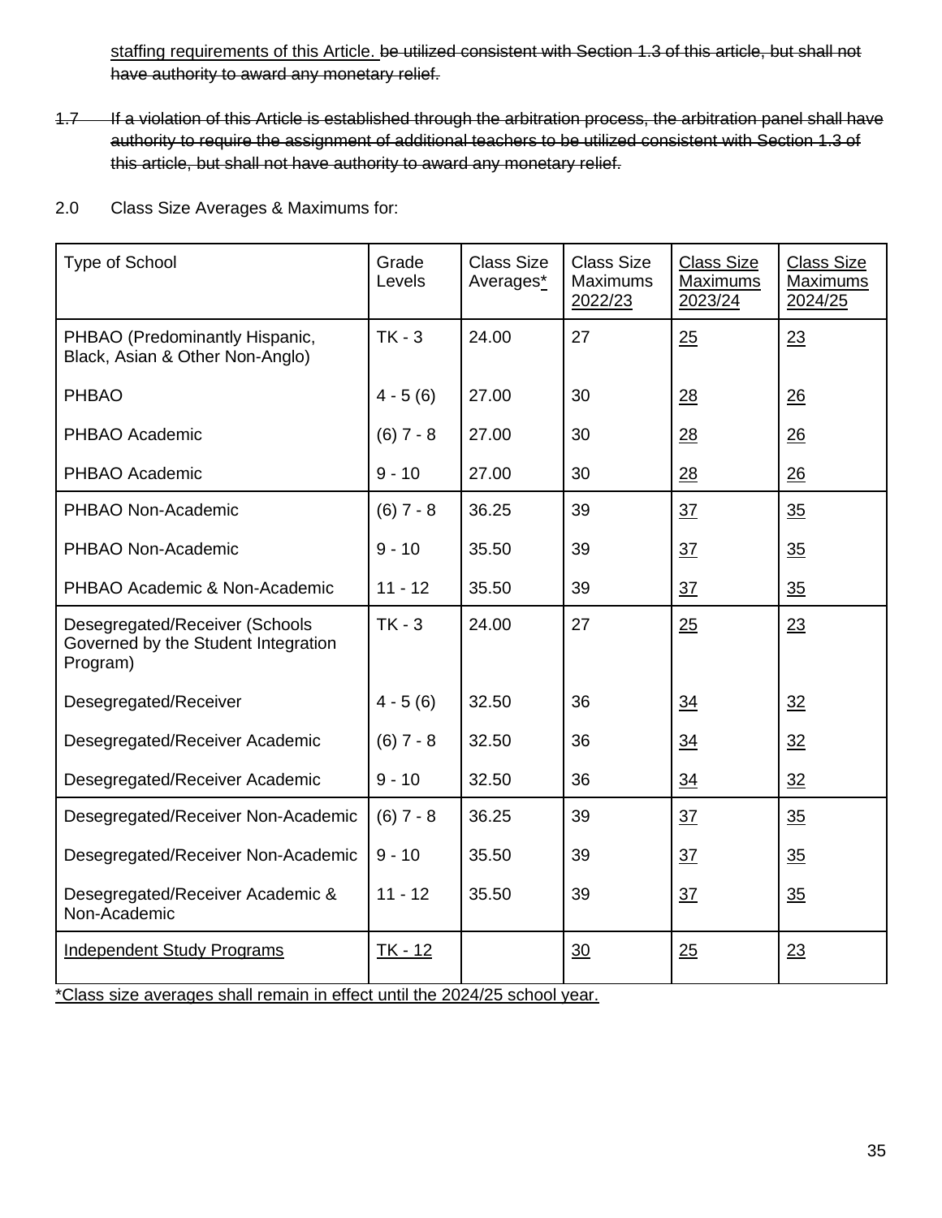staffing requirements of this Article. ~~be utilized consistent with Section 1.3 of this article, but shall not have authority to award any monetary relief.~~

~~1.7 If a violation of this Article is established through the arbitration process, the arbitration panel shall have authority to require the assignment of additional teachers to be utilized consistent with Section 1.3 of this article, but shall not have authority to award any monetary relief.~~

2.0 Class Size Averages & Maximums for:

| Type of School | Grade Levels | Class Size Averages* | Class Size Maximums 2022/23 | Class Size Maximums 2023/24 | Class Size Maximums 2024/25 |
|---|---|---|---|---|---|
| PHBAO (Predominantly Hispanic, Black, Asian & Other Non-Anglo) | TK - 3 | 24.00 | 27 | 25 | 23 |
| PHBAO | 4 - 5 (6) | 27.00 | 30 | 28 | 26 |
| PHBAO Academic | (6) 7 - 8 | 27.00 | 30 | 28 | 26 |
| PHBAO Academic | 9 - 10 | 27.00 | 30 | 28 | 26 |
| PHBAO Non-Academic | (6) 7 - 8 | 36.25 | 39 | 37 | 35 |
| PHBAO Non-Academic | 9 - 10 | 35.50 | 39 | 37 | 35 |
| PHBAO Academic & Non-Academic | 11 - 12 | 35.50 | 39 | 37 | 35 |
| Desegregated/Receiver (Schools Governed by the Student Integration Program) | TK - 3 | 24.00 | 27 | 25 | 23 |
| Desegregated/Receiver | 4 - 5 (6) | 32.50 | 36 | 34 | 32 |
| Desegregated/Receiver Academic | (6) 7 - 8 | 32.50 | 36 | 34 | 32 |
| Desegregated/Receiver Academic | 9 - 10 | 32.50 | 36 | 34 | 32 |
| Desegregated/Receiver Non-Academic | (6) 7 - 8 | 36.25 | 39 | 37 | 35 |
| Desegregated/Receiver Non-Academic | 9 - 10 | 35.50 | 39 | 37 | 35 |
| Desegregated/Receiver Academic & Non-Academic | 11 - 12 | 35.50 | 39 | 37 | 35 |
| Independent Study Programs | TK - 12 | | 30 | 25 | 23 |

*Class size averages shall remain in effect until the 2024/25 school year.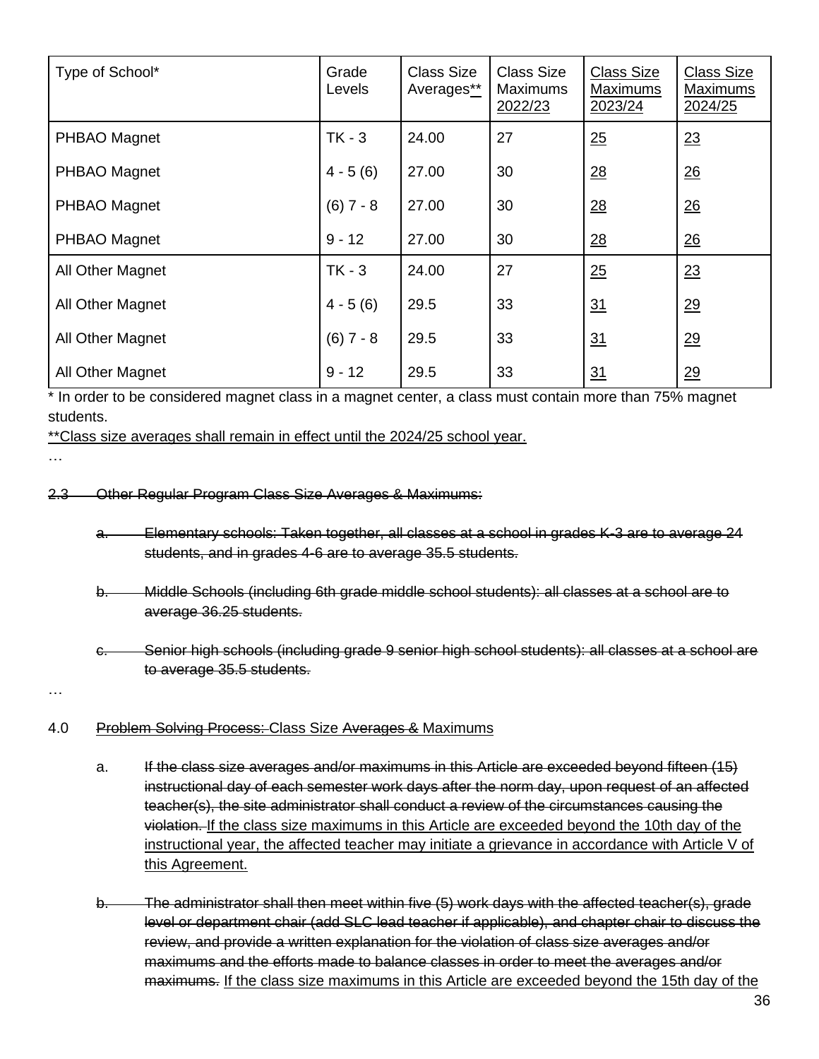| Type of School* | Grade Levels | Class Size Averages** | Class Size Maximums 2022/23 | Class Size Maximums 2023/24 | Class Size Maximums 2024/25 |
|---|---|---|---|---|---|
| PHBAO Magnet | TK - 3 | 24.00 | 27 | 25 | 23 |
| PHBAO Magnet | 4 - 5 (6) | 27.00 | 30 | 28 | 26 |
| PHBAO Magnet | (6) 7 - 8 | 27.00 | 30 | 28 | 26 |
| PHBAO Magnet | 9 - 12 | 27.00 | 30 | 28 | 26 |
| All Other Magnet | TK - 3 | 24.00 | 27 | 25 | 23 |
| All Other Magnet | 4 - 5 (6) | 29.5 | 33 | 31 | 29 |
| All Other Magnet | (6) 7 - 8 | 29.5 | 33 | 31 | 29 |
| All Other Magnet | 9 - 12 | 29.5 | 33 | 31 | 29 |

* In order to be considered magnet class in a magnet center, a class must contain more than 75% magnet students.

**Class size averages shall remain in effect until the 2024/25 school year.

…

~~2.3 Other Regular Program Class Size Averages & Maximums:~~

~~a. Elementary schools: Taken together, all classes at a school in grades K-3 are to average 24 students, and in grades 4-6 are to average 35.5 students.~~

~~b. Middle Schools (including 6th grade middle school students): all classes at a school are to average 36.25 students.~~

~~c. Senior high schools (including grade 9 senior high school students): all classes at a school are to average 35.5 students.~~

…

4.0 ~~Problem Solving Process:~~ Class Size ~~Averages &~~ Maximums

a. ~~If the class size averages and/or maximums in this Article are exceeded beyond fifteen (15) instructional day of each semester work days after the norm day, upon request of an affected teacher(s), the site administrator shall conduct a review of the circumstances causing the violation.~~ If the class size maximums in this Article are exceeded beyond the 10th day of the instructional year, the affected teacher may initiate a grievance in accordance with Article V of this Agreement.

b. ~~The administrator shall then meet within five (5) work days with the affected teacher(s), grade level or department chair (add SLC lead teacher if applicable), and chapter chair to discuss the review, and provide a written explanation for the violation of class size averages and/or maximums and the efforts made to balance classes in order to meet the averages and/or maximums.~~ If the class size maximums in this Article are exceeded beyond the 15th day of the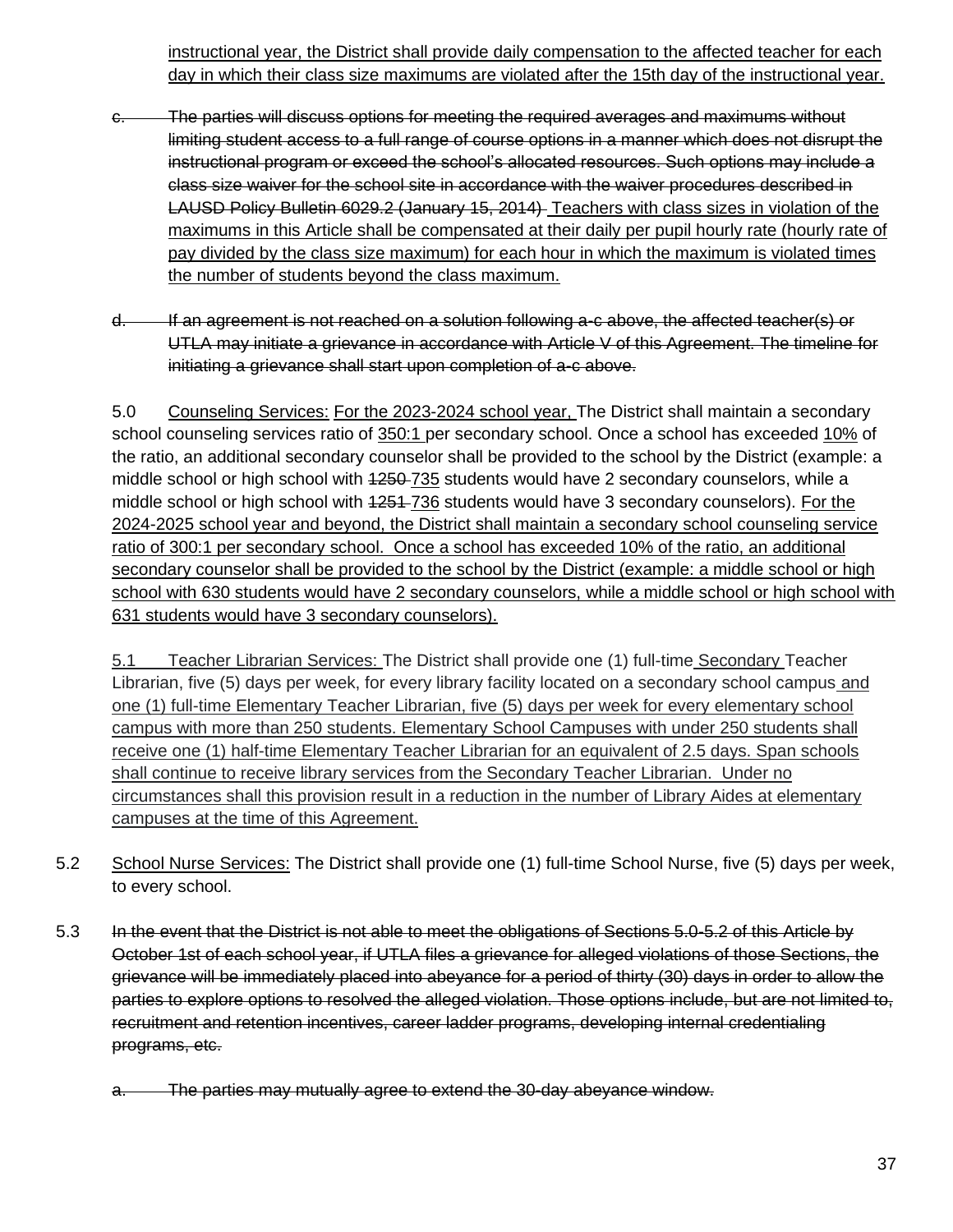instructional year, the District shall provide daily compensation to the affected teacher for each day in which their class size maximums are violated after the 15th day of the instructional year.

c. ~~The parties will discuss options for meeting the required averages and maximums without limiting student access to a full range of course options in a manner which does not disrupt the instructional program or exceed the school's allocated resources. Such options may include a class size waiver for the school site in accordance with the waiver procedures described in LAUSD Policy Bulletin 6029.2 (January 15, 2014)~~ Teachers with class sizes in violation of the maximums in this Article shall be compensated at their daily per pupil hourly rate (hourly rate of pay divided by the class size maximum) for each hour in which the maximum is violated times the number of students beyond the class maximum.

~~d. If an agreement is not reached on a solution following a-c above, the affected teacher(s) or UTLA may initiate a grievance in accordance with Article V of this Agreement. The timeline for initiating a grievance shall start upon completion of a-c above.~~

5.0 Counseling Services: For the 2023-2024 school year, The District shall maintain a secondary school counseling services ratio of 350:1 per secondary school. Once a school has exceeded 10% of the ratio, an additional secondary counselor shall be provided to the school by the District (example: a middle school or high school with ~~1250~~ 735 students would have 2 secondary counselors, while a middle school or high school with ~~1251~~ 736 students would have 3 secondary counselors). For the 2024-2025 school year and beyond, the District shall maintain a secondary school counseling service ratio of 300:1 per secondary school. Once a school has exceeded 10% of the ratio, an additional secondary counselor shall be provided to the school by the District (example: a middle school or high school with 630 students would have 2 secondary counselors, while a middle school or high school with 631 students would have 3 secondary counselors).

5.1 Teacher Librarian Services: The District shall provide one (1) full-time Secondary Teacher Librarian, five (5) days per week, for every library facility located on a secondary school campus and one (1) full-time Elementary Teacher Librarian, five (5) days per week for every elementary school campus with more than 250 students. Elementary School Campuses with under 250 students shall receive one (1) half-time Elementary Teacher Librarian for an equivalent of 2.5 days. Span schools shall continue to receive library services from the Secondary Teacher Librarian. Under no circumstances shall this provision result in a reduction in the number of Library Aides at elementary campuses at the time of this Agreement.

5.2 School Nurse Services: The District shall provide one (1) full-time School Nurse, five (5) days per week, to every school.

5.3 ~~In the event that the District is not able to meet the obligations of Sections 5.0-5.2 of this Article by October 1st of each school year, if UTLA files a grievance for alleged violations of those Sections, the grievance will be immediately placed into abeyance for a period of thirty (30) days in order to allow the parties to explore options to resolved the alleged violation. Those options include, but are not limited to, recruitment and retention incentives, career ladder programs, developing internal credentialing programs, etc.~~

~~a. The parties may mutually agree to extend the 30-day abeyance window.~~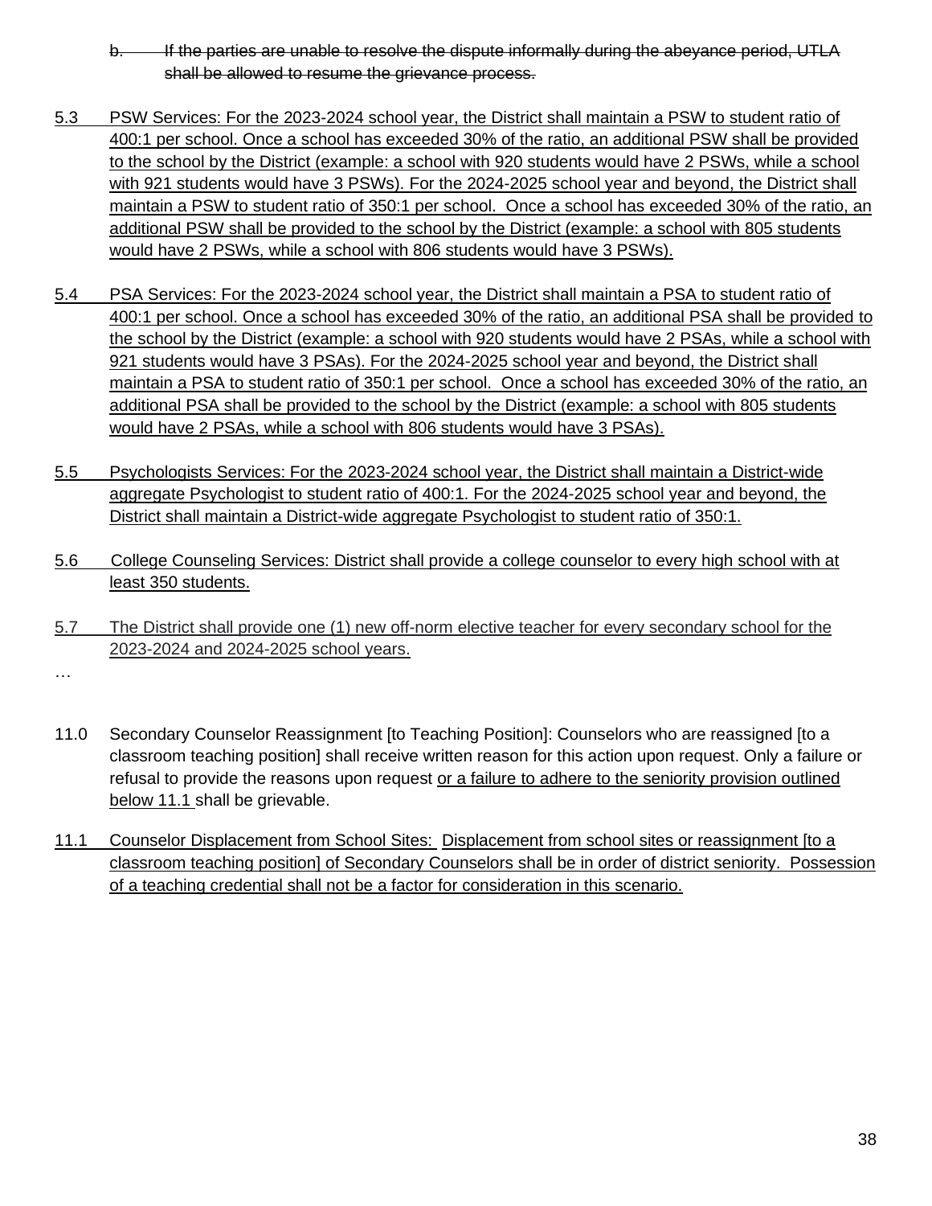~~b. If the parties are unable to resolve the dispute informally during the abeyance period, UTLA shall be allowed to resume the grievance process.~~

<u>5.3 PSW Services: For the 2023-2024 school year, the District shall maintain a PSW to student ratio of 400:1 per school. Once a school has exceeded 30% of the ratio, an additional PSW shall be provided to the school by the District (example: a school with 920 students would have 2 PSWs, while a school with 921 students would have 3 PSWs). For the 2024-2025 school year and beyond, the District shall maintain a PSW to student ratio of 350:1 per school. Once a school has exceeded 30% of the ratio, an additional PSW shall be provided to the school by the District (example: a school with 805 students would have 2 PSWs, while a school with 806 students would have 3 PSWs).</u>

<u>5.4 PSA Services: For the 2023-2024 school year, the District shall maintain a PSA to student ratio of 400:1 per school. Once a school has exceeded 30% of the ratio, an additional PSA shall be provided to the school by the District (example: a school with 920 students would have 2 PSAs, while a school with 921 students would have 3 PSAs). For the 2024-2025 school year and beyond, the District shall maintain a PSA to student ratio of 350:1 per school. Once a school has exceeded 30% of the ratio, an additional PSA shall be provided to the school by the District (example: a school with 805 students would have 2 PSAs, while a school with 806 students would have 3 PSAs).</u>

<u>5.5 Psychologists Services: For the 2023-2024 school year, the District shall maintain a District-wide aggregate Psychologist to student ratio of 400:1. For the 2024-2025 school year and beyond, the District shall maintain a District-wide aggregate Psychologist to student ratio of 350:1.</u>

<u>5.6 College Counseling Services: District shall provide a college counselor to every high school with at least 350 students.</u>

<u>5.7 The District shall provide one (1) new off-norm elective teacher for every secondary school for the 2023-2024 and 2024-2025 school years.</u>

…

11.0 Secondary Counselor Reassignment [to Teaching Position]: Counselors who are reassigned [to a classroom teaching position] shall receive written reason for this action upon request. Only a failure or refusal to provide the reasons upon request <u>or a failure to adhere to the seniority provision outlined below 11.1</u> shall be grievable.

<u>11.1 Counselor Displacement from School Sites: Displacement from school sites or reassignment [to a classroom teaching position] of Secondary Counselors shall be in order of district seniority. Possession of a teaching credential shall not be a factor for consideration in this scenario.</u>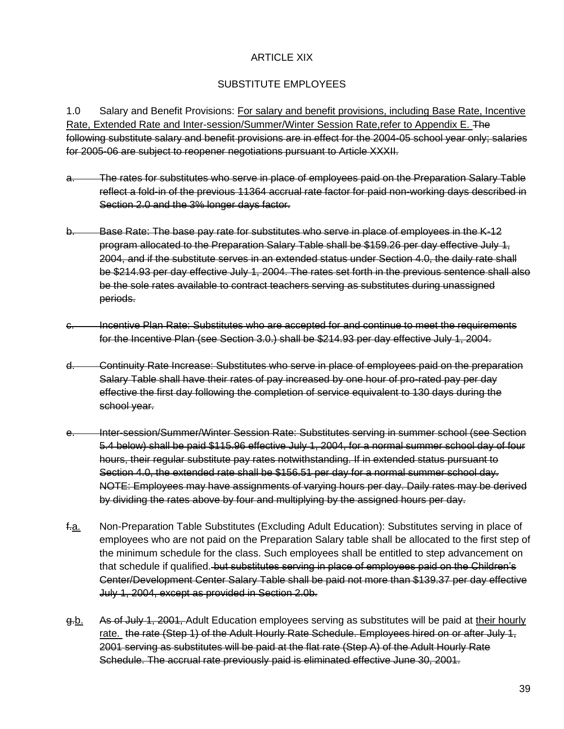# ARTICLE XIX

## SUBSTITUTE EMPLOYEES

1.0 Salary and Benefit Provisions: <u>For salary and benefit provisions, including Base Rate, Incentive Rate, Extended Rate and Inter-session/Summer/Winter Session Rate,refer to Appendix E.</u> ~~The following substitute salary and benefit provisions are in effect for the 2004-05 school year only; salaries for 2005-06 are subject to reopener negotiations pursuant to Article XXXII.~~

~~a. The rates for substitutes who serve in place of employees paid on the Preparation Salary Table reflect a fold-in of the previous 11364 accrual rate factor for paid non-working days described in Section 2.0 and the 3% longer days factor.~~

~~b. Base Rate: The base pay rate for substitutes who serve in place of employees in the K-12 program allocated to the Preparation Salary Table shall be $159.26 per day effective July 1, 2004, and if the substitute serves in an extended status under Section 4.0, the daily rate shall be $214.93 per day effective July 1, 2004. The rates set forth in the previous sentence shall also be the sole rates available to contract teachers serving as substitutes during unassigned periods.~~

~~c. Incentive Plan Rate: Substitutes who are accepted for and continue to meet the requirements for the Incentive Plan (see Section 3.0.) shall be $214.93 per day effective July 1, 2004.~~

~~d. Continuity Rate Increase: Substitutes who serve in place of employees paid on the preparation Salary Table shall have their rates of pay increased by one hour of pro-rated pay per day effective the first day following the completion of service equivalent to 130 days during the school year.~~

~~e. Inter-session/Summer/Winter Session Rate: Substitutes serving in summer school (see Section 5.4 below) shall be paid $115.96 effective July 1, 2004, for a normal summer school day of four hours, their regular substitute pay rates notwithstanding. If in extended status pursuant to Section 4.0, the extended rate shall be $156.51 per day for a normal summer school day. NOTE: Employees may have assignments of varying hours per day. Daily rates may be derived by dividing the rates above by four and multiplying by the assigned hours per day.~~

~~f.~~<u>a.</u> Non-Preparation Table Substitutes (Excluding Adult Education): Substitutes serving in place of employees who are not paid on the Preparation Salary table shall be allocated to the first step of the minimum schedule for the class. Such employees shall be entitled to step advancement on that schedule if qualified. ~~but substitutes serving in place of employees paid on the Children's Center/Development Center Salary Table shall be paid not more than $139.37 per day effective July 1, 2004, except as provided in Section 2.0b.~~

~~g.~~<u>b.</u> ~~As of July 1, 2001,~~ Adult Education employees serving as substitutes will be paid at <u>their hourly rate.</u> ~~the rate (Step 1) of the Adult Hourly Rate Schedule. Employees hired on or after July 1, 2001 serving as substitutes will be paid at the flat rate (Step A) of the Adult Hourly Rate Schedule. The accrual rate previously paid is eliminated effective June 30, 2001.~~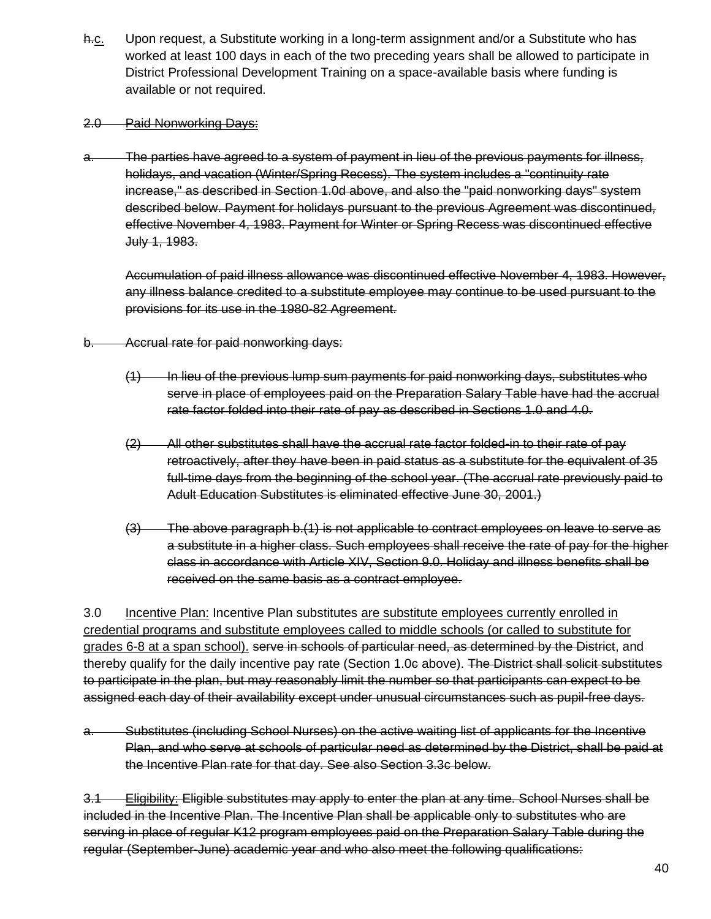~~h.~~c. Upon request, a Substitute working in a long-term assignment and/or a Substitute who has worked at least 100 days in each of the two preceding years shall be allowed to participate in District Professional Development Training on a space-available basis where funding is available or not required.

~~2.0 Paid Nonworking Days:~~

~~a. The parties have agreed to a system of payment in lieu of the previous payments for illness, holidays, and vacation (Winter/Spring Recess). The system includes a "continuity rate increase," as described in Section 1.0d above, and also the "paid nonworking days" system described below. Payment for holidays pursuant to the previous Agreement was discontinued, effective November 4, 1983. Payment for Winter or Spring Recess was discontinued effective July 1, 1983.~~

~~Accumulation of paid illness allowance was discontinued effective November 4, 1983. However, any illness balance credited to a substitute employee may continue to be used pursuant to the provisions for its use in the 1980-82 Agreement.~~

~~b. Accrual rate for paid nonworking days:~~

~~(1) In lieu of the previous lump sum payments for paid nonworking days, substitutes who serve in place of employees paid on the Preparation Salary Table have had the accrual rate factor folded into their rate of pay as described in Sections 1.0 and 4.0.~~

~~(2) All other substitutes shall have the accrual rate factor folded-in to their rate of pay retroactively, after they have been in paid status as a substitute for the equivalent of 35 full-time days from the beginning of the school year. (The accrual rate previously paid to Adult Education Substitutes is eliminated effective June 30, 2001.)~~

~~(3) The above paragraph b.(1) is not applicable to contract employees on leave to serve as a substitute in a higher class. Such employees shall receive the rate of pay for the higher class in accordance with Article XIV, Section 9.0. Holiday and illness benefits shall be received on the same basis as a contract employee.~~

3.0 Incentive Plan: Incentive Plan substitutes are substitute employees currently enrolled in credential programs and substitute employees called to middle schools (or called to substitute for grades 6-8 at a span school). ~~serve in schools of particular need, as determined by the District~~, and thereby qualify for the daily incentive pay rate (Section 1.0~~c~~ above). ~~The District shall solicit substitutes to participate in the plan, but may reasonably limit the number so that participants can expect to be assigned each day of their availability except under unusual circumstances such as pupil-free days.~~

~~a. Substitutes (including School Nurses) on the active waiting list of applicants for the Incentive Plan, and who serve at schools of particular need as determined by the District, shall be paid at the Incentive Plan rate for that day. See also Section 3.3c below.~~

~~3.1 Eligibility: Eligible substitutes may apply to enter the plan at any time. School Nurses shall be included in the Incentive Plan. The Incentive Plan shall be applicable only to substitutes who are serving in place of regular K12 program employees paid on the Preparation Salary Table during the regular (September-June) academic year and who also meet the following qualifications:~~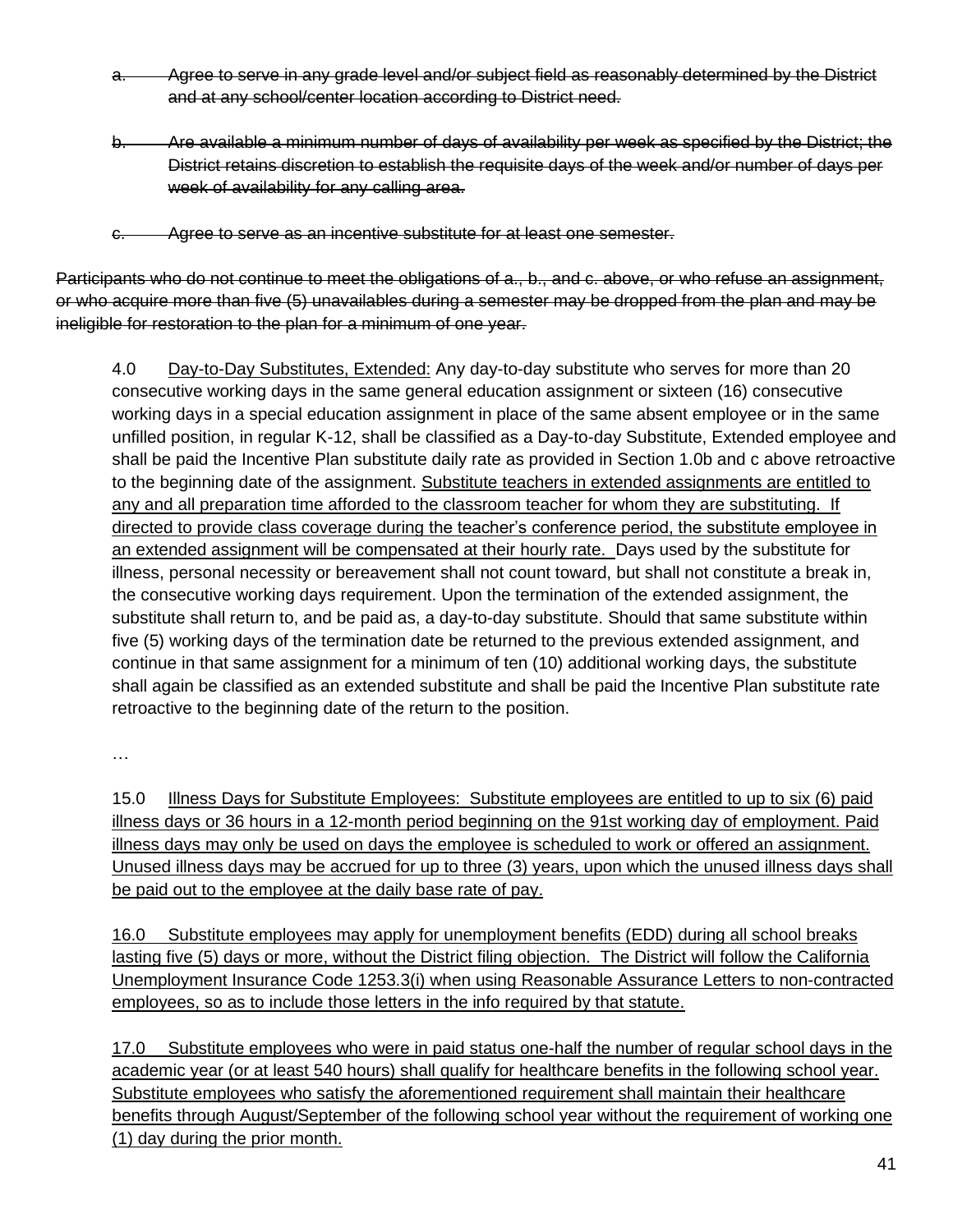~~a. Agree to serve in any grade level and/or subject field as reasonably determined by the District and at any school/center location according to District need.~~

~~b. Are available a minimum number of days of availability per week as specified by the District; the District retains discretion to establish the requisite days of the week and/or number of days per week of availability for any calling area.~~

~~c. Agree to serve as an incentive substitute for at least one semester.~~

~~Participants who do not continue to meet the obligations of a., b., and c. above, or who refuse an assignment, or who acquire more than five (5) unavailables during a semester may be dropped from the plan and may be ineligible for restoration to the plan for a minimum of one year.~~

4.0 <u>Day-to-Day Substitutes, Extended:</u> Any day-to-day substitute who serves for more than 20 consecutive working days in the same general education assignment or sixteen (16) consecutive working days in a special education assignment in place of the same absent employee or in the same unfilled position, in regular K-12, shall be classified as a Day-to-day Substitute, Extended employee and shall be paid the Incentive Plan substitute daily rate as provided in Section 1.0b and c above retroactive to the beginning date of the assignment. <u>Substitute teachers in extended assignments are entitled to any and all preparation time afforded to the classroom teacher for whom they are substituting. If directed to provide class coverage during the teacher's conference period, the substitute employee in an extended assignment will be compensated at their hourly rate.</u> Days used by the substitute for illness, personal necessity or bereavement shall not count toward, but shall not constitute a break in, the consecutive working days requirement. Upon the termination of the extended assignment, the substitute shall return to, and be paid as, a day-to-day substitute. Should that same substitute within five (5) working days of the termination date be returned to the previous extended assignment, and continue in that same assignment for a minimum of ten (10) additional working days, the substitute shall again be classified as an extended substitute and shall be paid the Incentive Plan substitute rate retroactive to the beginning date of the return to the position.

…

<u>15.0 Illness Days for Substitute Employees: Substitute employees are entitled to up to six (6) paid illness days or 36 hours in a 12-month period beginning on the 91st working day of employment. Paid illness days may only be used on days the employee is scheduled to work or offered an assignment. Unused illness days may be accrued for up to three (3) years, upon which the unused illness days shall be paid out to the employee at the daily base rate of pay.</u>

<u>16.0 Substitute employees may apply for unemployment benefits (EDD) during all school breaks lasting five (5) days or more, without the District filing objection. The District will follow the California Unemployment Insurance Code 1253.3(i) when using Reasonable Assurance Letters to non-contracted employees, so as to include those letters in the info required by that statute.</u>

<u>17.0 Substitute employees who were in paid status one-half the number of regular school days in the academic year (or at least 540 hours) shall qualify for healthcare benefits in the following school year. Substitute employees who satisfy the aforementioned requirement shall maintain their healthcare benefits through August/September of the following school year without the requirement of working one (1) day during the prior month.</u>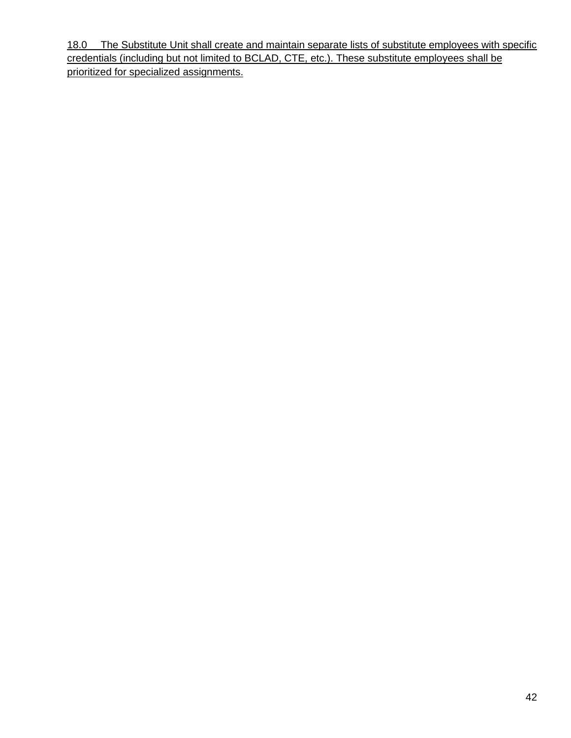18.0 The Substitute Unit shall create and maintain separate lists of substitute employees with specific credentials (including but not limited to BCLAD, CTE, etc.). These substitute employees shall be prioritized for specialized assignments.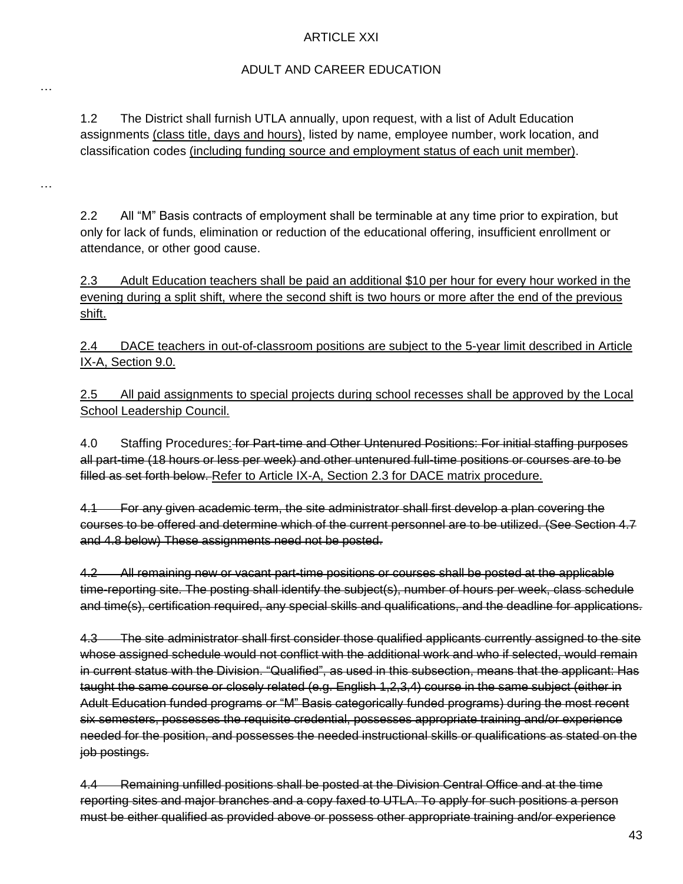ARTICLE XXI

ADULT AND CAREER EDUCATION

…

1.2 The District shall furnish UTLA annually, upon request, with a list of Adult Education assignments <u>(class title, days and hours)</u>, listed by name, employee number, work location, and classification codes <u>(including funding source and employment status of each unit member)</u>.

…

2.2 All "M" Basis contracts of employment shall be terminable at any time prior to expiration, but only for lack of funds, elimination or reduction of the educational offering, insufficient enrollment or attendance, or other good cause.

<u>2.3 Adult Education teachers shall be paid an additional $10 per hour for every hour worked in the evening during a split shift, where the second shift is two hours or more after the end of the previous shift.</u>

<u>2.4 DACE teachers in out-of-classroom positions are subject to the 5-year limit described in Article IX-A, Section 9.0.</u>

<u>2.5 All paid assignments to special projects during school recesses shall be approved by the Local School Leadership Council.</u>

4.0 Staffing Procedures<u>:</u> ~~for Part-time and Other Untenured Positions: For initial staffing purposes all part-time (18 hours or less per week) and other untenured full-time positions or courses are to be filled as set forth below.~~ <u>Refer to Article IX-A, Section 2.3 for DACE matrix procedure.</u>

~~4.1 For any given academic term, the site administrator shall first develop a plan covering the courses to be offered and determine which of the current personnel are to be utilized. (See Section 4.7 and 4.8 below) These assignments need not be posted.~~

~~4.2 All remaining new or vacant part-time positions or courses shall be posted at the applicable time-reporting site. The posting shall identify the subject(s), number of hours per week, class schedule and time(s), certification required, any special skills and qualifications, and the deadline for applications.~~

~~4.3 The site administrator shall first consider those qualified applicants currently assigned to the site whose assigned schedule would not conflict with the additional work and who if selected, would remain in current status with the Division. "Qualified", as used in this subsection, means that the applicant: Has taught the same course or closely related (e.g. English 1,2,3,4) course in the same subject (either in Adult Education funded programs or "M" Basis categorically funded programs) during the most recent six semesters, possesses the requisite credential, possesses appropriate training and/or experience needed for the position, and possesses the needed instructional skills or qualifications as stated on the job postings.~~

~~4.4 Remaining unfilled positions shall be posted at the Division Central Office and at the time reporting sites and major branches and a copy faxed to UTLA. To apply for such positions a person must be either qualified as provided above or possess other appropriate training and/or experience~~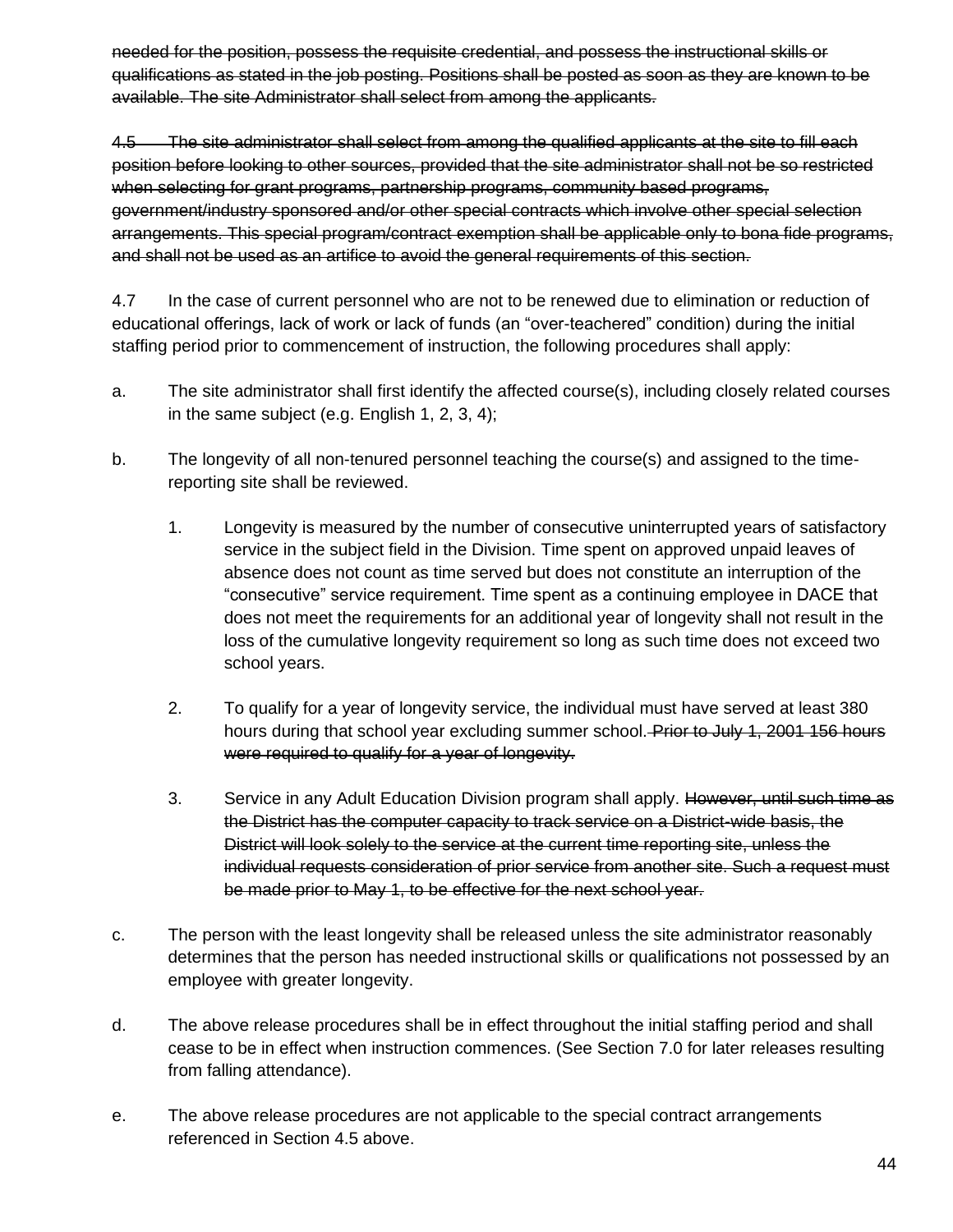~~needed for the position, possess the requisite credential, and possess the instructional skills or qualifications as stated in the job posting. Positions shall be posted as soon as they are known to be available. The site Administrator shall select from among the applicants.~~

~~4.5 The site administrator shall select from among the qualified applicants at the site to fill each position before looking to other sources, provided that the site administrator shall not be so restricted when selecting for grant programs, partnership programs, community based programs, government/industry sponsored and/or other special contracts which involve other special selection arrangements. This special program/contract exemption shall be applicable only to bona fide programs, and shall not be used as an artifice to avoid the general requirements of this section.~~

4.7 In the case of current personnel who are not to be renewed due to elimination or reduction of educational offerings, lack of work or lack of funds (an "over-teachered" condition) during the initial staffing period prior to commencement of instruction, the following procedures shall apply:

a. The site administrator shall first identify the affected course(s), including closely related courses in the same subject (e.g. English 1, 2, 3, 4);

b. The longevity of all non-tenured personnel teaching the course(s) and assigned to the time-reporting site shall be reviewed.

   1. Longevity is measured by the number of consecutive uninterrupted years of satisfactory service in the subject field in the Division. Time spent on approved unpaid leaves of absence does not count as time served but does not constitute an interruption of the "consecutive" service requirement. Time spent as a continuing employee in DACE that does not meet the requirements for an additional year of longevity shall not result in the loss of the cumulative longevity requirement so long as such time does not exceed two school years.

   2. To qualify for a year of longevity service, the individual must have served at least 380 hours during that school year excluding summer school. ~~Prior to July 1, 2001 156 hours were required to qualify for a year of longevity.~~

   3. Service in any Adult Education Division program shall apply. ~~However, until such time as the District has the computer capacity to track service on a District-wide basis, the District will look solely to the service at the current time reporting site, unless the individual requests consideration of prior service from another site. Such a request must be made prior to May 1, to be effective for the next school year.~~

c. The person with the least longevity shall be released unless the site administrator reasonably determines that the person has needed instructional skills or qualifications not possessed by an employee with greater longevity.

d. The above release procedures shall be in effect throughout the initial staffing period and shall cease to be in effect when instruction commences. (See Section 7.0 for later releases resulting from falling attendance).

e. The above release procedures are not applicable to the special contract arrangements referenced in Section 4.5 above.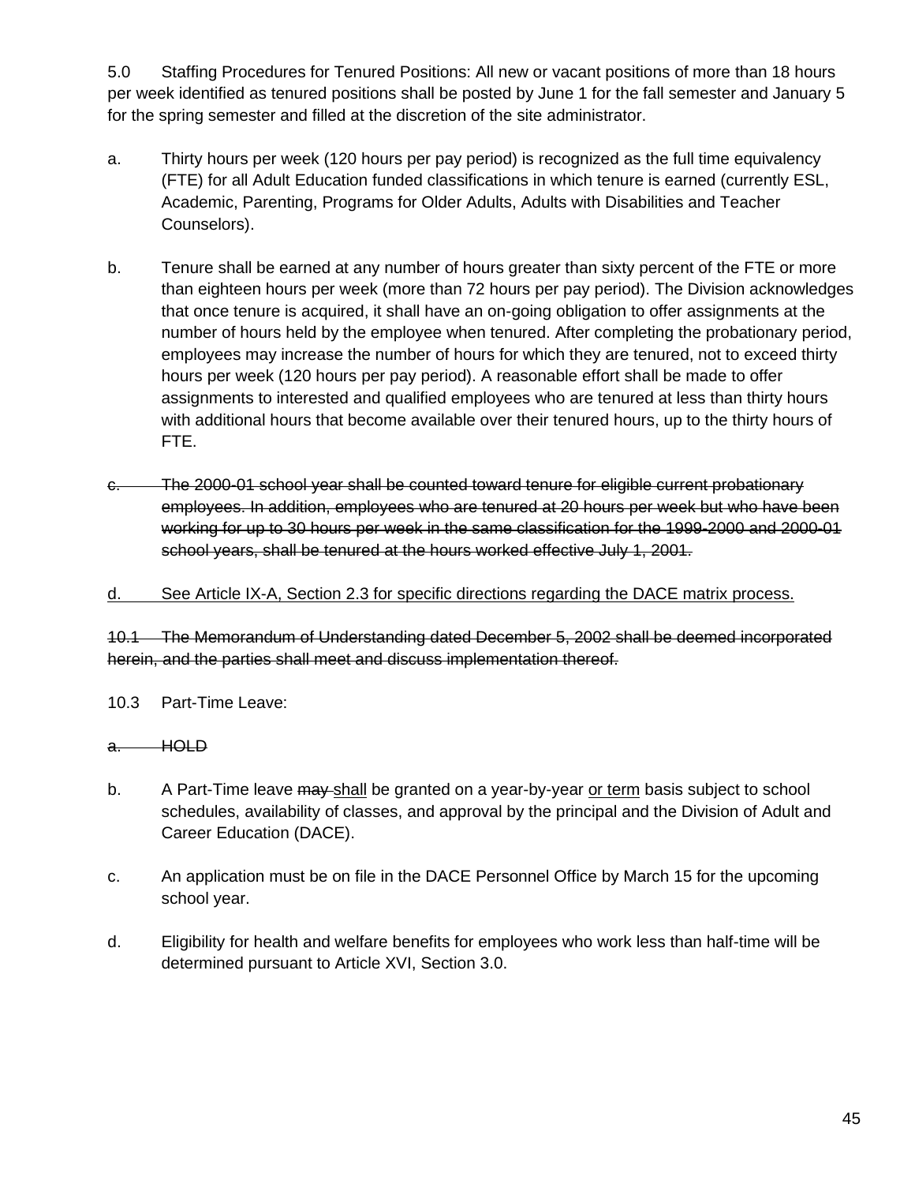5.0 Staffing Procedures for Tenured Positions: All new or vacant positions of more than 18 hours per week identified as tenured positions shall be posted by June 1 for the fall semester and January 5 for the spring semester and filled at the discretion of the site administrator.

a. Thirty hours per week (120 hours per pay period) is recognized as the full time equivalency (FTE) for all Adult Education funded classifications in which tenure is earned (currently ESL, Academic, Parenting, Programs for Older Adults, Adults with Disabilities and Teacher Counselors).

b. Tenure shall be earned at any number of hours greater than sixty percent of the FTE or more than eighteen hours per week (more than 72 hours per pay period). The Division acknowledges that once tenure is acquired, it shall have an on-going obligation to offer assignments at the number of hours held by the employee when tenured. After completing the probationary period, employees may increase the number of hours for which they are tenured, not to exceed thirty hours per week (120 hours per pay period). A reasonable effort shall be made to offer assignments to interested and qualified employees who are tenured at less than thirty hours with additional hours that become available over their tenured hours, up to the thirty hours of FTE.

~~c. The 2000-01 school year shall be counted toward tenure for eligible current probationary employees. In addition, employees who are tenured at 20 hours per week but who have been working for up to 30 hours per week in the same classification for the 1999-2000 and 2000-01 school years, shall be tenured at the hours worked effective July 1, 2001.~~

<u>d. See Article IX-A, Section 2.3 for specific directions regarding the DACE matrix process.</u>

~~10.1 The Memorandum of Understanding dated December 5, 2002 shall be deemed incorporated herein, and the parties shall meet and discuss implementation thereof.~~

10.3 Part-Time Leave:

~~a. HOLD~~

b. A Part-Time leave ~~may~~ <u>shall</u> be granted on a year-by-year <u>or term</u> basis subject to school schedules, availability of classes, and approval by the principal and the Division of Adult and Career Education (DACE).

c. An application must be on file in the DACE Personnel Office by March 15 for the upcoming school year.

d. Eligibility for health and welfare benefits for employees who work less than half-time will be determined pursuant to Article XVI, Section 3.0.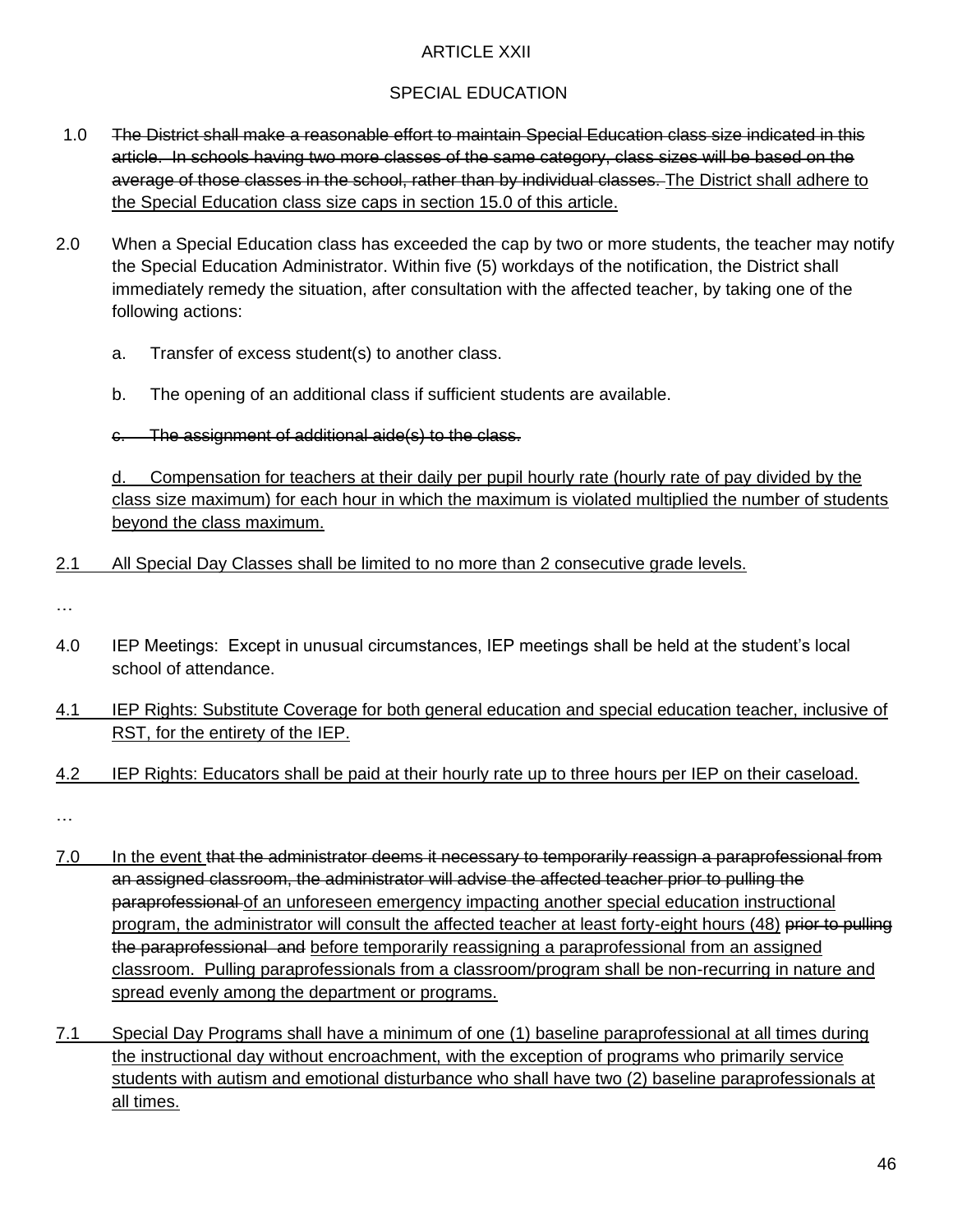ARTICLE XXII

SPECIAL EDUCATION

1.0 ~~The District shall make a reasonable effort to maintain Special Education class size indicated in this article. In schools having two more classes of the same category, class sizes will be based on the average of those classes in the school, rather than by individual classes.~~ <u>The District shall adhere to the Special Education class size caps in section 15.0 of this article.</u>

2.0 When a Special Education class has exceeded the cap by two or more students, the teacher may notify the Special Education Administrator. Within five (5) workdays of the notification, the District shall immediately remedy the situation, after consultation with the affected teacher, by taking one of the following actions:

a. Transfer of excess student(s) to another class.

b. The opening of an additional class if sufficient students are available.

~~c. The assignment of additional aide(s) to the class.~~

<u>d. Compensation for teachers at their daily per pupil hourly rate (hourly rate of pay divided by the class size maximum) for each hour in which the maximum is violated multiplied the number of students beyond the class maximum.</u>

<u>2.1 All Special Day Classes shall be limited to no more than 2 consecutive grade levels.</u>

…

4.0 IEP Meetings: Except in unusual circumstances, IEP meetings shall be held at the student's local school of attendance.

<u>4.1 IEP Rights: Substitute Coverage for both general education and special education teacher, inclusive of RST, for the entirety of the IEP.</u>

<u>4.2 IEP Rights: Educators shall be paid at their hourly rate up to three hours per IEP on their caseload.</u>

…

<u>7.0 In the event</u> ~~that the administrator deems it necessary to temporarily reassign a paraprofessional from an assigned classroom, the administrator will advise the affected teacher prior to pulling the paraprofessional~~ <u>of an unforeseen emergency impacting another special education instructional program, the administrator will consult the affected teacher at least forty-eight hours (48)</u> ~~prior to pulling the paraprofessional and~~ <u>before temporarily reassigning a paraprofessional from an assigned classroom. Pulling paraprofessionals from a classroom/program shall be non-recurring in nature and spread evenly among the department or programs.</u>

<u>7.1 Special Day Programs shall have a minimum of one (1) baseline paraprofessional at all times during the instructional day without encroachment, with the exception of programs who primarily service students with autism and emotional disturbance who shall have two (2) baseline paraprofessionals at all times.</u>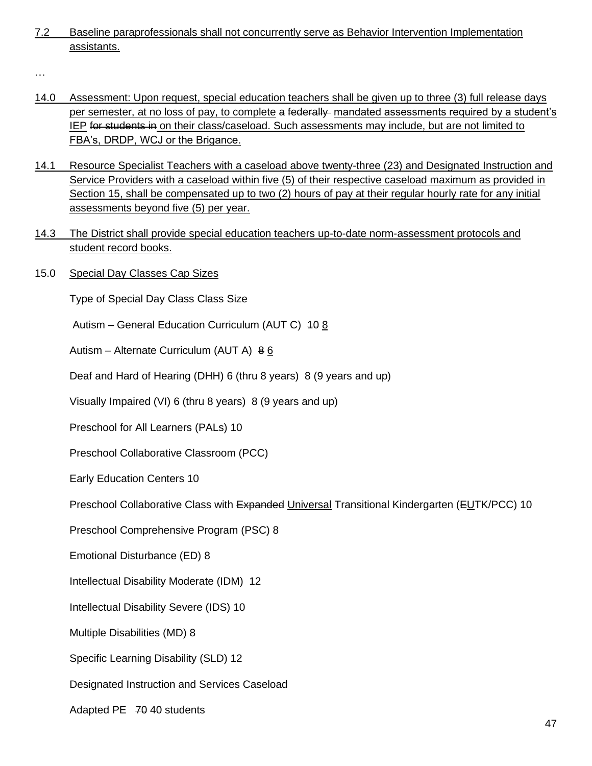7.2 Baseline paraprofessionals shall not concurrently serve as Behavior Intervention Implementation assistants.

…

14.0 Assessment: Upon request, special education teachers shall be given up to three (3) full release days per semester, at no loss of pay, to complete ~~a federally~~ mandated assessments required by a student's IEP ~~for students in~~ on their class/caseload. Such assessments may include, but are not limited to FBA's, DRDP, WCJ or the Brigance.

14.1 Resource Specialist Teachers with a caseload above twenty-three (23) and Designated Instruction and Service Providers with a caseload within five (5) of their respective caseload maximum as provided in Section 15, shall be compensated up to two (2) hours of pay at their regular hourly rate for any initial assessments beyond five (5) per year.

14.3 The District shall provide special education teachers up-to-date norm-assessment protocols and student record books.

15.0 Special Day Classes Cap Sizes

Type of Special Day Class Class Size

Autism – General Education Curriculum (AUT C) ~~10~~ 8

Autism – Alternate Curriculum (AUT A) ~~8~~ 6

Deaf and Hard of Hearing (DHH) 6 (thru 8 years) 8 (9 years and up)

Visually Impaired (VI) 6 (thru 8 years) 8 (9 years and up)

Preschool for All Learners (PALs) 10

Preschool Collaborative Classroom (PCC)

Early Education Centers 10

Preschool Collaborative Class with ~~Expanded~~ Universal Transitional Kindergarten (~~E~~UTK/PCC) 10

Preschool Comprehensive Program (PSC) 8

Emotional Disturbance (ED) 8

Intellectual Disability Moderate (IDM) 12

Intellectual Disability Severe (IDS) 10

Multiple Disabilities (MD) 8

Specific Learning Disability (SLD) 12

Designated Instruction and Services Caseload

Adapted PE ~~70~~ 40 students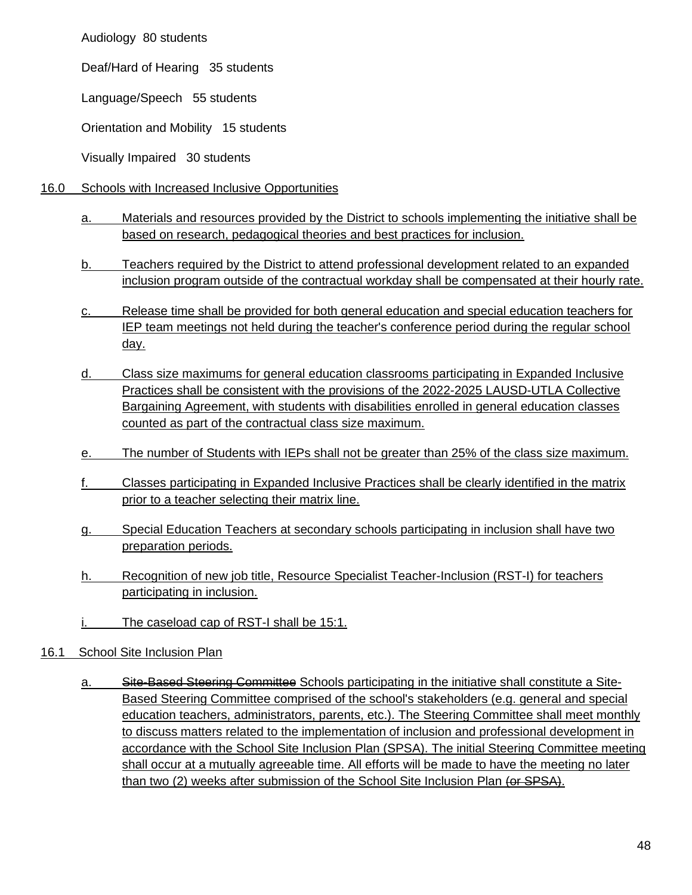Audiology 80 students

Deaf/Hard of Hearing 35 students

Language/Speech 55 students

Orientation and Mobility 15 students

Visually Impaired 30 students

<u>16.0 Schools with Increased Inclusive Opportunities</u>

<u>a. Materials and resources provided by the District to schools implementing the initiative shall be based on research, pedagogical theories and best practices for inclusion.</u>

<u>b. Teachers required by the District to attend professional development related to an expanded inclusion program outside of the contractual workday shall be compensated at their hourly rate.</u>

<u>c. Release time shall be provided for both general education and special education teachers for IEP team meetings not held during the teacher's conference period during the regular school day.</u>

<u>d. Class size maximums for general education classrooms participating in Expanded Inclusive Practices shall be consistent with the provisions of the 2022-2025 LAUSD-UTLA Collective Bargaining Agreement, with students with disabilities enrolled in general education classes counted as part of the contractual class size maximum.</u>

<u>e. The number of Students with IEPs shall not be greater than 25% of the class size maximum.</u>

<u>f. Classes participating in Expanded Inclusive Practices shall be clearly identified in the matrix prior to a teacher selecting their matrix line.</u>

<u>g. Special Education Teachers at secondary schools participating in inclusion shall have two preparation periods.</u>

<u>h. Recognition of new job title, Resource Specialist Teacher-Inclusion (RST-I) for teachers participating in inclusion.</u>

<u>i. The caseload cap of RST-I shall be 15:1.</u>

<u>16.1 School Site Inclusion Plan</u>

<u>a.</u> ~~Site-Based Steering Committee~~ Schools participating in the initiative shall constitute a <u>Site-Based Steering Committee comprised of the school's stakeholders (e.g. general and special education teachers, administrators, parents, etc.). The Steering Committee shall meet monthly to discuss matters related to the implementation of inclusion and professional development in accordance with the School Site Inclusion Plan (SPSA). The initial Steering Committee meeting shall occur at a mutually agreeable time. All efforts will be made to have the meeting no later than two (2) weeks after submission of the School Site Inclusion Plan</u> ~~(or SPSA)~~.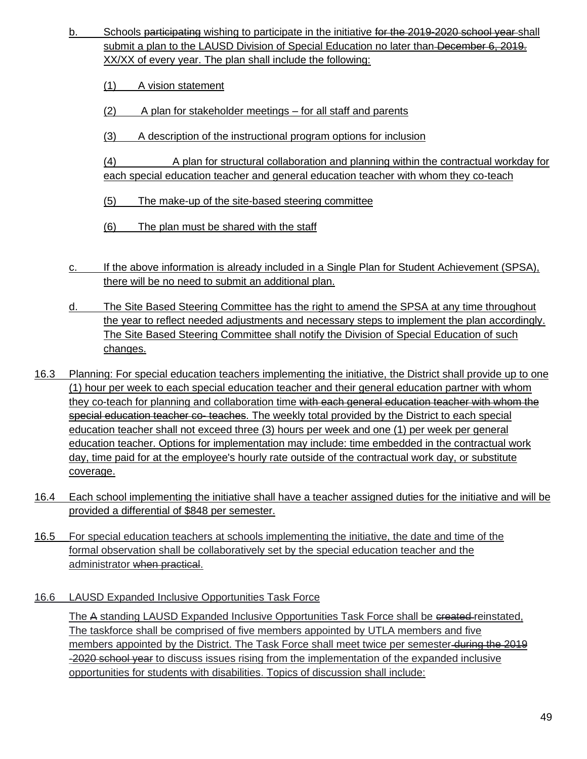b. Schools ~~participating~~ wishing to participate in the initiative ~~for the 2019-2020 school year~~ shall submit a plan to the LAUSD Division of Special Education no later than ~~December 6, 2019.~~ XX/XX of every year. The plan shall include the following:

   (1) A vision statement

   (2) A plan for stakeholder meetings – for all staff and parents

   (3) A description of the instructional program options for inclusion

   (4) A plan for structural collaboration and planning within the contractual workday for each special education teacher and general education teacher with whom they co-teach

   (5) The make-up of the site-based steering committee

   (6) The plan must be shared with the staff

c. If the above information is already included in a Single Plan for Student Achievement (SPSA), there will be no need to submit an additional plan.

d. The Site Based Steering Committee has the right to amend the SPSA at any time throughout the year to reflect needed adjustments and necessary steps to implement the plan accordingly. The Site Based Steering Committee shall notify the Division of Special Education of such changes.

16.3 Planning: For special education teachers implementing the initiative, the District shall provide up to one (1) hour per week to each special education teacher and their general education partner with whom they co-teach for planning and collaboration time ~~with each general education teacher with whom the special education teacher co- teaches~~. The weekly total provided by the District to each special education teacher shall not exceed three (3) hours per week and one (1) per week per general education teacher. Options for implementation may include: time embedded in the contractual work day, time paid for at the employee's hourly rate outside of the contractual work day, or substitute coverage.

16.4 Each school implementing the initiative shall have a teacher assigned duties for the initiative and will be provided a differential of $848 per semester.

16.5 For special education teachers at schools implementing the initiative, the date and time of the formal observation shall be collaboratively set by the special education teacher and the administrator ~~when practical~~.

16.6 LAUSD Expanded Inclusive Opportunities Task Force

The ~~A~~ standing LAUSD Expanded Inclusive Opportunities Task Force shall be ~~created~~ reinstated, The taskforce shall be comprised of five members appointed by UTLA members and five members appointed by the District. The Task Force shall meet twice per semester ~~during the 2019 -2020 school year~~ to discuss issues rising from the implementation of the expanded inclusive opportunities for students with disabilities. Topics of discussion shall include: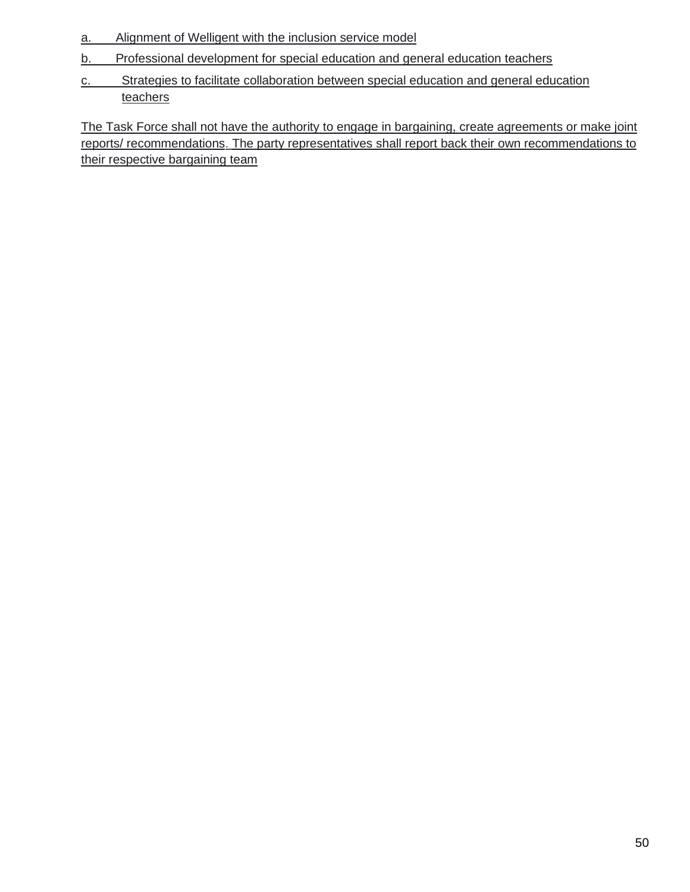a. Alignment of Welligent with the inclusion service model

b. Professional development for special education and general education teachers

c. Strategies to facilitate collaboration between special education and general education teachers

The Task Force shall not have the authority to engage in bargaining, create agreements or make joint reports/ recommendations. The party representatives shall report back their own recommendations to their respective bargaining team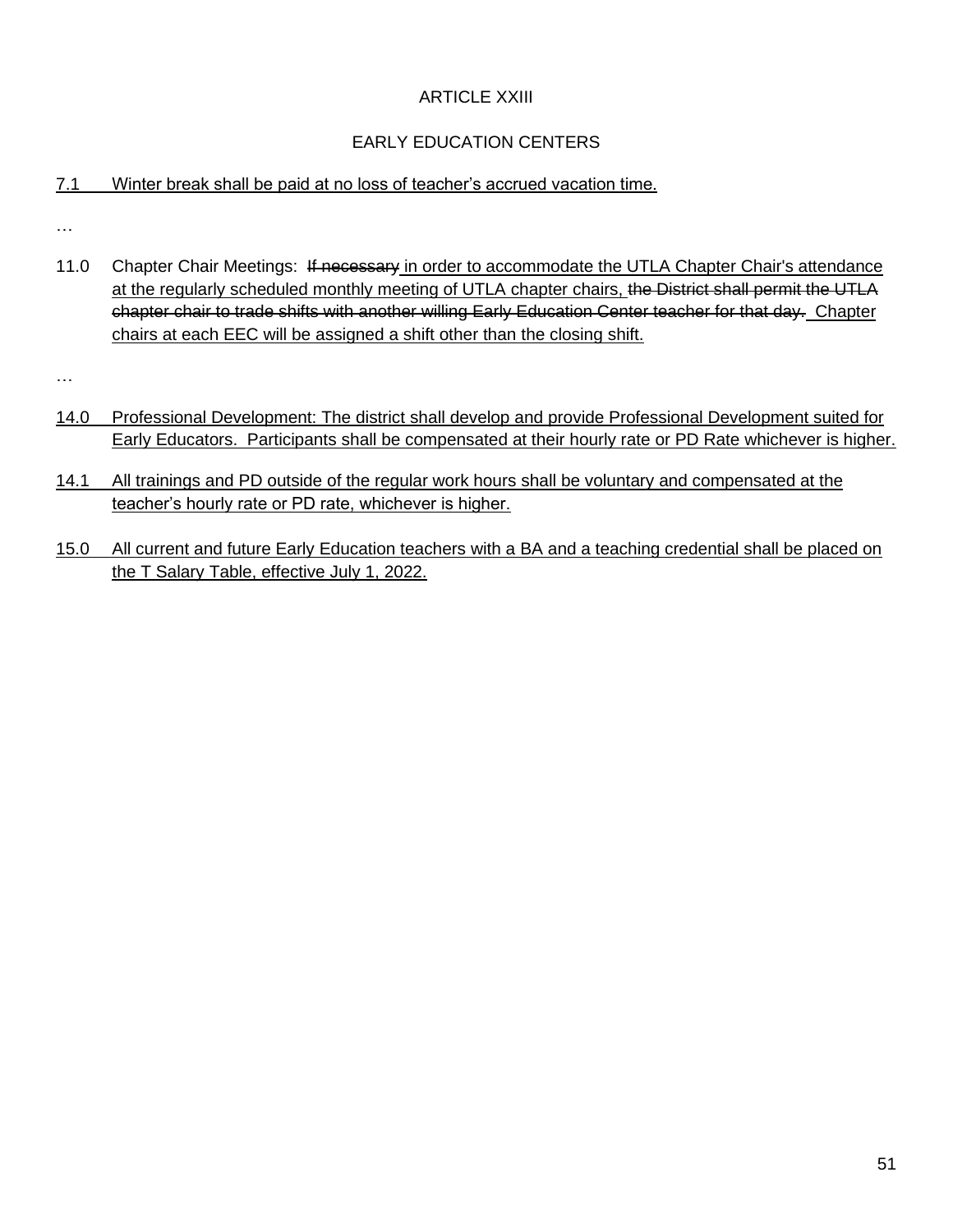ARTICLE XXIII

EARLY EDUCATION CENTERS

<u>7.1 Winter break shall be paid at no loss of teacher's accrued vacation time.</u>

…

11.0 Chapter Chair Meetings: ~~If necessary~~ <u>in order to accommodate the UTLA Chapter Chair's attendance at the regularly scheduled monthly meeting of UTLA chapter chairs,</u> ~~the District shall permit the UTLA chapter chair to trade shifts with another willing Early Education Center teacher for that day.~~ <u>Chapter chairs at each EEC will be assigned a shift other than the closing shift.</u>

…

<u>14.0 Professional Development: The district shall develop and provide Professional Development suited for Early Educators. Participants shall be compensated at their hourly rate or PD Rate whichever is higher.</u>

<u>14.1 All trainings and PD outside of the regular work hours shall be voluntary and compensated at the teacher's hourly rate or PD rate, whichever is higher.</u>

<u>15.0 All current and future Early Education teachers with a BA and a teaching credential shall be placed on the T Salary Table, effective July 1, 2022.</u>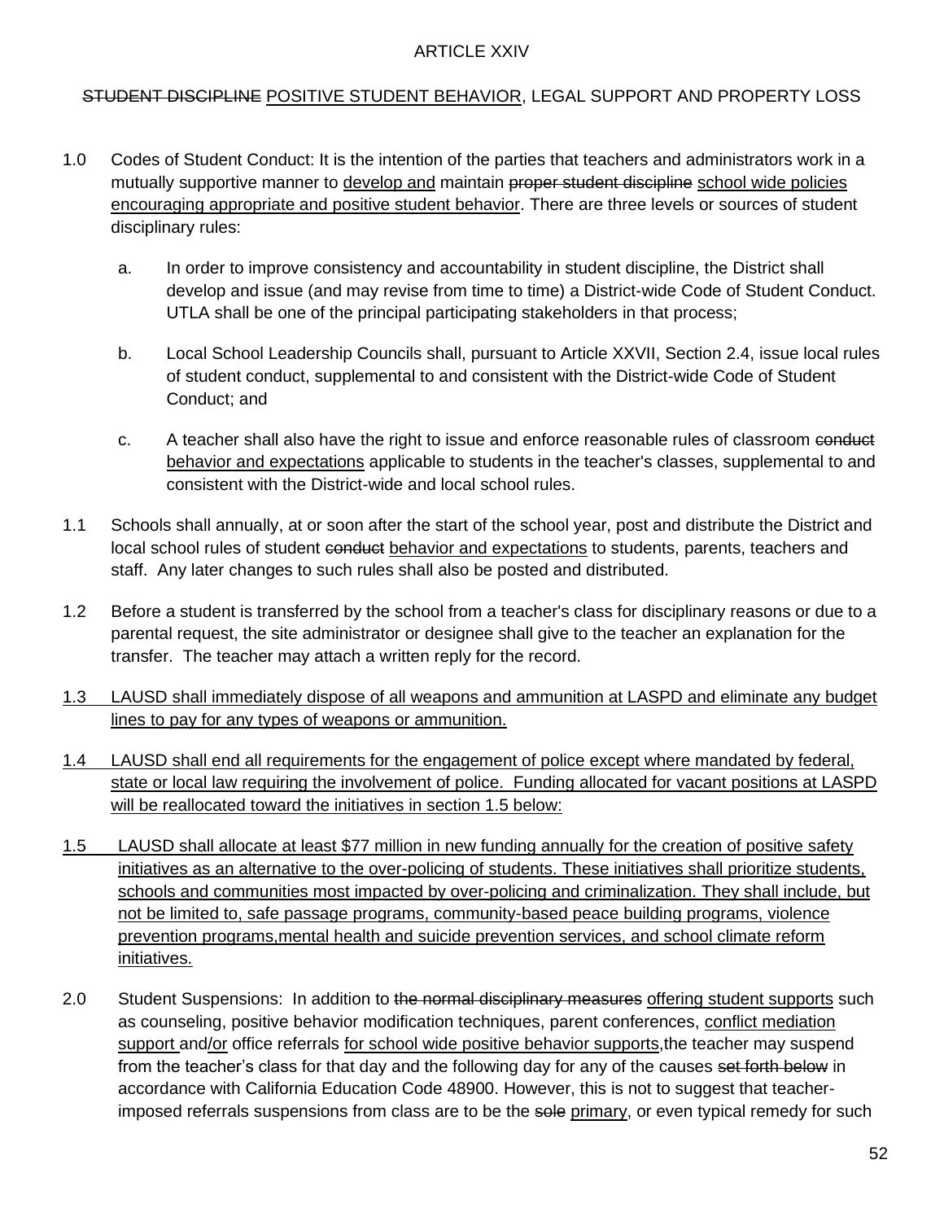ARTICLE XXIV

~~STUDENT DISCIPLINE~~ <u>POSITIVE STUDENT BEHAVIOR</u>, LEGAL SUPPORT AND PROPERTY LOSS

1.0 Codes of Student Conduct: It is the intention of the parties that teachers and administrators work in a mutually supportive manner to <u>develop and</u> maintain ~~proper student discipline~~ <u>school wide policies encouraging appropriate and positive student behavior</u>. There are three levels or sources of student disciplinary rules:

   a. In order to improve consistency and accountability in student discipline, the District shall develop and issue (and may revise from time to time) a District-wide Code of Student Conduct. UTLA shall be one of the principal participating stakeholders in that process;

   b. Local School Leadership Councils shall, pursuant to Article XXVII, Section 2.4, issue local rules of student conduct, supplemental to and consistent with the District-wide Code of Student Conduct; and

   c. A teacher shall also have the right to issue and enforce reasonable rules of classroom ~~conduct~~ <u>behavior and expectations</u> applicable to students in the teacher's classes, supplemental to and consistent with the District-wide and local school rules.

1.1 Schools shall annually, at or soon after the start of the school year, post and distribute the District and local school rules of student ~~conduct~~ <u>behavior and expectations</u> to students, parents, teachers and staff. Any later changes to such rules shall also be posted and distributed.

1.2 Before a student is transferred by the school from a teacher's class for disciplinary reasons or due to a parental request, the site administrator or designee shall give to the teacher an explanation for the transfer. The teacher may attach a written reply for the record.

<u>1.3 LAUSD shall immediately dispose of all weapons and ammunition at LASPD and eliminate any budget lines to pay for any types of weapons or ammunition.</u>

<u>1.4 LAUSD shall end all requirements for the engagement of police except where mandated by federal, state or local law requiring the involvement of police. Funding allocated for vacant positions at LASPD will be reallocated toward the initiatives in section 1.5 below:</u>

<u>1.5 LAUSD shall allocate at least $77 million in new funding annually for the creation of positive safety initiatives as an alternative to the over-policing of students. These initiatives shall prioritize students, schools and communities most impacted by over-policing and criminalization. They shall include, but not be limited to, safe passage programs, community-based peace building programs, violence prevention programs,mental health and suicide prevention services, and school climate reform initiatives.</u>

2.0 Student Suspensions: In addition to ~~the normal disciplinary measures~~ <u>offering student supports</u> such as counseling, positive behavior modification techniques, parent conferences, <u>conflict mediation support</u> and<u>/or</u> office referrals <u>for school wide positive behavior supports</u>,the teacher may suspend from the teacher's class for that day and the following day for any of the causes ~~set forth below~~ in accordance with California Education Code 48900. However, this is not to suggest that teacher-imposed referrals suspensions from class are to be the ~~sole~~ <u>primary</u>, or even typical remedy for such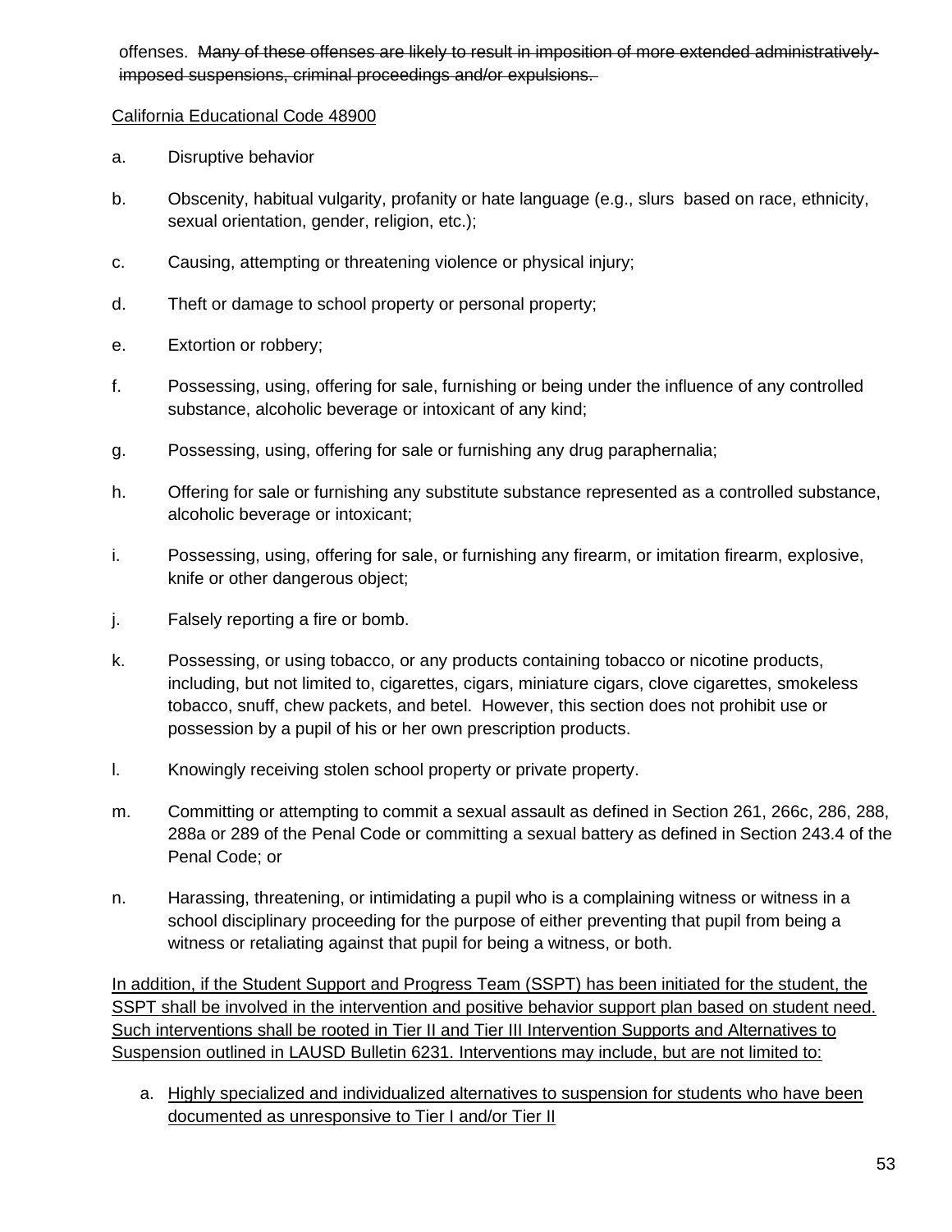offenses. ~~Many of these offenses are likely to result in imposition of more extended administratively-imposed suspensions, criminal proceedings and/or expulsions.~~

<u>California Educational Code 48900</u>

a. Disruptive behavior

b. Obscenity, habitual vulgarity, profanity or hate language (e.g., slurs based on race, ethnicity, sexual orientation, gender, religion, etc.);

c. Causing, attempting or threatening violence or physical injury;

d. Theft or damage to school property or personal property;

e. Extortion or robbery;

f. Possessing, using, offering for sale, furnishing or being under the influence of any controlled substance, alcoholic beverage or intoxicant of any kind;

g. Possessing, using, offering for sale or furnishing any drug paraphernalia;

h. Offering for sale or furnishing any substitute substance represented as a controlled substance, alcoholic beverage or intoxicant;

i. Possessing, using, offering for sale, or furnishing any firearm, or imitation firearm, explosive, knife or other dangerous object;

j. Falsely reporting a fire or bomb.

k. Possessing, or using tobacco, or any products containing tobacco or nicotine products, including, but not limited to, cigarettes, cigars, miniature cigars, clove cigarettes, smokeless tobacco, snuff, chew packets, and betel. However, this section does not prohibit use or possession by a pupil of his or her own prescription products.

l. Knowingly receiving stolen school property or private property.

m. Committing or attempting to commit a sexual assault as defined in Section 261, 266c, 286, 288, 288a or 289 of the Penal Code or committing a sexual battery as defined in Section 243.4 of the Penal Code; or

n. Harassing, threatening, or intimidating a pupil who is a complaining witness or witness in a school disciplinary proceeding for the purpose of either preventing that pupil from being a witness or retaliating against that pupil for being a witness, or both.

<u>In addition, if the Student Support and Progress Team (SSPT) has been initiated for the student, the SSPT shall be involved in the intervention and positive behavior support plan based on student need. Such interventions shall be rooted in Tier II and Tier III Intervention Supports and Alternatives to Suspension outlined in LAUSD Bulletin 6231. Interventions may include, but are not limited to:</u>

a. <u>Highly specialized and individualized alternatives to suspension for students who have been documented as unresponsive to Tier I and/or Tier II</u>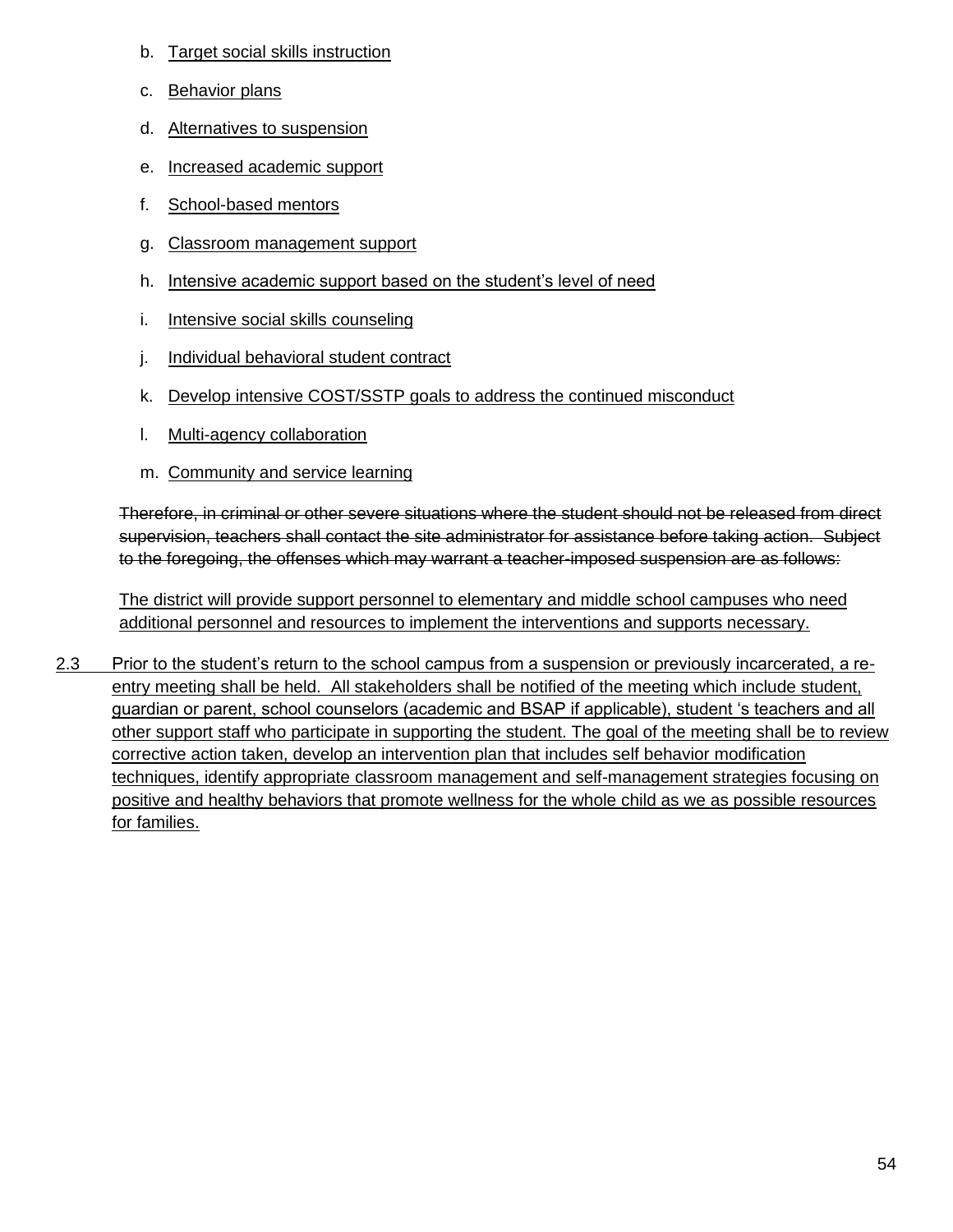b. <u>Target social skills instruction</u>

c. <u>Behavior plans</u>

d. <u>Alternatives to suspension</u>

e. <u>Increased academic support</u>

f. <u>School-based mentors</u>

g. <u>Classroom management support</u>

h. <u>Intensive academic support based on the student's level of need</u>

i. <u>Intensive social skills counseling</u>

j. <u>Individual behavioral student contract</u>

k. <u>Develop intensive COST/SSTP goals to address the continued misconduct</u>

l. <u>Multi-agency collaboration</u>

m. <u>Community and service learning</u>

~~Therefore, in criminal or other severe situations where the student should not be released from direct supervision, teachers shall contact the site administrator for assistance before taking action. Subject to the foregoing, the offenses which may warrant a teacher-imposed suspension are as follows:~~

<u>The district will provide support personnel to elementary and middle school campuses who need additional personnel and resources to implement the interventions and supports necessary.</u>

<u>2.3 Prior to the student's return to the school campus from a suspension or previously incarcerated, a re-entry meeting shall be held. All stakeholders shall be notified of the meeting which include student, guardian or parent, school counselors (academic and BSAP if applicable), student 's teachers and all other support staff who participate in supporting the student. The goal of the meeting shall be to review corrective action taken, develop an intervention plan that includes self behavior modification techniques, identify appropriate classroom management and self-management strategies focusing on positive and healthy behaviors that promote wellness for the whole child as we as possible resources for families.</u>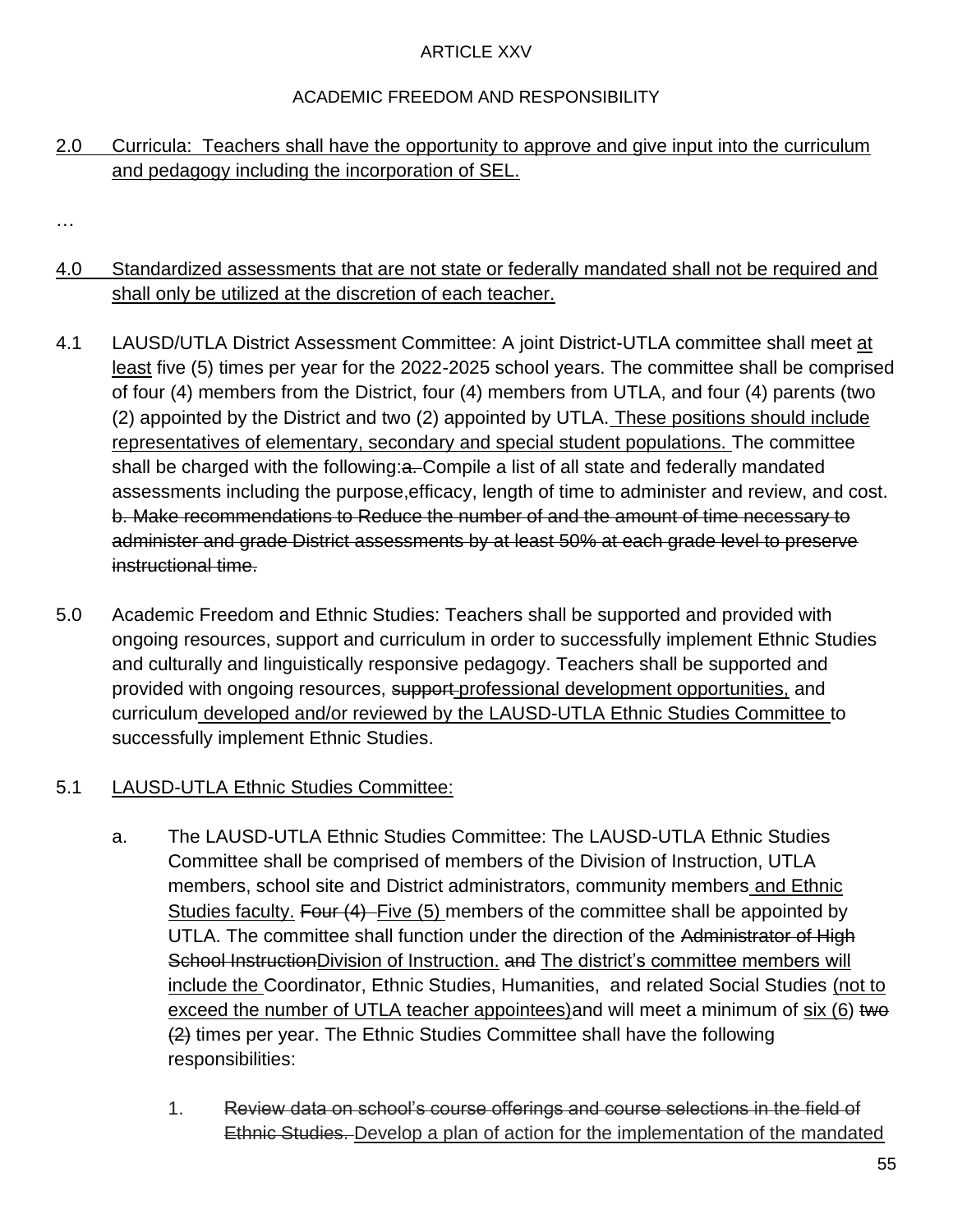ARTICLE XXV

ACADEMIC FREEDOM AND RESPONSIBILITY

2.0 <u>Curricula: Teachers shall have the opportunity to approve and give input into the curriculum and pedagogy including the incorporation of SEL.</u>

…

4.0 <u>Standardized assessments that are not state or federally mandated shall not be required and shall only be utilized at the discretion of each teacher.</u>

4.1 LAUSD/UTLA District Assessment Committee: A joint District-UTLA committee shall meet <u>at least</u> five (5) times per year for the 2022-2025 school years. The committee shall be comprised of four (4) members from the District, four (4) members from UTLA, and four (4) parents (two (2) appointed by the District and two (2) appointed by UTLA. <u>These positions should include representatives of elementary, secondary and special student populations.</u> The committee shall be charged with the following:~~a.~~ Compile a list of all state and federally mandated assessments including the purpose,efficacy, length of time to administer and review, and cost. ~~b. Make recommendations to Reduce the number of and the amount of time necessary to administer and grade District assessments by at least 50% at each grade level to preserve instructional time.~~

5.0 Academic Freedom and Ethnic Studies: Teachers shall be supported and provided with ongoing resources, support and curriculum in order to successfully implement Ethnic Studies and culturally and linguistically responsive pedagogy. Teachers shall be supported and provided with ongoing resources, ~~support~~ <u>professional development opportunities,</u> and curriculum <u>developed and/or reviewed by the LAUSD-UTLA Ethnic Studies Committee</u> to successfully implement Ethnic Studies.

5.1 <u>LAUSD-UTLA Ethnic Studies Committee:</u>

a. The LAUSD-UTLA Ethnic Studies Committee: The LAUSD-UTLA Ethnic Studies Committee shall be comprised of members of the Division of Instruction, UTLA members, school site and District administrators, community members <u>and Ethnic Studies faculty.</u> ~~Four (4)~~ <u>Five (5)</u> members of the committee shall be appointed by UTLA. The committee shall function under the direction of the ~~Administrator of High School Instruction~~<u>Division of Instruction.</u> ~~and~~ <u>The district's committee members will include the</u> Coordinator, Ethnic Studies, Humanities, and related Social Studies <u>(not to exceed the number of UTLA teacher appointees)</u>and will meet a minimum of <u>six (6)</u> ~~two (2)~~ times per year. The Ethnic Studies Committee shall have the following responsibilities:

1. ~~Review data on school's course offerings and course selections in the field of Ethnic Studies.~~ <u>Develop a plan of action for the implementation of the mandated</u>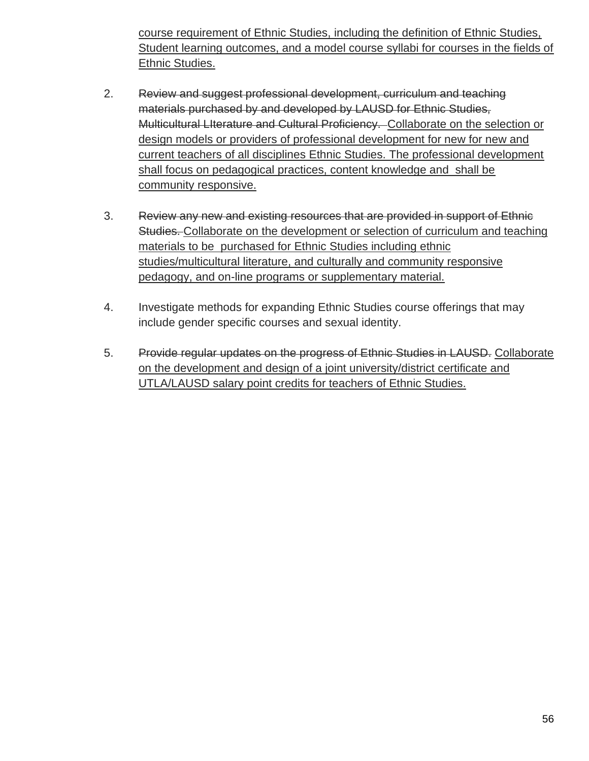course requirement of Ethnic Studies, including the definition of Ethnic Studies, Student learning outcomes, and a model course syllabi for courses in the fields of Ethnic Studies.

2. ~~Review and suggest professional development, curriculum and teaching materials purchased by and developed by LAUSD for Ethnic Studies, Multicultural LIterature and Cultural Proficiency.~~ Collaborate on the selection or design models or providers of professional development for new for new and current teachers of all disciplines Ethnic Studies. The professional development shall focus on pedagogical practices, content knowledge and shall be community responsive.

3. ~~Review any new and existing resources that are provided in support of Ethnic Studies.~~ Collaborate on the development or selection of curriculum and teaching materials to be purchased for Ethnic Studies including ethnic studies/multicultural literature, and culturally and community responsive pedagogy, and on-line programs or supplementary material.

4. Investigate methods for expanding Ethnic Studies course offerings that may include gender specific courses and sexual identity.

5. ~~Provide regular updates on the progress of Ethnic Studies in LAUSD.~~ Collaborate on the development and design of a joint university/district certificate and UTLA/LAUSD salary point credits for teachers of Ethnic Studies.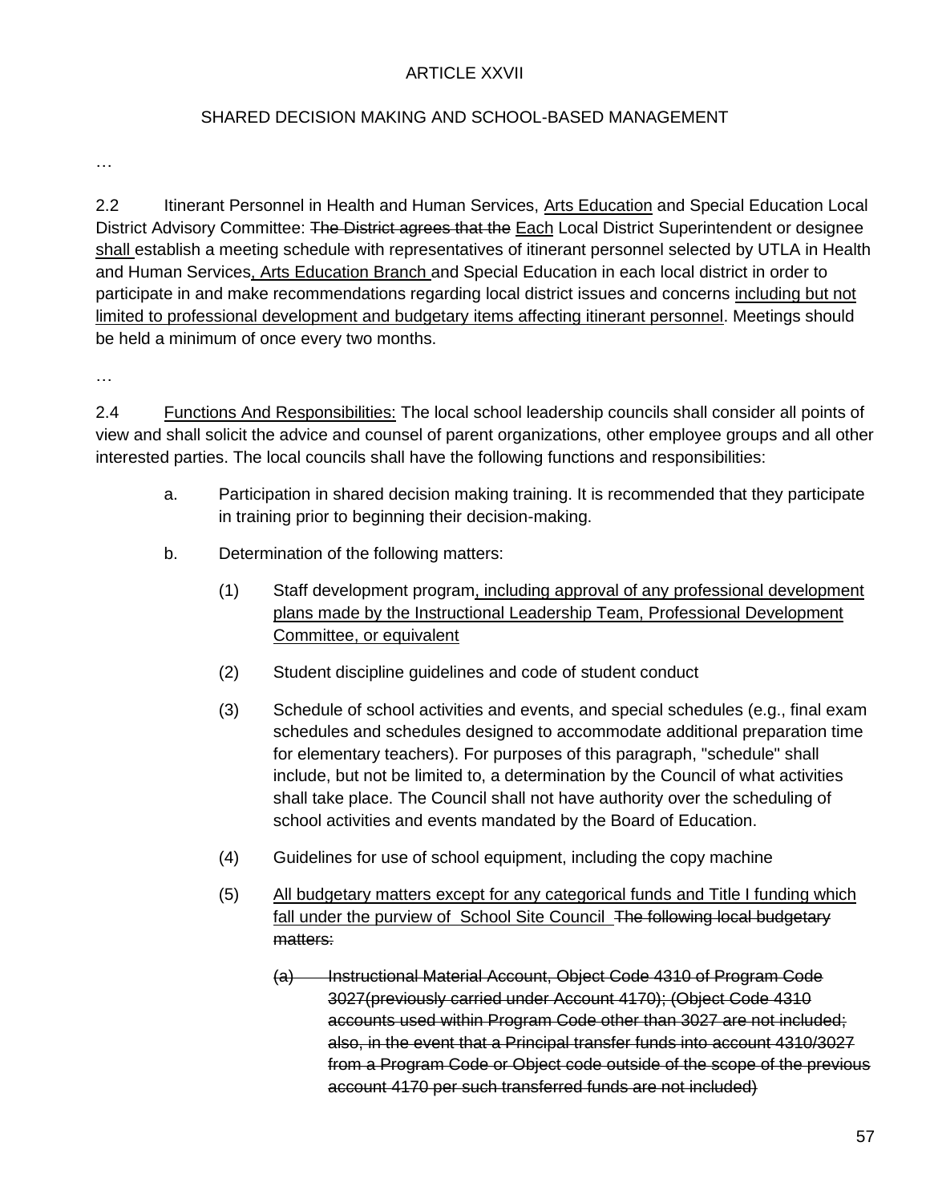ARTICLE XXVII

SHARED DECISION MAKING AND SCHOOL-BASED MANAGEMENT

…

2.2 Itinerant Personnel in Health and Human Services, <u>Arts Education</u> and Special Education Local District Advisory Committee: ~~The District agrees that the~~ <u>Each</u> Local District Superintendent or designee <u>shall</u> establish a meeting schedule with representatives of itinerant personnel selected by UTLA in Health and Human Services<u>, Arts Education Branch</u> and Special Education in each local district in order to participate in and make recommendations regarding local district issues and concerns <u>including but not limited to professional development and budgetary items affecting itinerant personnel</u>. Meetings should be held a minimum of once every two months.

…

2.4 <u>Functions And Responsibilities:</u> The local school leadership councils shall consider all points of view and shall solicit the advice and counsel of parent organizations, other employee groups and all other interested parties. The local councils shall have the following functions and responsibilities:

a. Participation in shared decision making training. It is recommended that they participate in training prior to beginning their decision-making.

b. Determination of the following matters:

(1) Staff development program<u>, including approval of any professional development plans made by the Instructional Leadership Team, Professional Development Committee, or equivalent</u>

(2) Student discipline guidelines and code of student conduct

(3) Schedule of school activities and events, and special schedules (e.g., final exam schedules and schedules designed to accommodate additional preparation time for elementary teachers). For purposes of this paragraph, "schedule" shall include, but not be limited to, a determination by the Council of what activities shall take place. The Council shall not have authority over the scheduling of school activities and events mandated by the Board of Education.

(4) Guidelines for use of school equipment, including the copy machine

(5) <u>All budgetary matters except for any categorical funds and Title I funding which fall under the purview of School Site Council</u> ~~The following local budgetary matters:~~

~~(a) Instructional Material Account, Object Code 4310 of Program Code 3027(previously carried under Account 4170); (Object Code 4310 accounts used within Program Code other than 3027 are not included; also, in the event that a Principal transfer funds into account 4310/3027 from a Program Code or Object code outside of the scope of the previous account 4170 per such transferred funds are not included)~~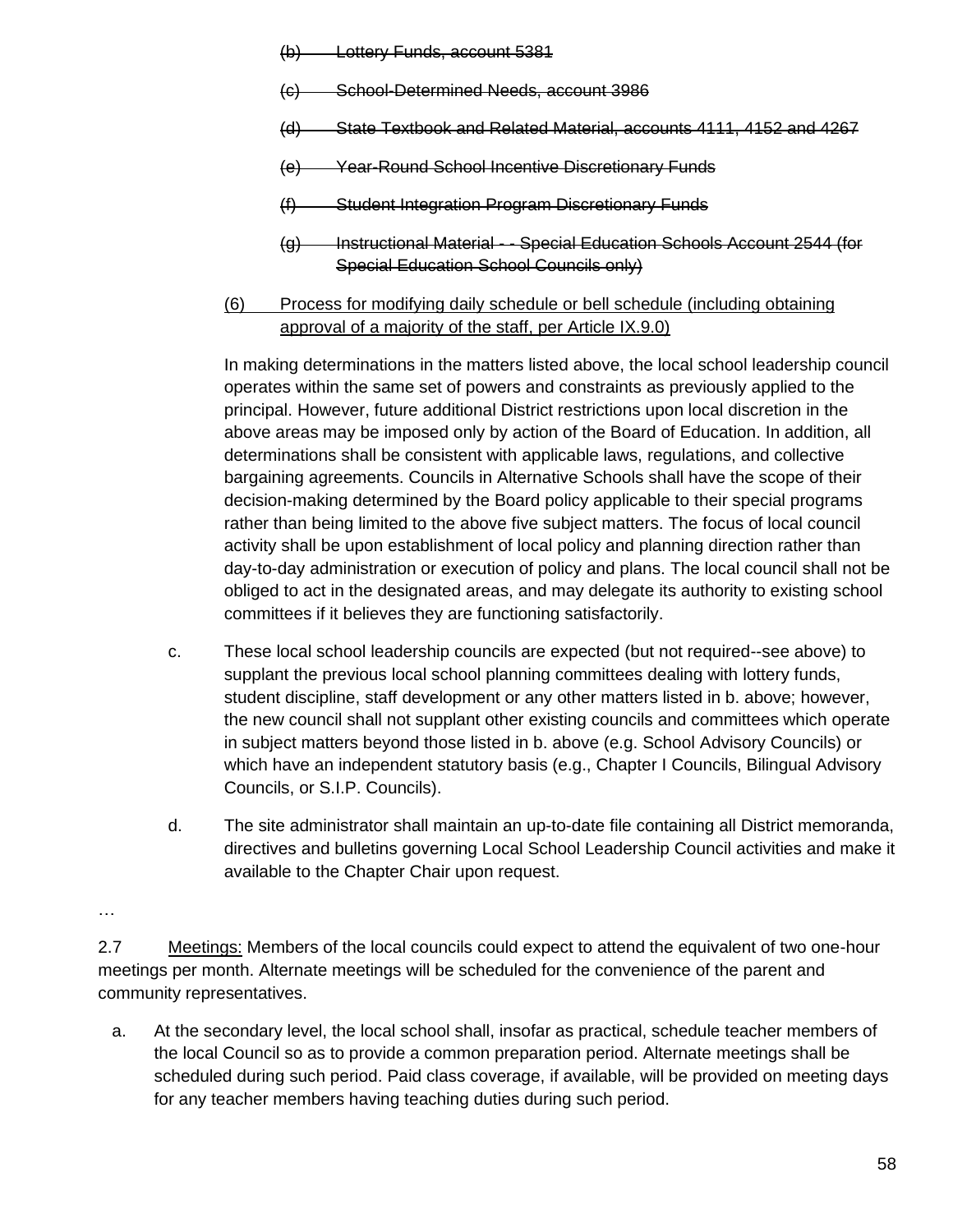(b) ~~Lottery Funds, account 5381~~

(c) ~~School-Determined Needs, account 3986~~

(d) ~~State Textbook and Related Material, accounts 4111, 4152 and 4267~~

(e) ~~Year-Round School Incentive Discretionary Funds~~

(f) ~~Student Integration Program Discretionary Funds~~

(g) ~~Instructional Material - - Special Education Schools Account 2544 (for Special Education School Councils only)~~

(6) <u>Process for modifying daily schedule or bell schedule (including obtaining approval of a majority of the staff, per Article IX.9.0)</u>

In making determinations in the matters listed above, the local school leadership council operates within the same set of powers and constraints as previously applied to the principal. However, future additional District restrictions upon local discretion in the above areas may be imposed only by action of the Board of Education. In addition, all determinations shall be consistent with applicable laws, regulations, and collective bargaining agreements. Councils in Alternative Schools shall have the scope of their decision-making determined by the Board policy applicable to their special programs rather than being limited to the above five subject matters. The focus of local council activity shall be upon establishment of local policy and planning direction rather than day-to-day administration or execution of policy and plans. The local council shall not be obliged to act in the designated areas, and may delegate its authority to existing school committees if it believes they are functioning satisfactorily.

c. These local school leadership councils are expected (but not required--see above) to supplant the previous local school planning committees dealing with lottery funds, student discipline, staff development or any other matters listed in b. above; however, the new council shall not supplant other existing councils and committees which operate in subject matters beyond those listed in b. above (e.g. School Advisory Councils) or which have an independent statutory basis (e.g., Chapter I Councils, Bilingual Advisory Councils, or S.I.P. Councils).

d. The site administrator shall maintain an up-to-date file containing all District memoranda, directives and bulletins governing Local School Leadership Council activities and make it available to the Chapter Chair upon request.

…

2.7 <u>Meetings:</u> Members of the local councils could expect to attend the equivalent of two one-hour meetings per month. Alternate meetings will be scheduled for the convenience of the parent and community representatives.

a. At the secondary level, the local school shall, insofar as practical, schedule teacher members of the local Council so as to provide a common preparation period. Alternate meetings shall be scheduled during such period. Paid class coverage, if available, will be provided on meeting days for any teacher members having teaching duties during such period.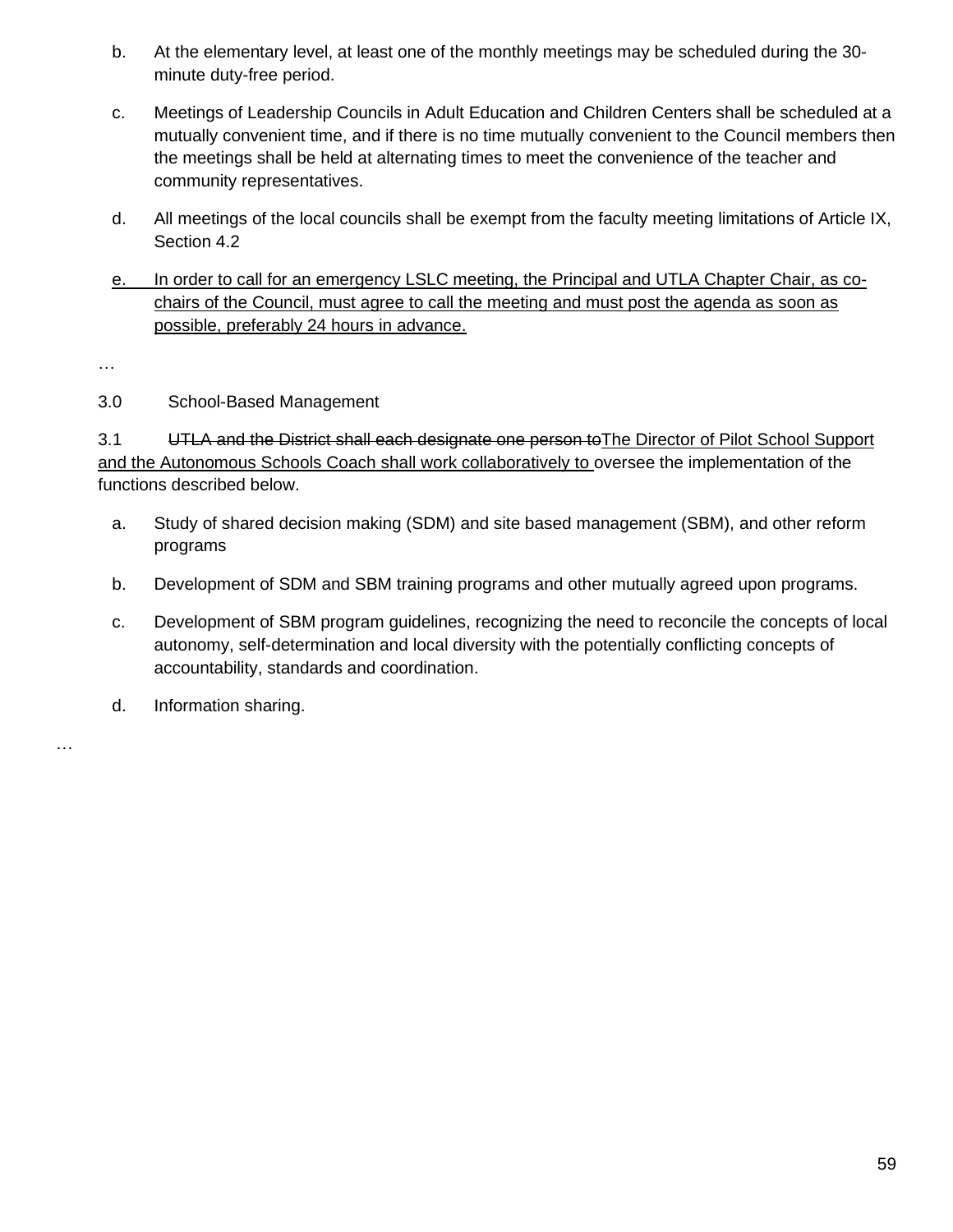b. At the elementary level, at least one of the monthly meetings may be scheduled during the 30-minute duty-free period.

c. Meetings of Leadership Councils in Adult Education and Children Centers shall be scheduled at a mutually convenient time, and if there is no time mutually convenient to the Council members then the meetings shall be held at alternating times to meet the convenience of the teacher and community representatives.

d. All meetings of the local councils shall be exempt from the faculty meeting limitations of Article IX, Section 4.2

<u>e. In order to call for an emergency LSLC meeting, the Principal and UTLA Chapter Chair, as co-chairs of the Council, must agree to call the meeting and must post the agenda as soon as possible, preferably 24 hours in advance.</u>

…

3.0 School-Based Management

3.1 ~~UTLA and the District shall each designate one person to~~<u>The Director of Pilot School Support and the Autonomous Schools Coach shall work collaboratively to</u> oversee the implementation of the functions described below.

a. Study of shared decision making (SDM) and site based management (SBM), and other reform programs

b. Development of SDM and SBM training programs and other mutually agreed upon programs.

c. Development of SBM program guidelines, recognizing the need to reconcile the concepts of local autonomy, self-determination and local diversity with the potentially conflicting concepts of accountability, standards and coordination.

d. Information sharing.

…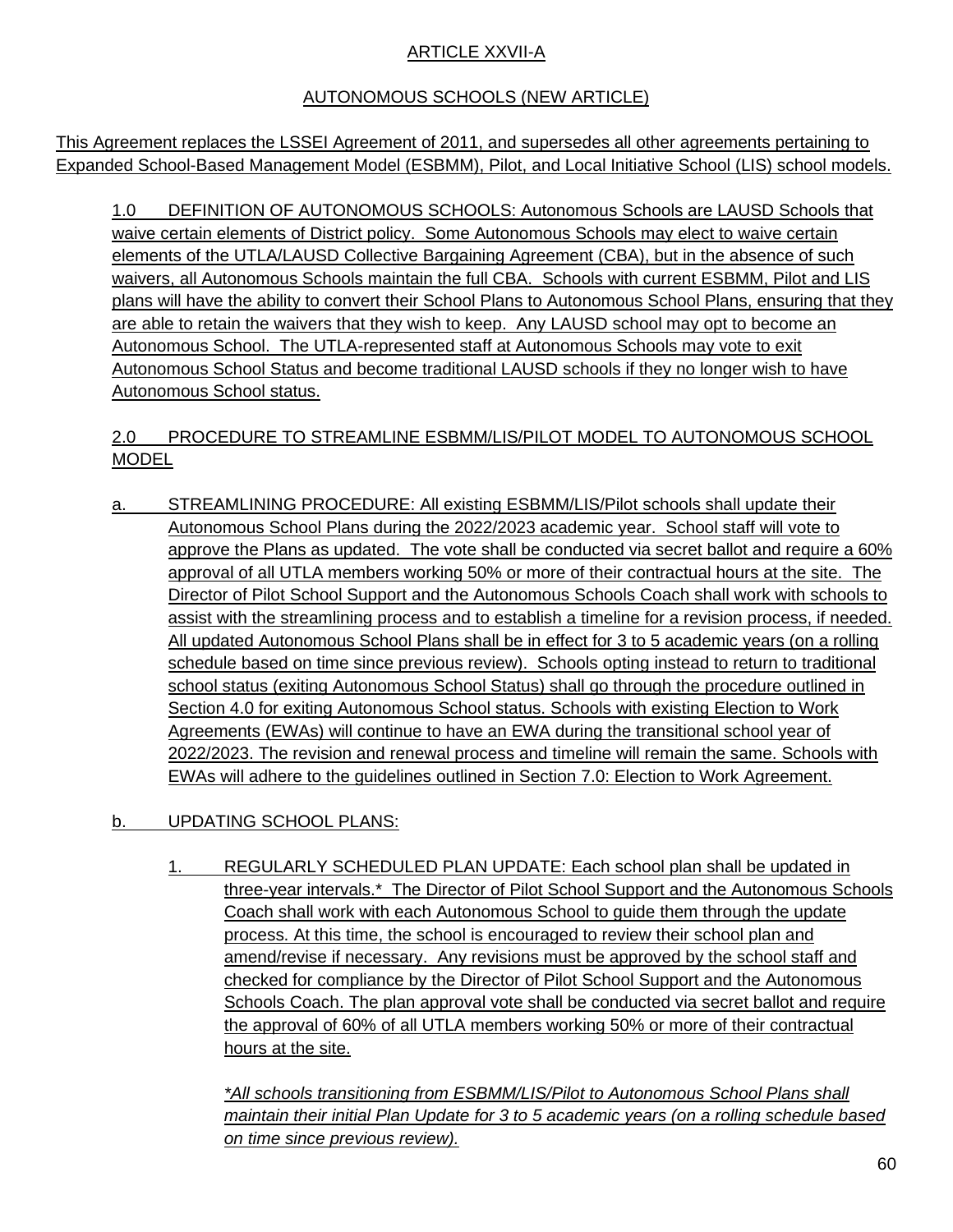# ARTICLE XXVII-A

## AUTONOMOUS SCHOOLS (NEW ARTICLE)

This Agreement replaces the LSSEI Agreement of 2011, and supersedes all other agreements pertaining to Expanded School-Based Management Model (ESBMM), Pilot, and Local Initiative School (LIS) school models.

1.0 DEFINITION OF AUTONOMOUS SCHOOLS: Autonomous Schools are LAUSD Schools that waive certain elements of District policy. Some Autonomous Schools may elect to waive certain elements of the UTLA/LAUSD Collective Bargaining Agreement (CBA), but in the absence of such waivers, all Autonomous Schools maintain the full CBA. Schools with current ESBMM, Pilot and LIS plans will have the ability to convert their School Plans to Autonomous School Plans, ensuring that they are able to retain the waivers that they wish to keep. Any LAUSD school may opt to become an Autonomous School. The UTLA-represented staff at Autonomous Schools may vote to exit Autonomous School Status and become traditional LAUSD schools if they no longer wish to have Autonomous School status.

2.0 PROCEDURE TO STREAMLINE ESBMM/LIS/PILOT MODEL TO AUTONOMOUS SCHOOL MODEL

a. STREAMLINING PROCEDURE: All existing ESBMM/LIS/Pilot schools shall update their Autonomous School Plans during the 2022/2023 academic year. School staff will vote to approve the Plans as updated. The vote shall be conducted via secret ballot and require a 60% approval of all UTLA members working 50% or more of their contractual hours at the site. The Director of Pilot School Support and the Autonomous Schools Coach shall work with schools to assist with the streamlining process and to establish a timeline for a revision process, if needed. All updated Autonomous School Plans shall be in effect for 3 to 5 academic years (on a rolling schedule based on time since previous review). Schools opting instead to return to traditional school status (exiting Autonomous School Status) shall go through the procedure outlined in Section 4.0 for exiting Autonomous School status. Schools with existing Election to Work Agreements (EWAs) will continue to have an EWA during the transitional school year of 2022/2023. The revision and renewal process and timeline will remain the same. Schools with EWAs will adhere to the guidelines outlined in Section 7.0: Election to Work Agreement.

b. UPDATING SCHOOL PLANS:

1. REGULARLY SCHEDULED PLAN UPDATE: Each school plan shall be updated in three-year intervals.* The Director of Pilot School Support and the Autonomous Schools Coach shall work with each Autonomous School to guide them through the update process. At this time, the school is encouraged to review their school plan and amend/revise if necessary. Any revisions must be approved by the school staff and checked for compliance by the Director of Pilot School Support and the Autonomous Schools Coach. The plan approval vote shall be conducted via secret ballot and require the approval of 60% of all UTLA members working 50% or more of their contractual hours at the site.

   *\*All schools transitioning from ESBMM/LIS/Pilot to Autonomous School Plans shall maintain their initial Plan Update for 3 to 5 academic years (on a rolling schedule based on time since previous review).*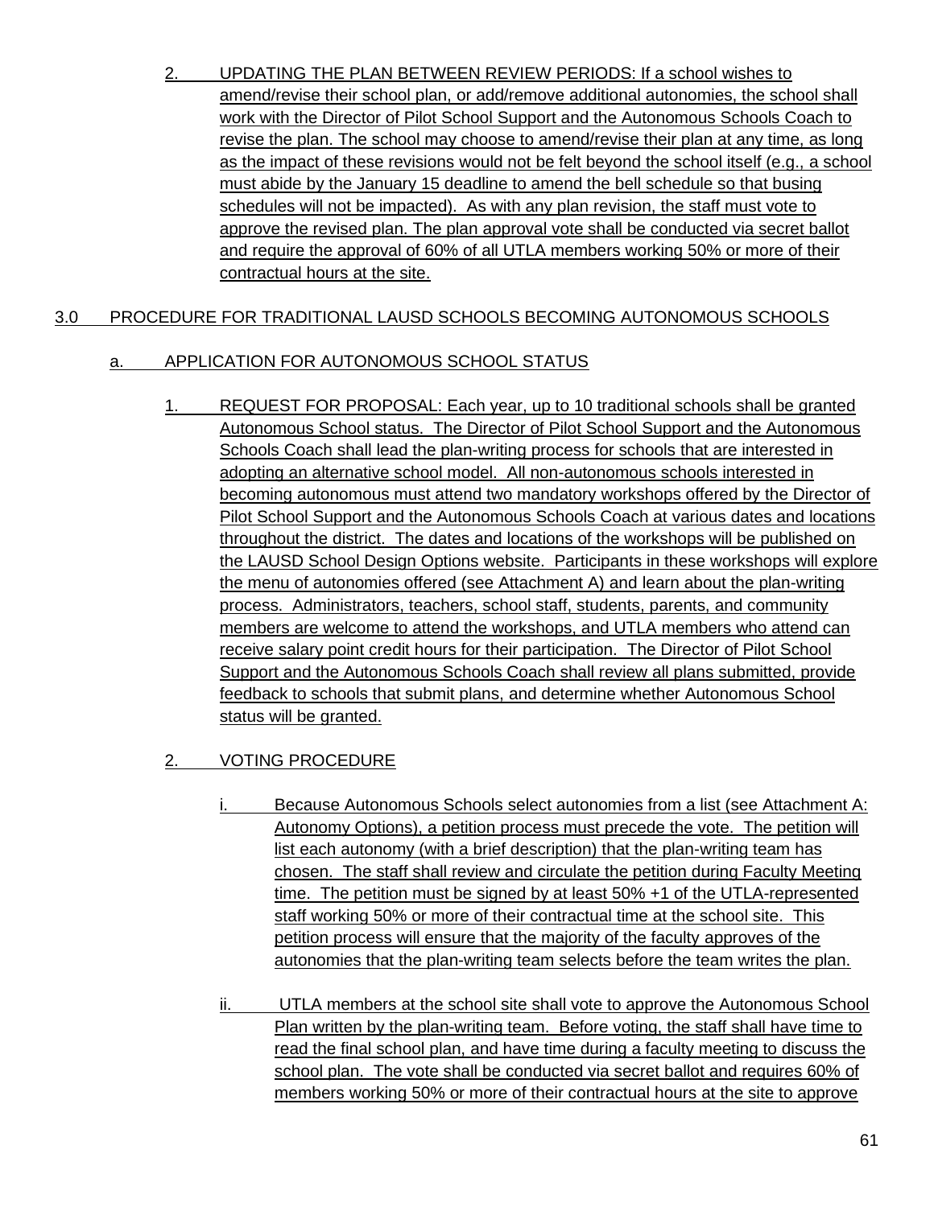2. UPDATING THE PLAN BETWEEN REVIEW PERIODS: If a school wishes to amend/revise their school plan, or add/remove additional autonomies, the school shall work with the Director of Pilot School Support and the Autonomous Schools Coach to revise the plan. The school may choose to amend/revise their plan at any time, as long as the impact of these revisions would not be felt beyond the school itself (e.g., a school must abide by the January 15 deadline to amend the bell schedule so that busing schedules will not be impacted). As with any plan revision, the staff must vote to approve the revised plan. The plan approval vote shall be conducted via secret ballot and require the approval of 60% of all UTLA members working 50% or more of their contractual hours at the site.

## 3.0 PROCEDURE FOR TRADITIONAL LAUSD SCHOOLS BECOMING AUTONOMOUS SCHOOLS

### a. APPLICATION FOR AUTONOMOUS SCHOOL STATUS

1. REQUEST FOR PROPOSAL: Each year, up to 10 traditional schools shall be granted Autonomous School status. The Director of Pilot School Support and the Autonomous Schools Coach shall lead the plan-writing process for schools that are interested in adopting an alternative school model. All non-autonomous schools interested in becoming autonomous must attend two mandatory workshops offered by the Director of Pilot School Support and the Autonomous Schools Coach at various dates and locations throughout the district. The dates and locations of the workshops will be published on the LAUSD School Design Options website. Participants in these workshops will explore the menu of autonomies offered (see Attachment A) and learn about the plan-writing process. Administrators, teachers, school staff, students, parents, and community members are welcome to attend the workshops, and UTLA members who attend can receive salary point credit hours for their participation. The Director of Pilot School Support and the Autonomous Schools Coach shall review all plans submitted, provide feedback to schools that submit plans, and determine whether Autonomous School status will be granted.

2. VOTING PROCEDURE

   i. Because Autonomous Schools select autonomies from a list (see Attachment A: Autonomy Options), a petition process must precede the vote. The petition will list each autonomy (with a brief description) that the plan-writing team has chosen. The staff shall review and circulate the petition during Faculty Meeting time. The petition must be signed by at least 50% +1 of the UTLA-represented staff working 50% or more of their contractual time at the school site. This petition process will ensure that the majority of the faculty approves of the autonomies that the plan-writing team selects before the team writes the plan.

   ii. UTLA members at the school site shall vote to approve the Autonomous School Plan written by the plan-writing team. Before voting, the staff shall have time to read the final school plan, and have time during a faculty meeting to discuss the school plan. The vote shall be conducted via secret ballot and requires 60% of members working 50% or more of their contractual hours at the site to approve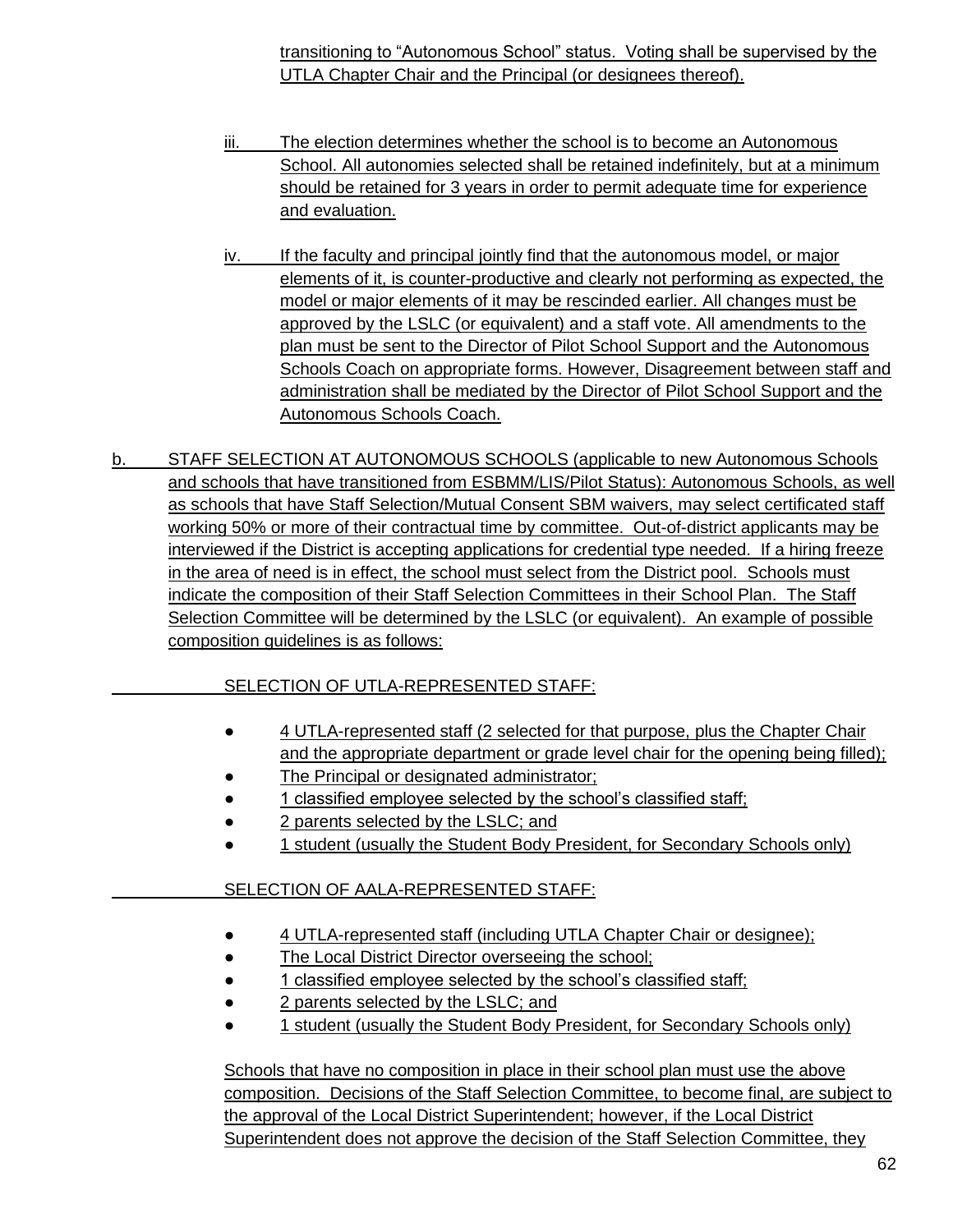transitioning to "Autonomous School" status. Voting shall be supervised by the UTLA Chapter Chair and the Principal (or designees thereof).

iii. The election determines whether the school is to become an Autonomous School. All autonomies selected shall be retained indefinitely, but at a minimum should be retained for 3 years in order to permit adequate time for experience and evaluation.

iv. If the faculty and principal jointly find that the autonomous model, or major elements of it, is counter-productive and clearly not performing as expected, the model or major elements of it may be rescinded earlier. All changes must be approved by the LSLC (or equivalent) and a staff vote. All amendments to the plan must be sent to the Director of Pilot School Support and the Autonomous Schools Coach on appropriate forms. However, Disagreement between staff and administration shall be mediated by the Director of Pilot School Support and the Autonomous Schools Coach.

b. STAFF SELECTION AT AUTONOMOUS SCHOOLS (applicable to new Autonomous Schools and schools that have transitioned from ESBMM/LIS/Pilot Status): Autonomous Schools, as well as schools that have Staff Selection/Mutual Consent SBM waivers, may select certificated staff working 50% or more of their contractual time by committee. Out-of-district applicants may be interviewed if the District is accepting applications for credential type needed. If a hiring freeze in the area of need is in effect, the school must select from the District pool. Schools must indicate the composition of their Staff Selection Committees in their School Plan. The Staff Selection Committee will be determined by the LSLC (or equivalent). An example of possible composition guidelines is as follows:

SELECTION OF UTLA-REPRESENTED STAFF:

- 4 UTLA-represented staff (2 selected for that purpose, plus the Chapter Chair and the appropriate department or grade level chair for the opening being filled);
- The Principal or designated administrator;
- 1 classified employee selected by the school's classified staff;
- 2 parents selected by the LSLC; and
- 1 student (usually the Student Body President, for Secondary Schools only)

SELECTION OF AALA-REPRESENTED STAFF:

- 4 UTLA-represented staff (including UTLA Chapter Chair or designee);
- The Local District Director overseeing the school;
- 1 classified employee selected by the school's classified staff;
- 2 parents selected by the LSLC; and
- 1 student (usually the Student Body President, for Secondary Schools only)

Schools that have no composition in place in their school plan must use the above composition. Decisions of the Staff Selection Committee, to become final, are subject to the approval of the Local District Superintendent; however, if the Local District Superintendent does not approve the decision of the Staff Selection Committee, they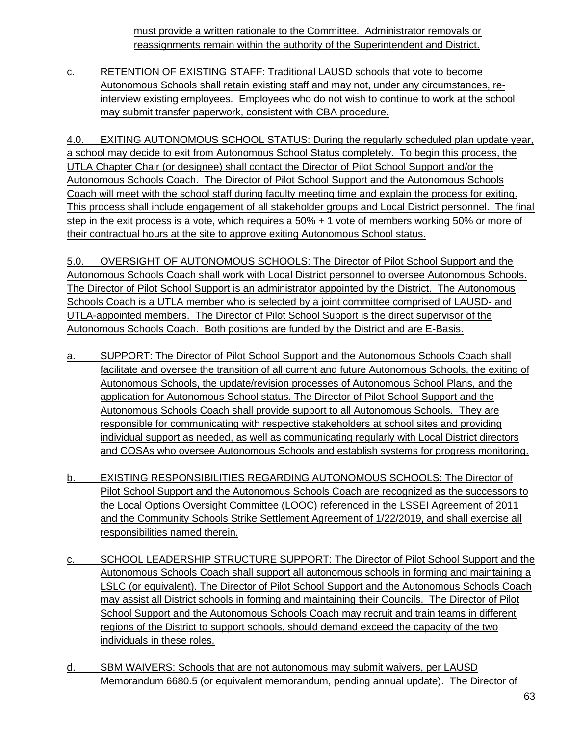must provide a written rationale to the Committee. Administrator removals or reassignments remain within the authority of the Superintendent and District.

c. RETENTION OF EXISTING STAFF: Traditional LAUSD schools that vote to become Autonomous Schools shall retain existing staff and may not, under any circumstances, re-interview existing employees. Employees who do not wish to continue to work at the school may submit transfer paperwork, consistent with CBA procedure.

4.0. EXITING AUTONOMOUS SCHOOL STATUS: During the regularly scheduled plan update year, a school may decide to exit from Autonomous School Status completely. To begin this process, the UTLA Chapter Chair (or designee) shall contact the Director of Pilot School Support and/or the Autonomous Schools Coach. The Director of Pilot School Support and the Autonomous Schools Coach will meet with the school staff during faculty meeting time and explain the process for exiting. This process shall include engagement of all stakeholder groups and Local District personnel. The final step in the exit process is a vote, which requires a 50% + 1 vote of members working 50% or more of their contractual hours at the site to approve exiting Autonomous School status.

5.0. OVERSIGHT OF AUTONOMOUS SCHOOLS: The Director of Pilot School Support and the Autonomous Schools Coach shall work with Local District personnel to oversee Autonomous Schools. The Director of Pilot School Support is an administrator appointed by the District. The Autonomous Schools Coach is a UTLA member who is selected by a joint committee comprised of LAUSD- and UTLA-appointed members. The Director of Pilot School Support is the direct supervisor of the Autonomous Schools Coach. Both positions are funded by the District and are E-Basis.

a. SUPPORT: The Director of Pilot School Support and the Autonomous Schools Coach shall facilitate and oversee the transition of all current and future Autonomous Schools, the exiting of Autonomous Schools, the update/revision processes of Autonomous School Plans, and the application for Autonomous School status. The Director of Pilot School Support and the Autonomous Schools Coach shall provide support to all Autonomous Schools. They are responsible for communicating with respective stakeholders at school sites and providing individual support as needed, as well as communicating regularly with Local District directors and COSAs who oversee Autonomous Schools and establish systems for progress monitoring.

b. EXISTING RESPONSIBILITIES REGARDING AUTONOMOUS SCHOOLS: The Director of Pilot School Support and the Autonomous Schools Coach are recognized as the successors to the Local Options Oversight Committee (LOOC) referenced in the LSSEI Agreement of 2011 and the Community Schools Strike Settlement Agreement of 1/22/2019, and shall exercise all responsibilities named therein.

c. SCHOOL LEADERSHIP STRUCTURE SUPPORT: The Director of Pilot School Support and the Autonomous Schools Coach shall support all autonomous schools in forming and maintaining a LSLC (or equivalent). The Director of Pilot School Support and the Autonomous Schools Coach may assist all District schools in forming and maintaining their Councils. The Director of Pilot School Support and the Autonomous Schools Coach may recruit and train teams in different regions of the District to support schools, should demand exceed the capacity of the two individuals in these roles.

d. SBM WAIVERS: Schools that are not autonomous may submit waivers, per LAUSD Memorandum 6680.5 (or equivalent memorandum, pending annual update). The Director of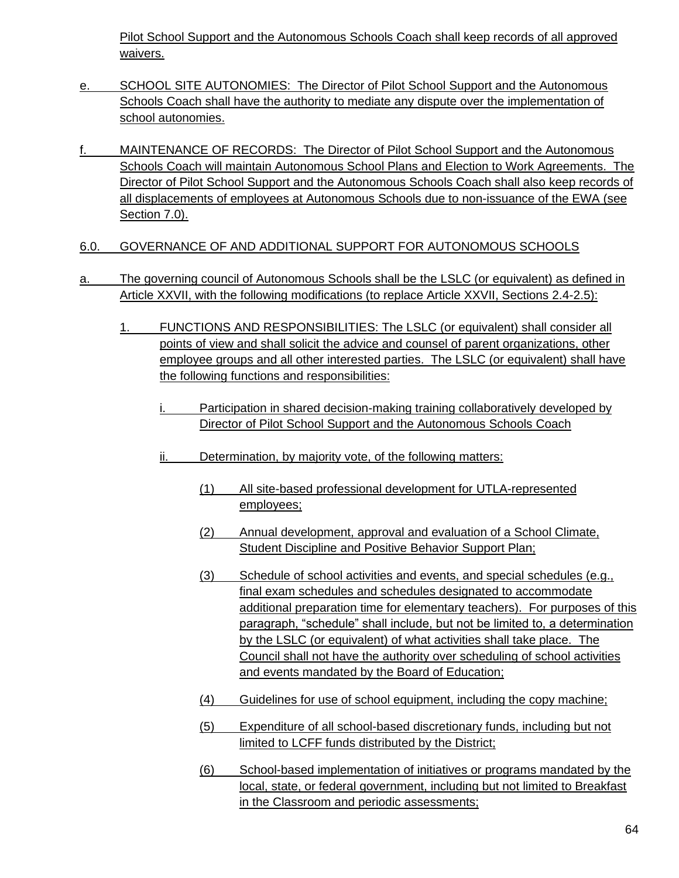Pilot School Support and the Autonomous Schools Coach shall keep records of all approved waivers.

e. SCHOOL SITE AUTONOMIES: The Director of Pilot School Support and the Autonomous Schools Coach shall have the authority to mediate any dispute over the implementation of school autonomies.

f. MAINTENANCE OF RECORDS: The Director of Pilot School Support and the Autonomous Schools Coach will maintain Autonomous School Plans and Election to Work Agreements. The Director of Pilot School Support and the Autonomous Schools Coach shall also keep records of all displacements of employees at Autonomous Schools due to non-issuance of the EWA (see Section 7.0).

6.0. GOVERNANCE OF AND ADDITIONAL SUPPORT FOR AUTONOMOUS SCHOOLS

a. The governing council of Autonomous Schools shall be the LSLC (or equivalent) as defined in Article XXVII, with the following modifications (to replace Article XXVII, Sections 2.4-2.5):

1. FUNCTIONS AND RESPONSIBILITIES: The LSLC (or equivalent) shall consider all points of view and shall solicit the advice and counsel of parent organizations, other employee groups and all other interested parties. The LSLC (or equivalent) shall have the following functions and responsibilities:

i. Participation in shared decision-making training collaboratively developed by Director of Pilot School Support and the Autonomous Schools Coach

ii. Determination, by majority vote, of the following matters:

(1) All site-based professional development for UTLA-represented employees;

(2) Annual development, approval and evaluation of a School Climate, Student Discipline and Positive Behavior Support Plan;

(3) Schedule of school activities and events, and special schedules (e.g., final exam schedules and schedules designated to accommodate additional preparation time for elementary teachers). For purposes of this paragraph, “schedule” shall include, but not be limited to, a determination by the LSLC (or equivalent) of what activities shall take place. The Council shall not have the authority over scheduling of school activities and events mandated by the Board of Education;

(4) Guidelines for use of school equipment, including the copy machine;

(5) Expenditure of all school-based discretionary funds, including but not limited to LCFF funds distributed by the District;

(6) School-based implementation of initiatives or programs mandated by the local, state, or federal government, including but not limited to Breakfast in the Classroom and periodic assessments;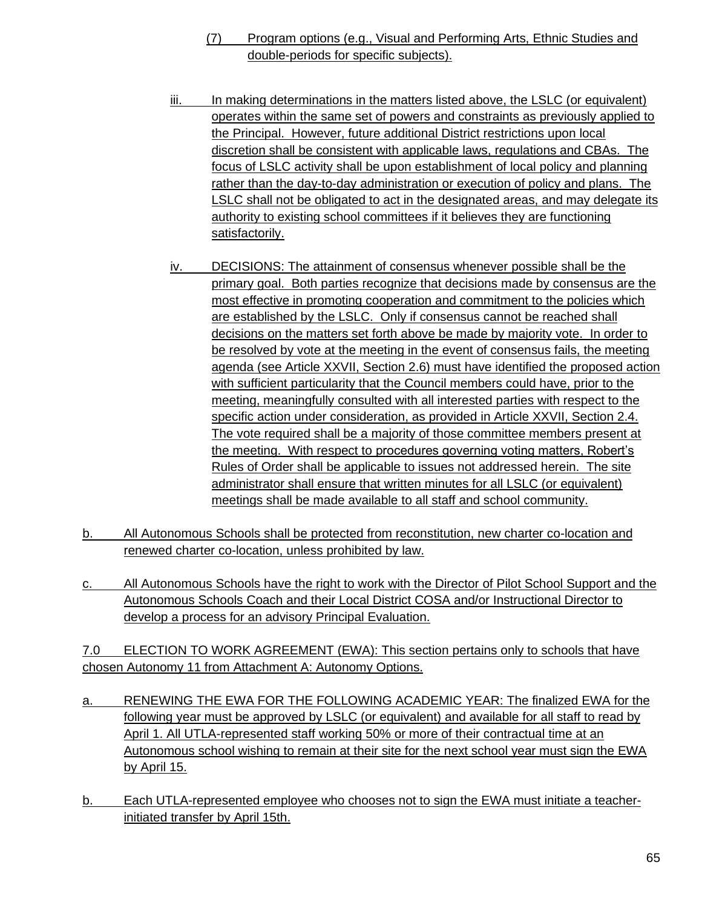(7) Program options (e.g., Visual and Performing Arts, Ethnic Studies and double-periods for specific subjects).

iii. In making determinations in the matters listed above, the LSLC (or equivalent) operates within the same set of powers and constraints as previously applied to the Principal. However, future additional District restrictions upon local discretion shall be consistent with applicable laws, regulations and CBAs. The focus of LSLC activity shall be upon establishment of local policy and planning rather than the day-to-day administration or execution of policy and plans. The LSLC shall not be obligated to act in the designated areas, and may delegate its authority to existing school committees if it believes they are functioning satisfactorily.

iv. DECISIONS: The attainment of consensus whenever possible shall be the primary goal. Both parties recognize that decisions made by consensus are the most effective in promoting cooperation and commitment to the policies which are established by the LSLC. Only if consensus cannot be reached shall decisions on the matters set forth above be made by majority vote. In order to be resolved by vote at the meeting in the event of consensus fails, the meeting agenda (see Article XXVII, Section 2.6) must have identified the proposed action with sufficient particularity that the Council members could have, prior to the meeting, meaningfully consulted with all interested parties with respect to the specific action under consideration, as provided in Article XXVII, Section 2.4. The vote required shall be a majority of those committee members present at the meeting. With respect to procedures governing voting matters, Robert's Rules of Order shall be applicable to issues not addressed herein. The site administrator shall ensure that written minutes for all LSLC (or equivalent) meetings shall be made available to all staff and school community.

b. All Autonomous Schools shall be protected from reconstitution, new charter co-location and renewed charter co-location, unless prohibited by law.

c. All Autonomous Schools have the right to work with the Director of Pilot School Support and the Autonomous Schools Coach and their Local District COSA and/or Instructional Director to develop a process for an advisory Principal Evaluation.

7.0 ELECTION TO WORK AGREEMENT (EWA): This section pertains only to schools that have chosen Autonomy 11 from Attachment A: Autonomy Options.

a. RENEWING THE EWA FOR THE FOLLOWING ACADEMIC YEAR: The finalized EWA for the following year must be approved by LSLC (or equivalent) and available for all staff to read by April 1. All UTLA-represented staff working 50% or more of their contractual time at an Autonomous school wishing to remain at their site for the next school year must sign the EWA by April 15.

b. Each UTLA-represented employee who chooses not to sign the EWA must initiate a teacher-initiated transfer by April 15th.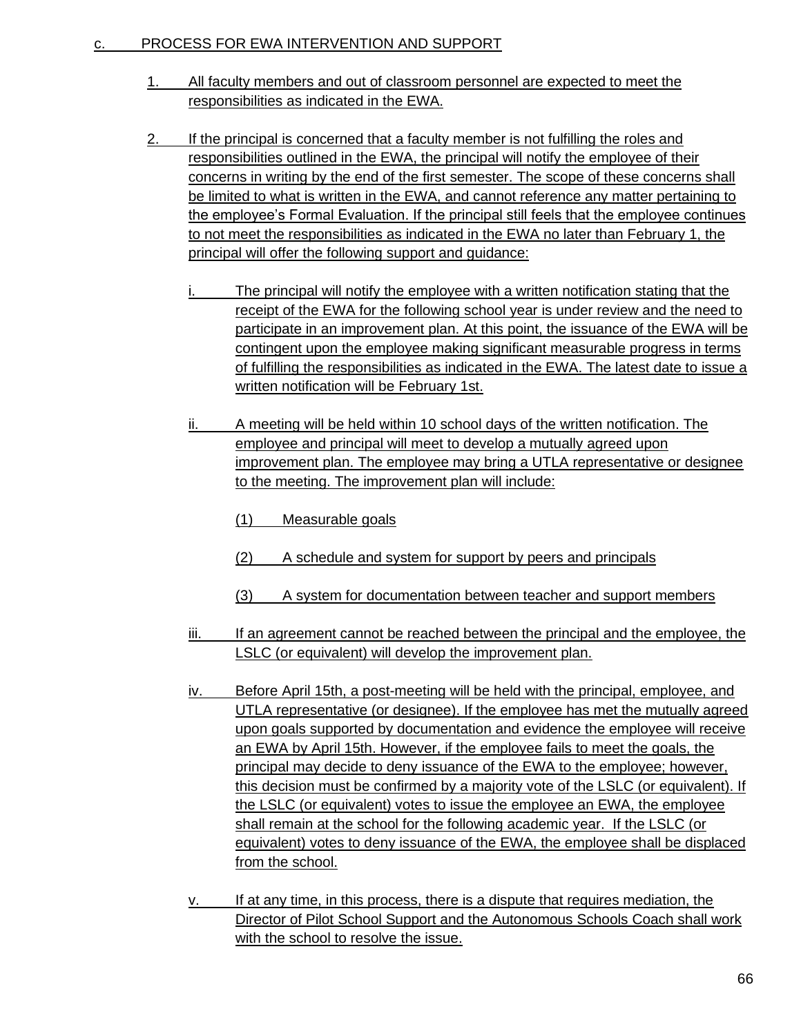c. PROCESS FOR EWA INTERVENTION AND SUPPORT

1. All faculty members and out of classroom personnel are expected to meet the responsibilities as indicated in the EWA.

2. If the principal is concerned that a faculty member is not fulfilling the roles and responsibilities outlined in the EWA, the principal will notify the employee of their concerns in writing by the end of the first semester. The scope of these concerns shall be limited to what is written in the EWA, and cannot reference any matter pertaining to the employee's Formal Evaluation. If the principal still feels that the employee continues to not meet the responsibilities as indicated in the EWA no later than February 1, the principal will offer the following support and guidance:

   i. The principal will notify the employee with a written notification stating that the receipt of the EWA for the following school year is under review and the need to participate in an improvement plan. At this point, the issuance of the EWA will be contingent upon the employee making significant measurable progress in terms of fulfilling the responsibilities as indicated in the EWA. The latest date to issue a written notification will be February 1st.

   ii. A meeting will be held within 10 school days of the written notification. The employee and principal will meet to develop a mutually agreed upon improvement plan. The employee may bring a UTLA representative or designee to the meeting. The improvement plan will include:

      (1) Measurable goals

      (2) A schedule and system for support by peers and principals

      (3) A system for documentation between teacher and support members

   iii. If an agreement cannot be reached between the principal and the employee, the LSLC (or equivalent) will develop the improvement plan.

   iv. Before April 15th, a post-meeting will be held with the principal, employee, and UTLA representative (or designee). If the employee has met the mutually agreed upon goals supported by documentation and evidence the employee will receive an EWA by April 15th. However, if the employee fails to meet the goals, the principal may decide to deny issuance of the EWA to the employee; however, this decision must be confirmed by a majority vote of the LSLC (or equivalent). If the LSLC (or equivalent) votes to issue the employee an EWA, the employee shall remain at the school for the following academic year. If the LSLC (or equivalent) votes to deny issuance of the EWA, the employee shall be displaced from the school.

   v. If at any time, in this process, there is a dispute that requires mediation, the Director of Pilot School Support and the Autonomous Schools Coach shall work with the school to resolve the issue.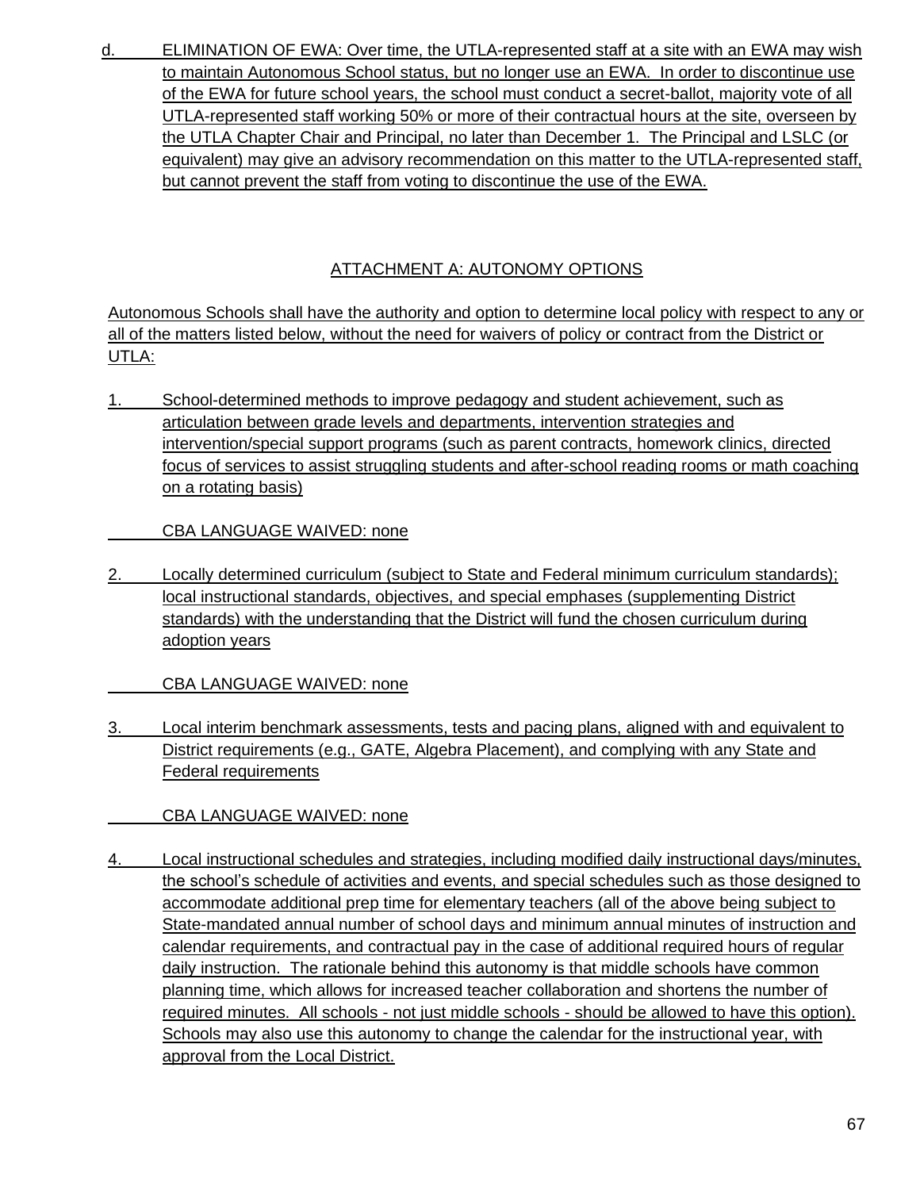d. ELIMINATION OF EWA: Over time, the UTLA-represented staff at a site with an EWA may wish to maintain Autonomous School status, but no longer use an EWA. In order to discontinue use of the EWA for future school years, the school must conduct a secret-ballot, majority vote of all UTLA-represented staff working 50% or more of their contractual hours at the site, overseen by the UTLA Chapter Chair and Principal, no later than December 1. The Principal and LSLC (or equivalent) may give an advisory recommendation on this matter to the UTLA-represented staff, but cannot prevent the staff from voting to discontinue the use of the EWA.

## ATTACHMENT A: AUTONOMY OPTIONS

Autonomous Schools shall have the authority and option to determine local policy with respect to any or all of the matters listed below, without the need for waivers of policy or contract from the District or UTLA:

1. School-determined methods to improve pedagogy and student achievement, such as articulation between grade levels and departments, intervention strategies and intervention/special support programs (such as parent contracts, homework clinics, directed focus of services to assist struggling students and after-school reading rooms or math coaching on a rotating basis)

   CBA LANGUAGE WAIVED: none

2. Locally determined curriculum (subject to State and Federal minimum curriculum standards); local instructional standards, objectives, and special emphases (supplementing District standards) with the understanding that the District will fund the chosen curriculum during adoption years

   CBA LANGUAGE WAIVED: none

3. Local interim benchmark assessments, tests and pacing plans, aligned with and equivalent to District requirements (e.g., GATE, Algebra Placement), and complying with any State and Federal requirements

   CBA LANGUAGE WAIVED: none

4. Local instructional schedules and strategies, including modified daily instructional days/minutes, the school's schedule of activities and events, and special schedules such as those designed to accommodate additional prep time for elementary teachers (all of the above being subject to State-mandated annual number of school days and minimum annual minutes of instruction and calendar requirements, and contractual pay in the case of additional required hours of regular daily instruction. The rationale behind this autonomy is that middle schools have common planning time, which allows for increased teacher collaboration and shortens the number of required minutes. All schools - not just middle schools - should be allowed to have this option). Schools may also use this autonomy to change the calendar for the instructional year, with approval from the Local District.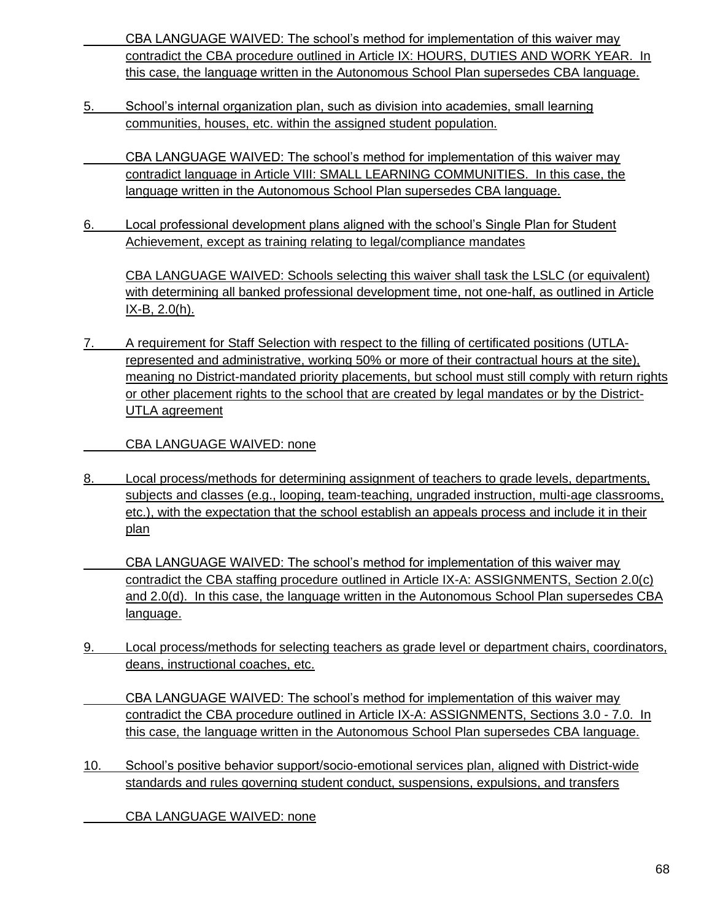CBA LANGUAGE WAIVED: The school's method for implementation of this waiver may contradict the CBA procedure outlined in Article IX: HOURS, DUTIES AND WORK YEAR. In this case, the language written in the Autonomous School Plan supersedes CBA language.

5. School's internal organization plan, such as division into academies, small learning communities, houses, etc. within the assigned student population.

   CBA LANGUAGE WAIVED: The school's method for implementation of this waiver may contradict language in Article VIII: SMALL LEARNING COMMUNITIES. In this case, the language written in the Autonomous School Plan supersedes CBA language.

6. Local professional development plans aligned with the school's Single Plan for Student Achievement, except as training relating to legal/compliance mandates

   CBA LANGUAGE WAIVED: Schools selecting this waiver shall task the LSLC (or equivalent) with determining all banked professional development time, not one-half, as outlined in Article IX-B, 2.0(h).

7. A requirement for Staff Selection with respect to the filling of certificated positions (UTLA-represented and administrative, working 50% or more of their contractual hours at the site), meaning no District-mandated priority placements, but school must still comply with return rights or other placement rights to the school that are created by legal mandates or by the District-UTLA agreement

   CBA LANGUAGE WAIVED: none

8. Local process/methods for determining assignment of teachers to grade levels, departments, subjects and classes (e.g., looping, team-teaching, ungraded instruction, multi-age classrooms, etc.), with the expectation that the school establish an appeals process and include it in their plan

   CBA LANGUAGE WAIVED: The school's method for implementation of this waiver may contradict the CBA staffing procedure outlined in Article IX-A: ASSIGNMENTS, Section 2.0(c) and 2.0(d). In this case, the language written in the Autonomous School Plan supersedes CBA language.

9. Local process/methods for selecting teachers as grade level or department chairs, coordinators, deans, instructional coaches, etc.

   CBA LANGUAGE WAIVED: The school's method for implementation of this waiver may contradict the CBA procedure outlined in Article IX-A: ASSIGNMENTS, Sections 3.0 - 7.0. In this case, the language written in the Autonomous School Plan supersedes CBA language.

10. School's positive behavior support/socio-emotional services plan, aligned with District-wide standards and rules governing student conduct, suspensions, expulsions, and transfers

    CBA LANGUAGE WAIVED: none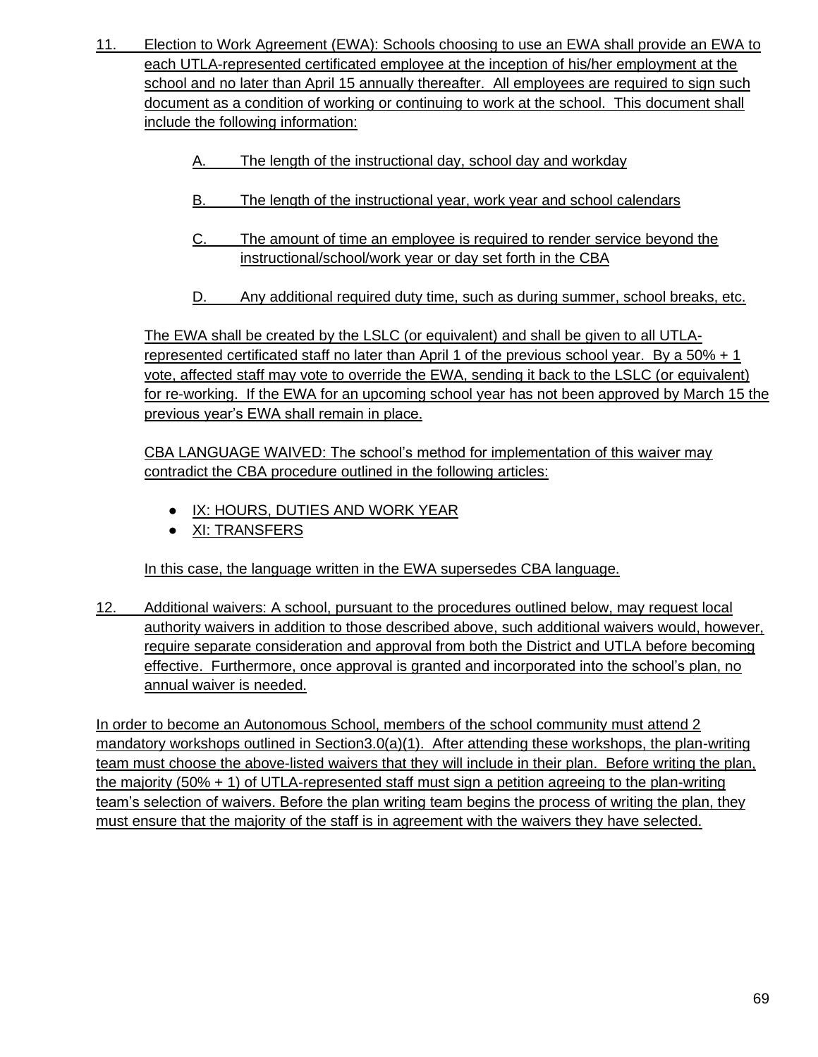11. Election to Work Agreement (EWA): Schools choosing to use an EWA shall provide an EWA to each UTLA-represented certificated employee at the inception of his/her employment at the school and no later than April 15 annually thereafter. All employees are required to sign such document as a condition of working or continuing to work at the school. This document shall include the following information:

    A. The length of the instructional day, school day and workday

    B. The length of the instructional year, work year and school calendars

    C. The amount of time an employee is required to render service beyond the instructional/school/work year or day set forth in the CBA

    D. Any additional required duty time, such as during summer, school breaks, etc.

    The EWA shall be created by the LSLC (or equivalent) and shall be given to all UTLA-represented certificated staff no later than April 1 of the previous school year. By a 50% + 1 vote, affected staff may vote to override the EWA, sending it back to the LSLC (or equivalent) for re-working. If the EWA for an upcoming school year has not been approved by March 15 the previous year's EWA shall remain in place.

    CBA LANGUAGE WAIVED: The school's method for implementation of this waiver may contradict the CBA procedure outlined in the following articles:

    - IX: HOURS, DUTIES AND WORK YEAR
    - XI: TRANSFERS

    In this case, the language written in the EWA supersedes CBA language.

12. Additional waivers: A school, pursuant to the procedures outlined below, may request local authority waivers in addition to those described above, such additional waivers would, however, require separate consideration and approval from both the District and UTLA before becoming effective. Furthermore, once approval is granted and incorporated into the school's plan, no annual waiver is needed.

In order to become an Autonomous School, members of the school community must attend 2 mandatory workshops outlined in Section3.0(a)(1). After attending these workshops, the plan-writing team must choose the above-listed waivers that they will include in their plan. Before writing the plan, the majority (50% + 1) of UTLA-represented staff must sign a petition agreeing to the plan-writing team's selection of waivers. Before the plan writing team begins the process of writing the plan, they must ensure that the majority of the staff is in agreement with the waivers they have selected.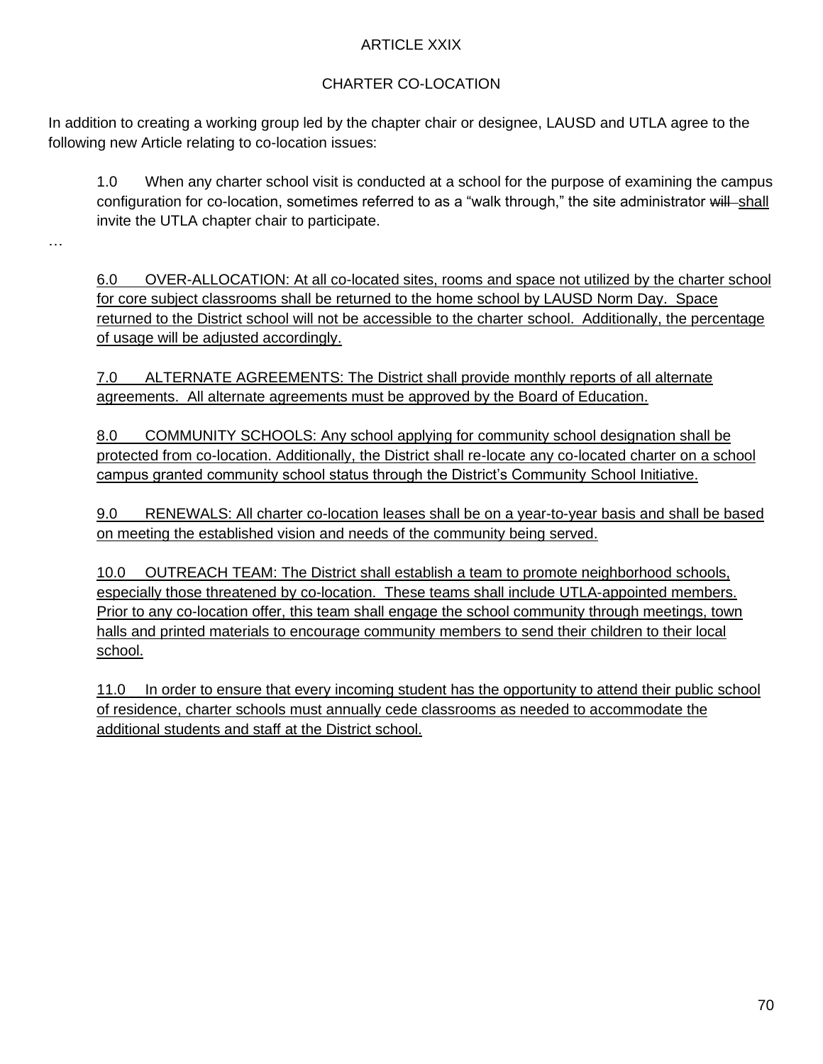# ARTICLE XXIX

## CHARTER CO-LOCATION

In addition to creating a working group led by the chapter chair or designee, LAUSD and UTLA agree to the following new Article relating to co-location issues:

1.0 When any charter school visit is conducted at a school for the purpose of examining the campus configuration for co-location, sometimes referred to as a "walk through," the site administrator ~~will~~ <u>shall</u> invite the UTLA chapter chair to participate.

…

<u>6.0 OVER-ALLOCATION: At all co-located sites, rooms and space not utilized by the charter school for core subject classrooms shall be returned to the home school by LAUSD Norm Day. Space returned to the District school will not be accessible to the charter school. Additionally, the percentage of usage will be adjusted accordingly.</u>

<u>7.0 ALTERNATE AGREEMENTS: The District shall provide monthly reports of all alternate agreements. All alternate agreements must be approved by the Board of Education.</u>

<u>8.0 COMMUNITY SCHOOLS: Any school applying for community school designation shall be protected from co-location. Additionally, the District shall re-locate any co-located charter on a school campus granted community school status through the District's Community School Initiative.</u>

<u>9.0 RENEWALS: All charter co-location leases shall be on a year-to-year basis and shall be based on meeting the established vision and needs of the community being served.</u>

<u>10.0 OUTREACH TEAM: The District shall establish a team to promote neighborhood schools, especially those threatened by co-location. These teams shall include UTLA-appointed members. Prior to any co-location offer, this team shall engage the school community through meetings, town halls and printed materials to encourage community members to send their children to their local school.</u>

<u>11.0 In order to ensure that every incoming student has the opportunity to attend their public school of residence, charter schools must annually cede classrooms as needed to accommodate the additional students and staff at the District school.</u>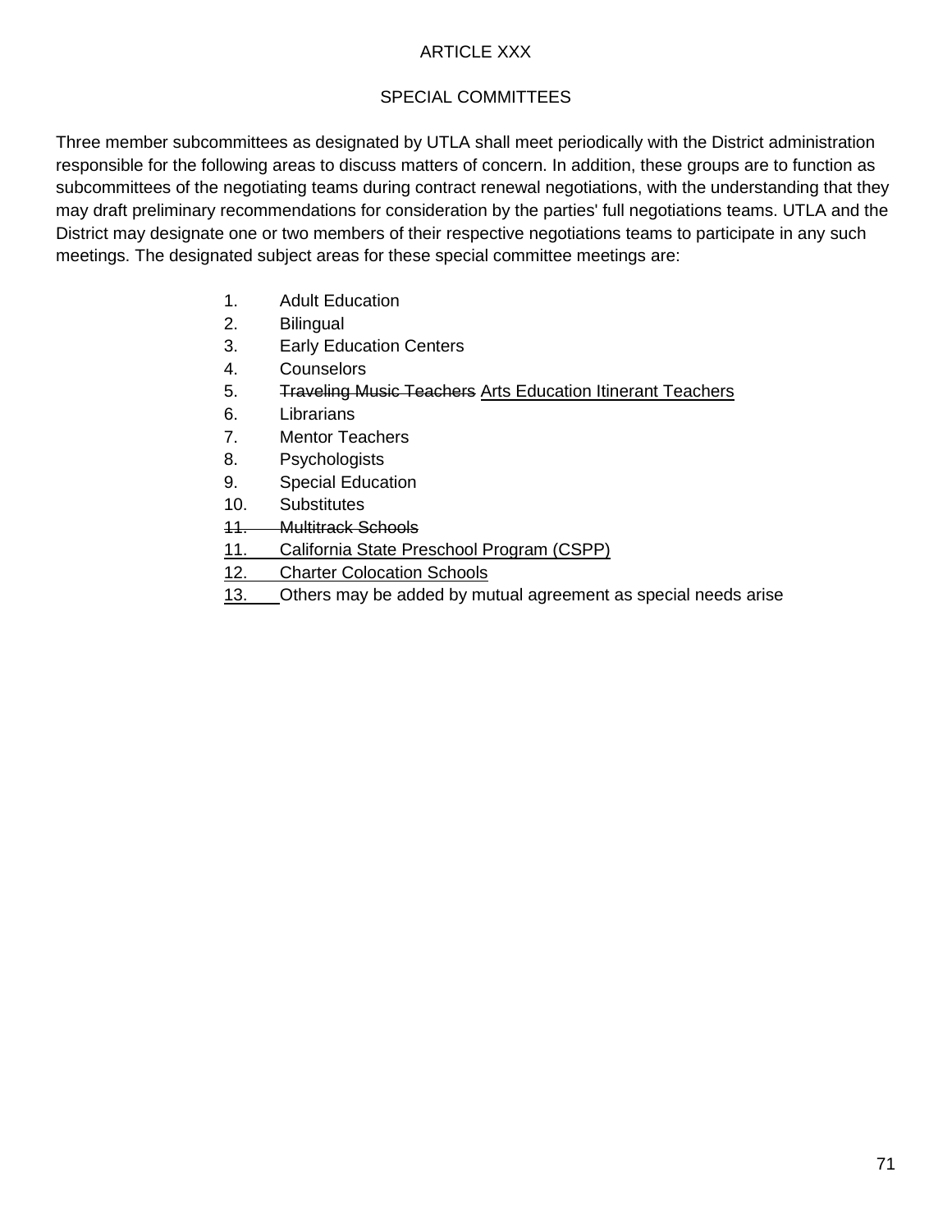# ARTICLE XXX

## SPECIAL COMMITTEES

Three member subcommittees as designated by UTLA shall meet periodically with the District administration responsible for the following areas to discuss matters of concern. In addition, these groups are to function as subcommittees of the negotiating teams during contract renewal negotiations, with the understanding that they may draft preliminary recommendations for consideration by the parties' full negotiations teams. UTLA and the District may designate one or two members of their respective negotiations teams to participate in any such meetings. The designated subject areas for these special committee meetings are:

1. Adult Education
2. Bilingual
3. Early Education Centers
4. Counselors
5. ~~Traveling Music Teachers~~ <u>Arts Education Itinerant Teachers</u>
6. Librarians
7. Mentor Teachers
8. Psychologists
9. Special Education
10. Substitutes

~~11. Multitrack Schools~~

<u>11. California State Preschool Program (CSPP)</u>

<u>12. Charter Colocation Schools</u>

<u>13.</u> Others may be added by mutual agreement as special needs arise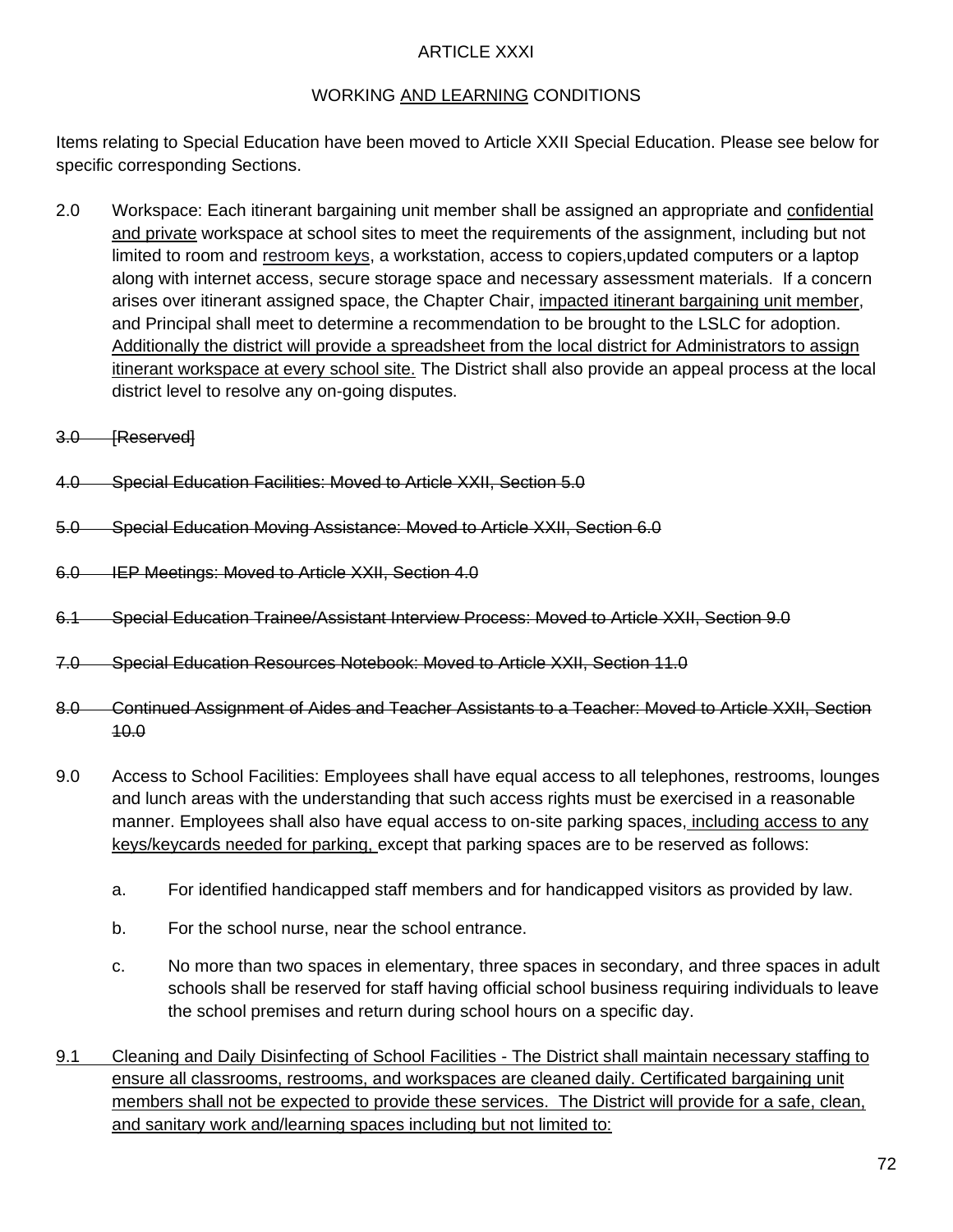ARTICLE XXXI

WORKING <u>AND LEARNING</u> CONDITIONS

Items relating to Special Education have been moved to Article XXII Special Education. Please see below for specific corresponding Sections.

2.0 Workspace: Each itinerant bargaining unit member shall be assigned an appropriate and <u>confidential and private</u> workspace at school sites to meet the requirements of the assignment, including but not limited to room and <u>restroom keys</u>, a workstation, access to copiers,updated computers or a laptop along with internet access, secure storage space and necessary assessment materials. If a concern arises over itinerant assigned space, the Chapter Chair, <u>impacted itinerant bargaining unit member</u>, and Principal shall meet to determine a recommendation to be brought to the LSLC for adoption. <u>Additionally the district will provide a spreadsheet from the local district for Administrators to assign itinerant workspace at every school site.</u> The District shall also provide an appeal process at the local district level to resolve any on-going disputes.

~~3.0 [Reserved]~~

~~4.0 Special Education Facilities: Moved to Article XXII, Section 5.0~~

~~5.0 Special Education Moving Assistance: Moved to Article XXII, Section 6.0~~

~~6.0 IEP Meetings: Moved to Article XXII, Section 4.0~~

~~6.1 Special Education Trainee/Assistant Interview Process: Moved to Article XXII, Section 9.0~~

~~7.0 Special Education Resources Notebook: Moved to Article XXII, Section 11.0~~

~~8.0 Continued Assignment of Aides and Teacher Assistants to a Teacher: Moved to Article XXII, Section 10.0~~

9.0 Access to School Facilities: Employees shall have equal access to all telephones, restrooms, lounges and lunch areas with the understanding that such access rights must be exercised in a reasonable manner. Employees shall also have equal access to on-site parking spaces,<u> including access to any keys/keycards needed for parking, </u>except that parking spaces are to be reserved as follows:

a. For identified handicapped staff members and for handicapped visitors as provided by law.

b. For the school nurse, near the school entrance.

c. No more than two spaces in elementary, three spaces in secondary, and three spaces in adult schools shall be reserved for staff having official school business requiring individuals to leave the school premises and return during school hours on a specific day.

<u>9.1 Cleaning and Daily Disinfecting of School Facilities - The District shall maintain necessary staffing to ensure all classrooms, restrooms, and workspaces are cleaned daily. Certificated bargaining unit members shall not be expected to provide these services. The District will provide for a safe, clean, and sanitary work and/learning spaces including but not limited to:</u>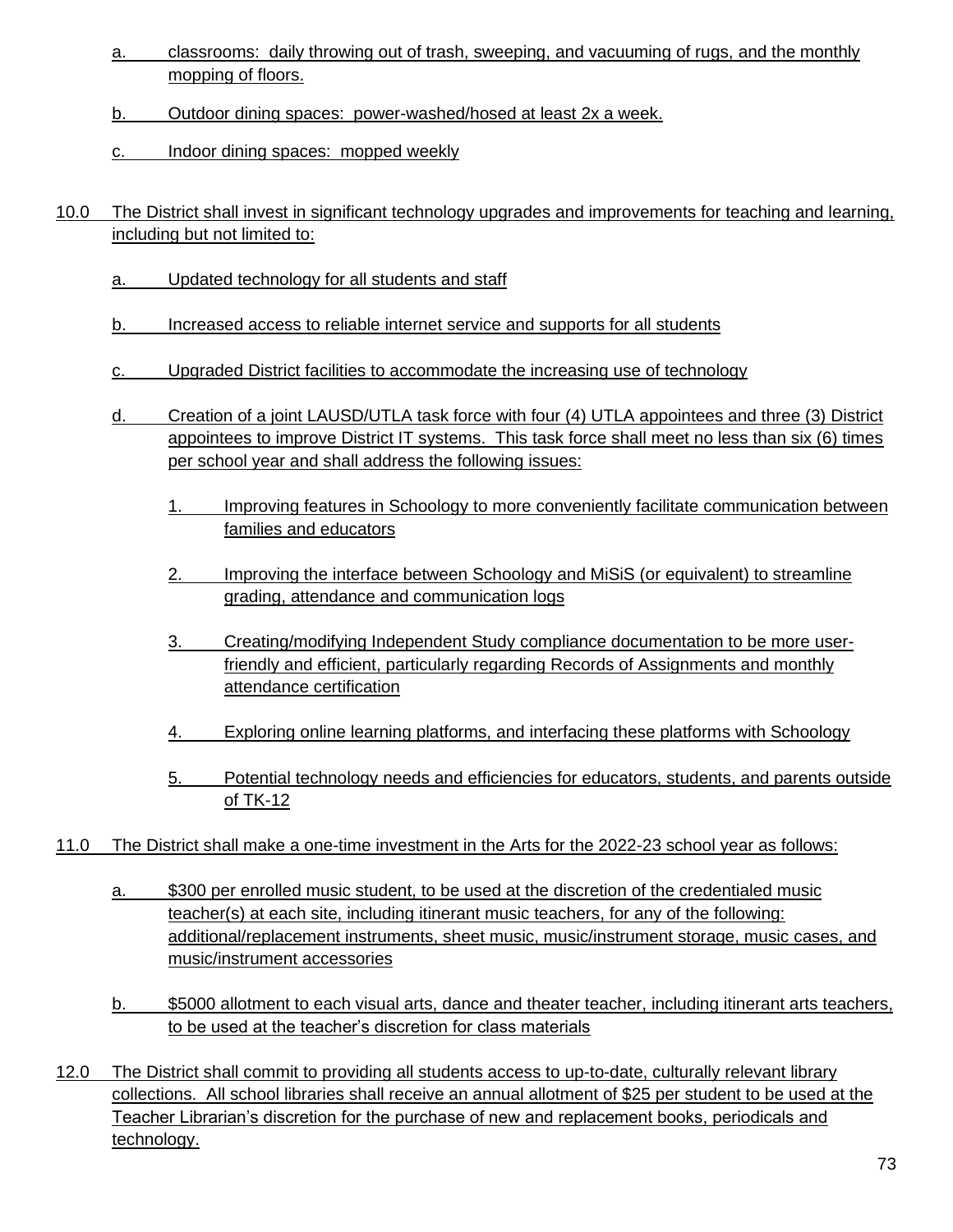a. classrooms: daily throwing out of trash, sweeping, and vacuuming of rugs, and the monthly mopping of floors.

b. Outdoor dining spaces: power-washed/hosed at least 2x a week.

c. Indoor dining spaces: mopped weekly

10.0 The District shall invest in significant technology upgrades and improvements for teaching and learning, including but not limited to:

a. Updated technology for all students and staff

b. Increased access to reliable internet service and supports for all students

c. Upgraded District facilities to accommodate the increasing use of technology

d. Creation of a joint LAUSD/UTLA task force with four (4) UTLA appointees and three (3) District appointees to improve District IT systems. This task force shall meet no less than six (6) times per school year and shall address the following issues:

1. Improving features in Schoology to more conveniently facilitate communication between families and educators

2. Improving the interface between Schoology and MiSiS (or equivalent) to streamline grading, attendance and communication logs

3. Creating/modifying Independent Study compliance documentation to be more user-friendly and efficient, particularly regarding Records of Assignments and monthly attendance certification

4. Exploring online learning platforms, and interfacing these platforms with Schoology

5. Potential technology needs and efficiencies for educators, students, and parents outside of TK-12

11.0 The District shall make a one-time investment in the Arts for the 2022-23 school year as follows:

a. $300 per enrolled music student, to be used at the discretion of the credentialed music teacher(s) at each site, including itinerant music teachers, for any of the following: additional/replacement instruments, sheet music, music/instrument storage, music cases, and music/instrument accessories

b. $5000 allotment to each visual arts, dance and theater teacher, including itinerant arts teachers, to be used at the teacher's discretion for class materials

12.0 The District shall commit to providing all students access to up-to-date, culturally relevant library collections. All school libraries shall receive an annual allotment of $25 per student to be used at the Teacher Librarian's discretion for the purchase of new and replacement books, periodicals and technology.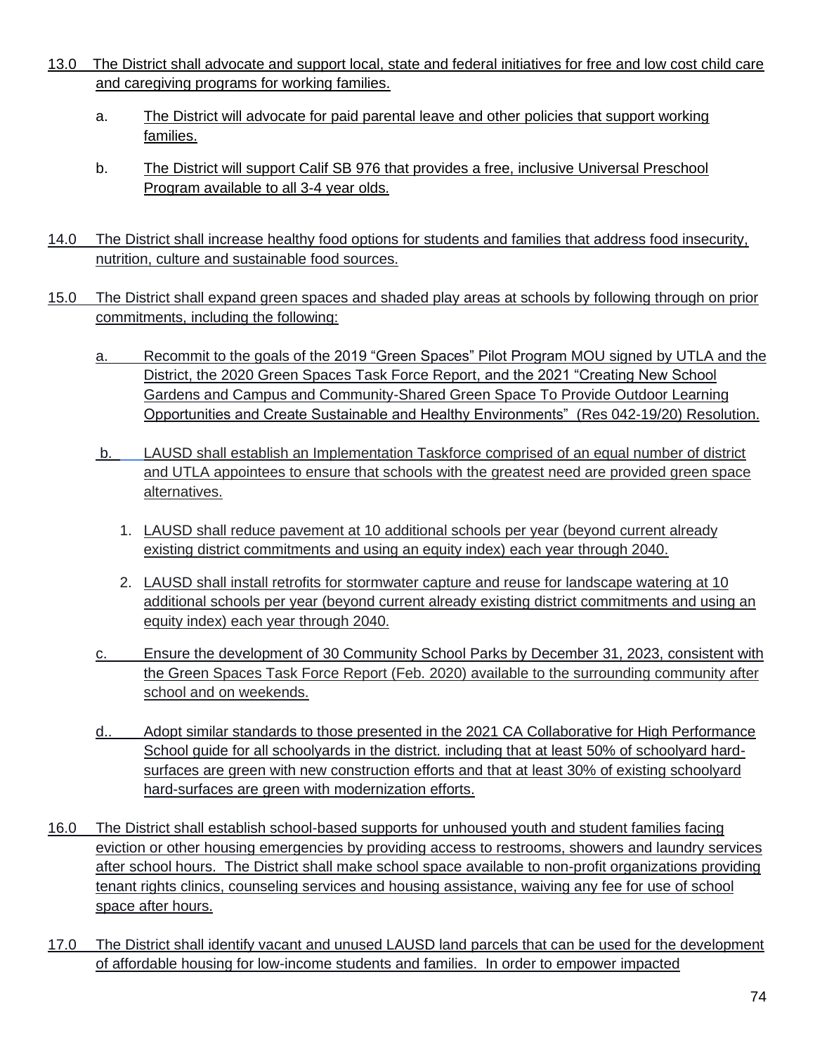13.0 The District shall advocate and support local, state and federal initiatives for free and low cost child care and caregiving programs for working families.

a. The District will advocate for paid parental leave and other policies that support working families.

b. The District will support Calif SB 976 that provides a free, inclusive Universal Preschool Program available to all 3-4 year olds.

14.0 The District shall increase healthy food options for students and families that address food insecurity, nutrition, culture and sustainable food sources.

15.0 The District shall expand green spaces and shaded play areas at schools by following through on prior commitments, including the following:

a. Recommit to the goals of the 2019 "Green Spaces" Pilot Program MOU signed by UTLA and the District, the 2020 Green Spaces Task Force Report, and the 2021 "Creating New School Gardens and Campus and Community-Shared Green Space To Provide Outdoor Learning Opportunities and Create Sustainable and Healthy Environments" (Res 042-19/20) Resolution.

b. LAUSD shall establish an Implementation Taskforce comprised of an equal number of district and UTLA appointees to ensure that schools with the greatest need are provided green space alternatives.

1. LAUSD shall reduce pavement at 10 additional schools per year (beyond current already existing district commitments and using an equity index) each year through 2040.
2. LAUSD shall install retrofits for stormwater capture and reuse for landscape watering at 10 additional schools per year (beyond current already existing district commitments and using an equity index) each year through 2040.

c. Ensure the development of 30 Community School Parks by December 31, 2023, consistent with the Green Spaces Task Force Report (Feb. 2020) available to the surrounding community after school and on weekends.

d.. Adopt similar standards to those presented in the 2021 CA Collaborative for High Performance School guide for all schoolyards in the district. including that at least 50% of schoolyard hard-surfaces are green with new construction efforts and that at least 30% of existing schoolyard hard-surfaces are green with modernization efforts.

16.0 The District shall establish school-based supports for unhoused youth and student families facing eviction or other housing emergencies by providing access to restrooms, showers and laundry services after school hours. The District shall make school space available to non-profit organizations providing tenant rights clinics, counseling services and housing assistance, waiving any fee for use of school space after hours.

17.0 The District shall identify vacant and unused LAUSD land parcels that can be used for the development of affordable housing for low-income students and families. In order to empower impacted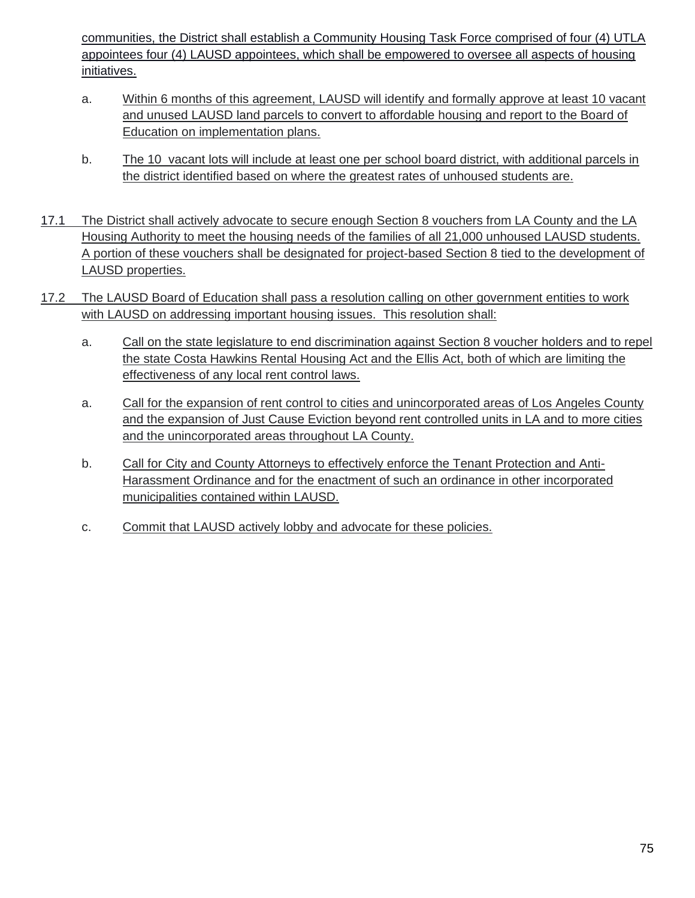communities, the District shall establish a Community Housing Task Force comprised of four (4) UTLA appointees four (4) LAUSD appointees, which shall be empowered to oversee all aspects of housing initiatives.

a. Within 6 months of this agreement, LAUSD will identify and formally approve at least 10 vacant and unused LAUSD land parcels to convert to affordable housing and report to the Board of Education on implementation plans.

b. The 10 vacant lots will include at least one per school board district, with additional parcels in the district identified based on where the greatest rates of unhoused students are.

17.1 The District shall actively advocate to secure enough Section 8 vouchers from LA County and the LA Housing Authority to meet the housing needs of the families of all 21,000 unhoused LAUSD students. A portion of these vouchers shall be designated for project-based Section 8 tied to the development of LAUSD properties.

17.2 The LAUSD Board of Education shall pass a resolution calling on other government entities to work with LAUSD on addressing important housing issues. This resolution shall:

a. Call on the state legislature to end discrimination against Section 8 voucher holders and to repel the state Costa Hawkins Rental Housing Act and the Ellis Act, both of which are limiting the effectiveness of any local rent control laws.

a. Call for the expansion of rent control to cities and unincorporated areas of Los Angeles County and the expansion of Just Cause Eviction beyond rent controlled units in LA and to more cities and the unincorporated areas throughout LA County.

b. Call for City and County Attorneys to effectively enforce the Tenant Protection and Anti-Harassment Ordinance and for the enactment of such an ordinance in other incorporated municipalities contained within LAUSD.

c. Commit that LAUSD actively lobby and advocate for these policies.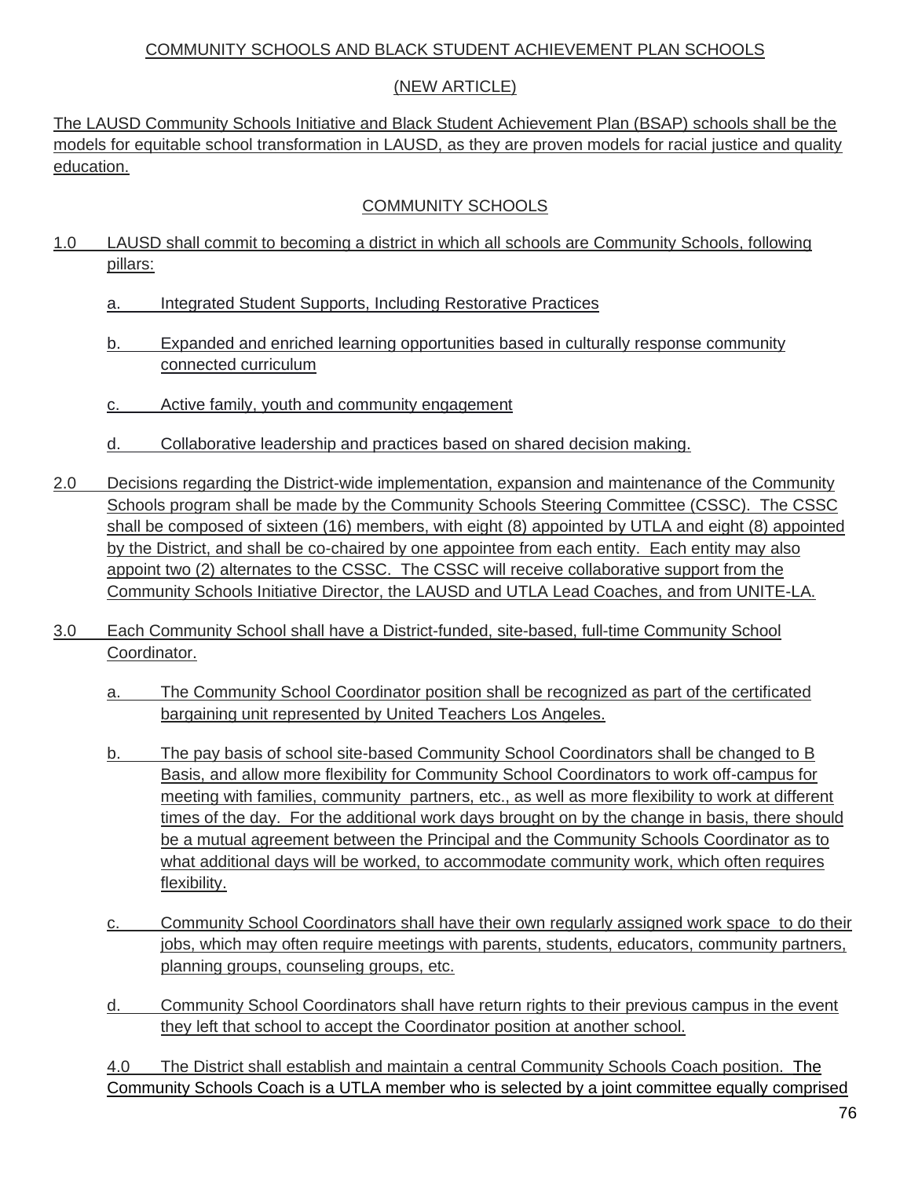COMMUNITY SCHOOLS AND BLACK STUDENT ACHIEVEMENT PLAN SCHOOLS

(NEW ARTICLE)

The LAUSD Community Schools Initiative and Black Student Achievement Plan (BSAP) schools shall be the models for equitable school transformation in LAUSD, as they are proven models for racial justice and quality education.

COMMUNITY SCHOOLS

1.0 LAUSD shall commit to becoming a district in which all schools are Community Schools, following pillars:

  a. Integrated Student Supports, Including Restorative Practices

  b. Expanded and enriched learning opportunities based in culturally response community connected curriculum

  c. Active family, youth and community engagement

  d. Collaborative leadership and practices based on shared decision making.

2.0 Decisions regarding the District-wide implementation, expansion and maintenance of the Community Schools program shall be made by the Community Schools Steering Committee (CSSC). The CSSC shall be composed of sixteen (16) members, with eight (8) appointed by UTLA and eight (8) appointed by the District, and shall be co-chaired by one appointee from each entity. Each entity may also appoint two (2) alternates to the CSSC. The CSSC will receive collaborative support from the Community Schools Initiative Director, the LAUSD and UTLA Lead Coaches, and from UNITE-LA.

3.0 Each Community School shall have a District-funded, site-based, full-time Community School Coordinator.

  a. The Community School Coordinator position shall be recognized as part of the certificated bargaining unit represented by United Teachers Los Angeles.

  b. The pay basis of school site-based Community School Coordinators shall be changed to B Basis, and allow more flexibility for Community School Coordinators to work off-campus for meeting with families, community partners, etc., as well as more flexibility to work at different times of the day. For the additional work days brought on by the change in basis, there should be a mutual agreement between the Principal and the Community Schools Coordinator as to what additional days will be worked, to accommodate community work, which often requires flexibility.

  c. Community School Coordinators shall have their own regularly assigned work space to do their jobs, which may often require meetings with parents, students, educators, community partners, planning groups, counseling groups, etc.

  d. Community School Coordinators shall have return rights to their previous campus in the event they left that school to accept the Coordinator position at another school.

4.0 The District shall establish and maintain a central Community Schools Coach position. The Community Schools Coach is a UTLA member who is selected by a joint committee equally comprised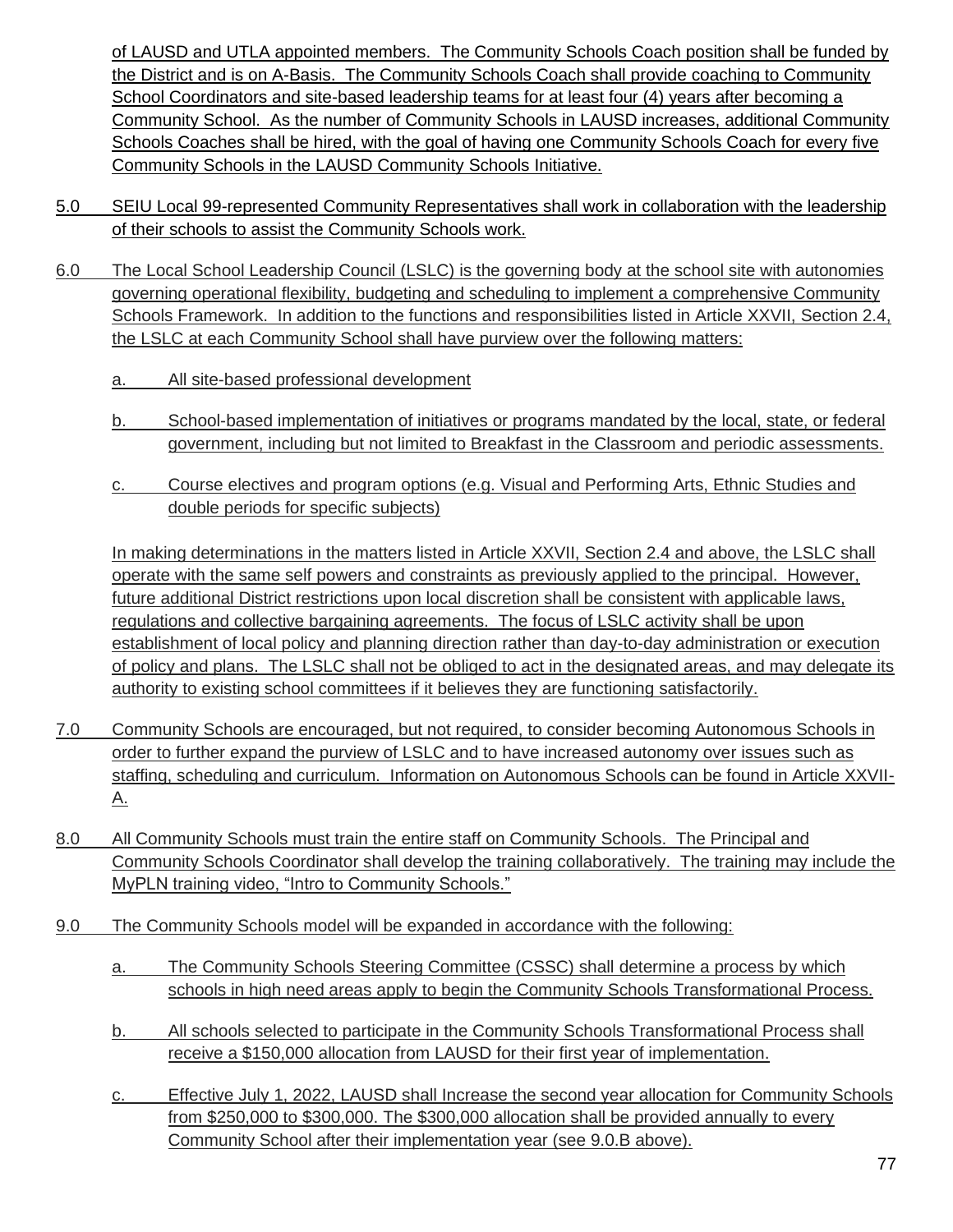of LAUSD and UTLA appointed members. The Community Schools Coach position shall be funded by the District and is on A-Basis. The Community Schools Coach shall provide coaching to Community School Coordinators and site-based leadership teams for at least four (4) years after becoming a Community School. As the number of Community Schools in LAUSD increases, additional Community Schools Coaches shall be hired, with the goal of having one Community Schools Coach for every five Community Schools in the LAUSD Community Schools Initiative.

5.0 SEIU Local 99-represented Community Representatives shall work in collaboration with the leadership of their schools to assist the Community Schools work.

6.0 The Local School Leadership Council (LSLC) is the governing body at the school site with autonomies governing operational flexibility, budgeting and scheduling to implement a comprehensive Community Schools Framework. In addition to the functions and responsibilities listed in Article XXVII, Section 2.4, the LSLC at each Community School shall have purview over the following matters:

a. All site-based professional development

b. School-based implementation of initiatives or programs mandated by the local, state, or federal government, including but not limited to Breakfast in the Classroom and periodic assessments.

c. Course electives and program options (e.g. Visual and Performing Arts, Ethnic Studies and double periods for specific subjects)

In making determinations in the matters listed in Article XXVII, Section 2.4 and above, the LSLC shall operate with the same self powers and constraints as previously applied to the principal. However, future additional District restrictions upon local discretion shall be consistent with applicable laws, regulations and collective bargaining agreements. The focus of LSLC activity shall be upon establishment of local policy and planning direction rather than day-to-day administration or execution of policy and plans. The LSLC shall not be obliged to act in the designated areas, and may delegate its authority to existing school committees if it believes they are functioning satisfactorily.

7.0 Community Schools are encouraged, but not required, to consider becoming Autonomous Schools in order to further expand the purview of LSLC and to have increased autonomy over issues such as staffing, scheduling and curriculum. Information on Autonomous Schools can be found in Article XXVII-A.

8.0 All Community Schools must train the entire staff on Community Schools. The Principal and Community Schools Coordinator shall develop the training collaboratively. The training may include the MyPLN training video, "Intro to Community Schools."

9.0 The Community Schools model will be expanded in accordance with the following:

a. The Community Schools Steering Committee (CSSC) shall determine a process by which schools in high need areas apply to begin the Community Schools Transformational Process.

b. All schools selected to participate in the Community Schools Transformational Process shall receive a $150,000 allocation from LAUSD for their first year of implementation.

c. Effective July 1, 2022, LAUSD shall Increase the second year allocation for Community Schools from $250,000 to $300,000. The $300,000 allocation shall be provided annually to every Community School after their implementation year (see 9.0.B above).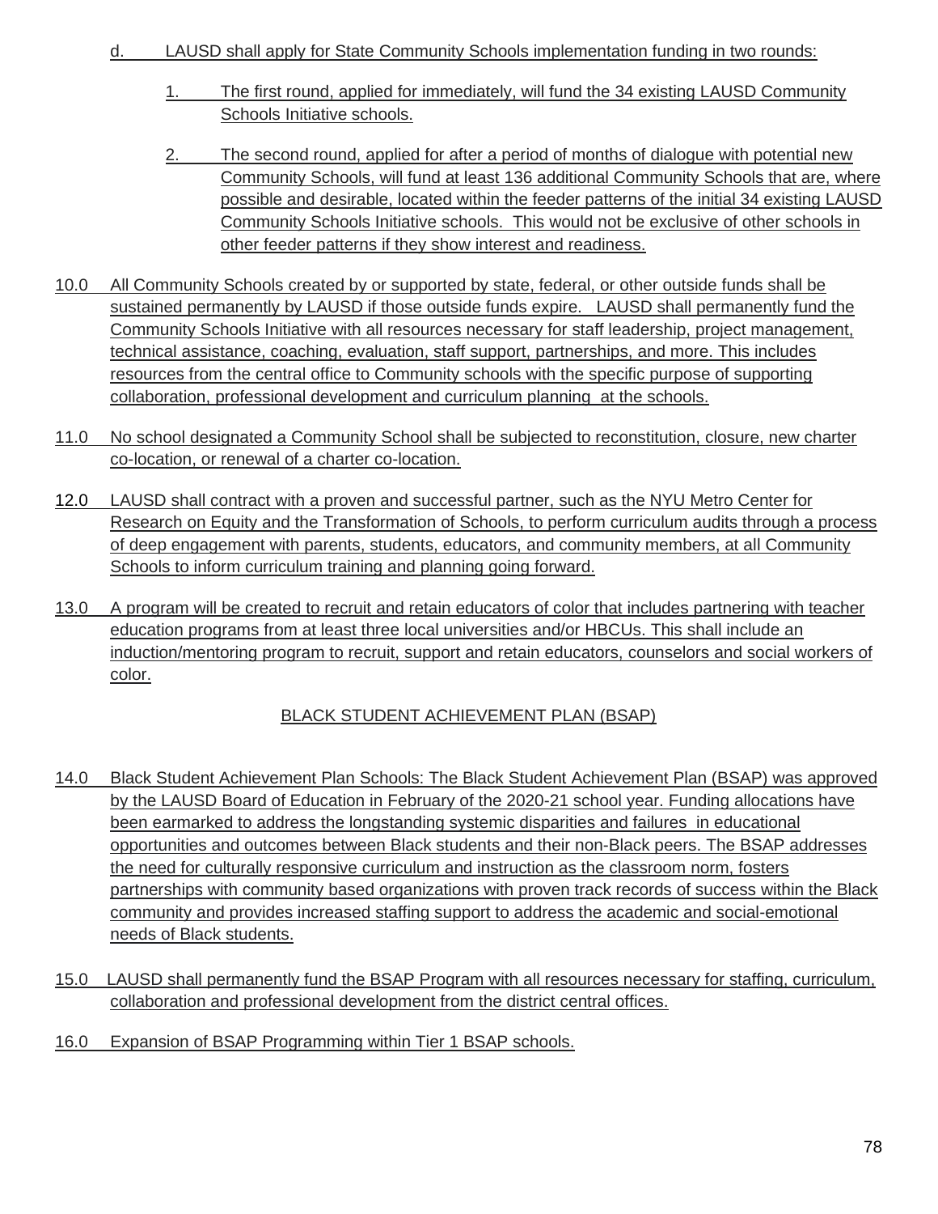d. LAUSD shall apply for State Community Schools implementation funding in two rounds:

1. The first round, applied for immediately, will fund the 34 existing LAUSD Community Schools Initiative schools.

2. The second round, applied for after a period of months of dialogue with potential new Community Schools, will fund at least 136 additional Community Schools that are, where possible and desirable, located within the feeder patterns of the initial 34 existing LAUSD Community Schools Initiative schools. This would not be exclusive of other schools in other feeder patterns if they show interest and readiness.

10.0 All Community Schools created by or supported by state, federal, or other outside funds shall be sustained permanently by LAUSD if those outside funds expire. LAUSD shall permanently fund the Community Schools Initiative with all resources necessary for staff leadership, project management, technical assistance, coaching, evaluation, staff support, partnerships, and more. This includes resources from the central office to Community schools with the specific purpose of supporting collaboration, professional development and curriculum planning at the schools.

11.0 No school designated a Community School shall be subjected to reconstitution, closure, new charter co-location, or renewal of a charter co-location.

12.0 LAUSD shall contract with a proven and successful partner, such as the NYU Metro Center for Research on Equity and the Transformation of Schools, to perform curriculum audits through a process of deep engagement with parents, students, educators, and community members, at all Community Schools to inform curriculum training and planning going forward.

13.0 A program will be created to recruit and retain educators of color that includes partnering with teacher education programs from at least three local universities and/or HBCUs. This shall include an induction/mentoring program to recruit, support and retain educators, counselors and social workers of color.

## BLACK STUDENT ACHIEVEMENT PLAN (BSAP)

14.0 Black Student Achievement Plan Schools: The Black Student Achievement Plan (BSAP) was approved by the LAUSD Board of Education in February of the 2020-21 school year. Funding allocations have been earmarked to address the longstanding systemic disparities and failures in educational opportunities and outcomes between Black students and their non-Black peers. The BSAP addresses the need for culturally responsive curriculum and instruction as the classroom norm, fosters partnerships with community based organizations with proven track records of success within the Black community and provides increased staffing support to address the academic and social-emotional needs of Black students.

15.0 LAUSD shall permanently fund the BSAP Program with all resources necessary for staffing, curriculum, collaboration and professional development from the district central offices.

16.0 Expansion of BSAP Programming within Tier 1 BSAP schools.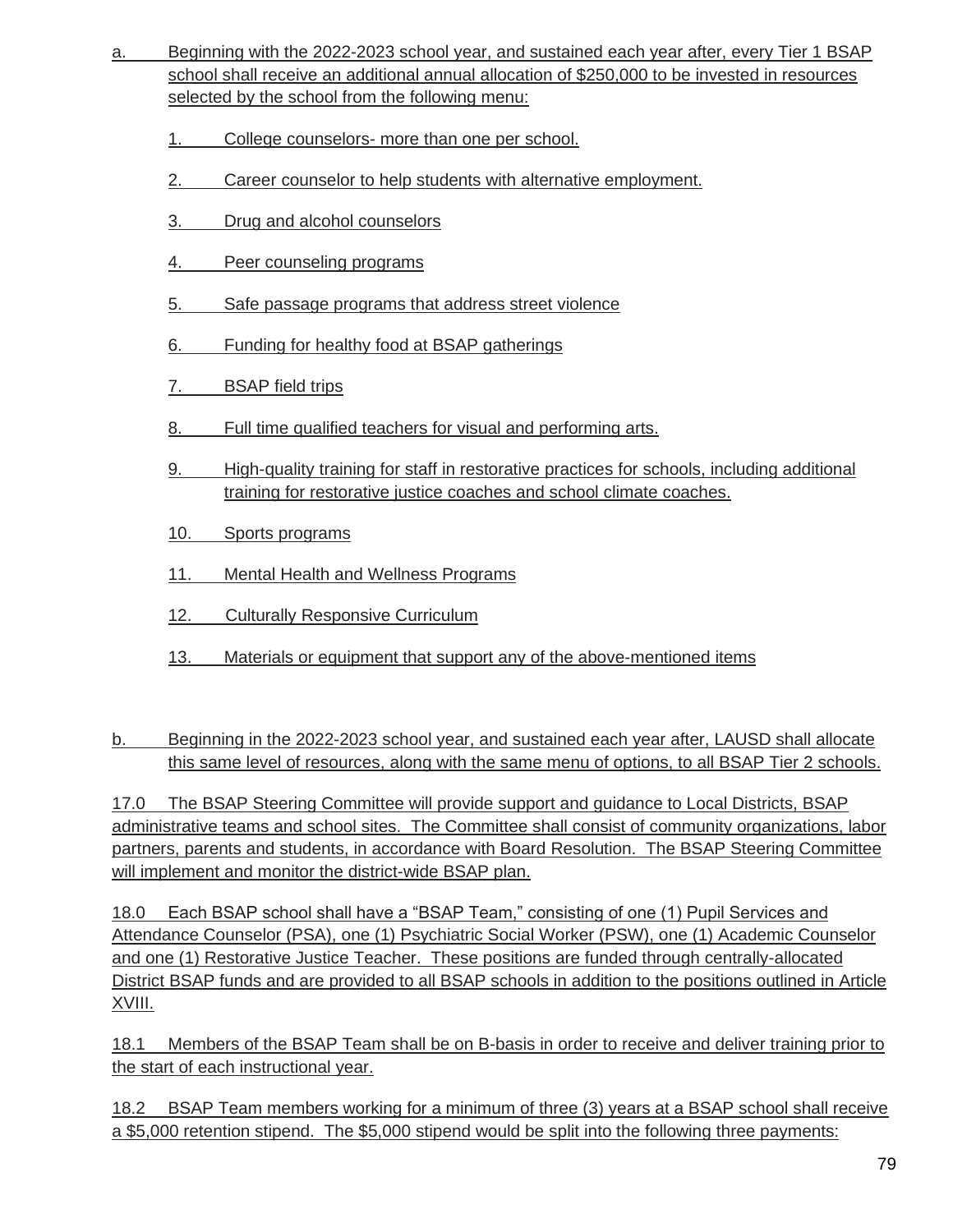a. Beginning with the 2022-2023 school year, and sustained each year after, every Tier 1 BSAP school shall receive an additional annual allocation of $250,000 to be invested in resources selected by the school from the following menu:

1. College counselors- more than one per school.

2. Career counselor to help students with alternative employment.

3. Drug and alcohol counselors

4. Peer counseling programs

5. Safe passage programs that address street violence

6. Funding for healthy food at BSAP gatherings

7. BSAP field trips

8. Full time qualified teachers for visual and performing arts.

9. High-quality training for staff in restorative practices for schools, including additional training for restorative justice coaches and school climate coaches.

10. Sports programs

11. Mental Health and Wellness Programs

12. Culturally Responsive Curriculum

13. Materials or equipment that support any of the above-mentioned items

b. Beginning in the 2022-2023 school year, and sustained each year after, LAUSD shall allocate this same level of resources, along with the same menu of options, to all BSAP Tier 2 schools.

17.0 The BSAP Steering Committee will provide support and guidance to Local Districts, BSAP administrative teams and school sites. The Committee shall consist of community organizations, labor partners, parents and students, in accordance with Board Resolution. The BSAP Steering Committee will implement and monitor the district-wide BSAP plan.

18.0 Each BSAP school shall have a "BSAP Team," consisting of one (1) Pupil Services and Attendance Counselor (PSA), one (1) Psychiatric Social Worker (PSW), one (1) Academic Counselor and one (1) Restorative Justice Teacher. These positions are funded through centrally-allocated District BSAP funds and are provided to all BSAP schools in addition to the positions outlined in Article XVIII.

18.1 Members of the BSAP Team shall be on B-basis in order to receive and deliver training prior to the start of each instructional year.

18.2 BSAP Team members working for a minimum of three (3) years at a BSAP school shall receive a $5,000 retention stipend. The $5,000 stipend would be split into the following three payments: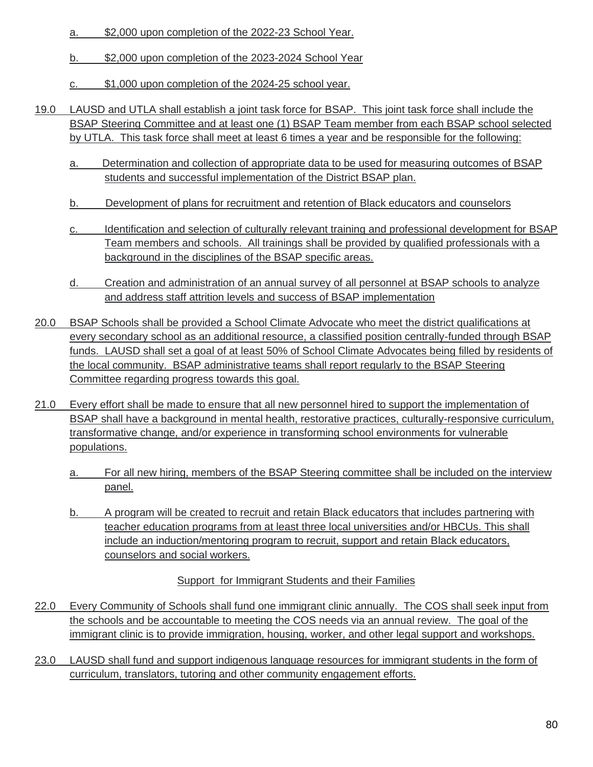a. $2,000 upon completion of the 2022-23 School Year.

b. $2,000 upon completion of the 2023-2024 School Year

c. $1,000 upon completion of the 2024-25 school year.

19.0 LAUSD and UTLA shall establish a joint task force for BSAP. This joint task force shall include the BSAP Steering Committee and at least one (1) BSAP Team member from each BSAP school selected by UTLA. This task force shall meet at least 6 times a year and be responsible for the following:

a. Determination and collection of appropriate data to be used for measuring outcomes of BSAP students and successful implementation of the District BSAP plan.

b. Development of plans for recruitment and retention of Black educators and counselors

c. Identification and selection of culturally relevant training and professional development for BSAP Team members and schools. All trainings shall be provided by qualified professionals with a background in the disciplines of the BSAP specific areas.

d. Creation and administration of an annual survey of all personnel at BSAP schools to analyze and address staff attrition levels and success of BSAP implementation

20.0 BSAP Schools shall be provided a School Climate Advocate who meet the district qualifications at every secondary school as an additional resource, a classified position centrally-funded through BSAP funds. LAUSD shall set a goal of at least 50% of School Climate Advocates being filled by residents of the local community. BSAP administrative teams shall report regularly to the BSAP Steering Committee regarding progress towards this goal.

21.0 Every effort shall be made to ensure that all new personnel hired to support the implementation of BSAP shall have a background in mental health, restorative practices, culturally-responsive curriculum, transformative change, and/or experience in transforming school environments for vulnerable populations.

a. For all new hiring, members of the BSAP Steering committee shall be included on the interview panel.

b. A program will be created to recruit and retain Black educators that includes partnering with teacher education programs from at least three local universities and/or HBCUs. This shall include an induction/mentoring program to recruit, support and retain Black educators, counselors and social workers.

Support for Immigrant Students and their Families

22.0 Every Community of Schools shall fund one immigrant clinic annually. The COS shall seek input from the schools and be accountable to meeting the COS needs via an annual review. The goal of the immigrant clinic is to provide immigration, housing, worker, and other legal support and workshops.

23.0 LAUSD shall fund and support indigenous language resources for immigrant students in the form of curriculum, translators, tutoring and other community engagement efforts.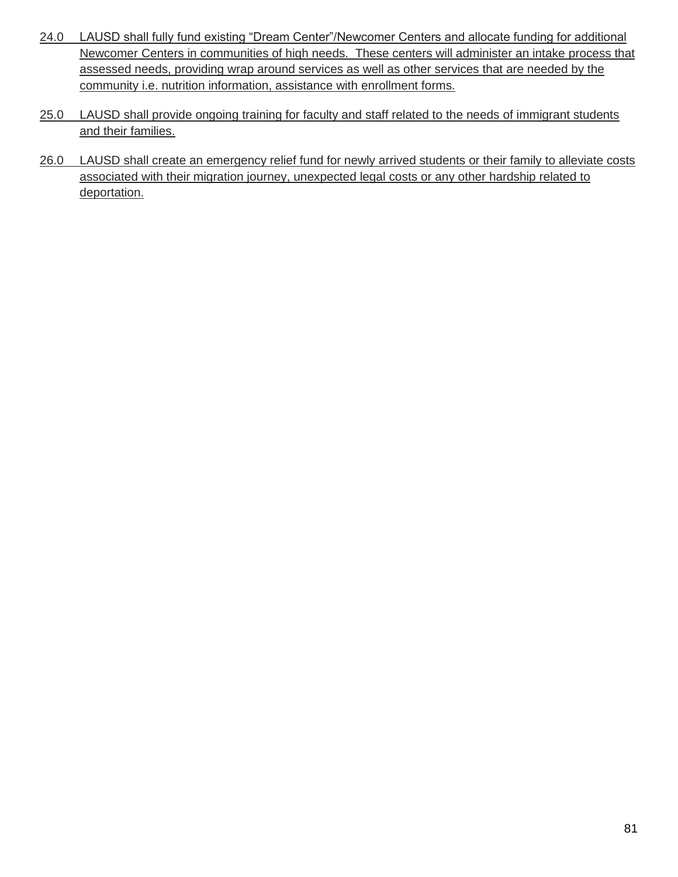24.0 LAUSD shall fully fund existing “Dream Center”/Newcomer Centers and allocate funding for additional Newcomer Centers in communities of high needs. These centers will administer an intake process that assessed needs, providing wrap around services as well as other services that are needed by the community i.e. nutrition information, assistance with enrollment forms.

25.0 LAUSD shall provide ongoing training for faculty and staff related to the needs of immigrant students and their families.

26.0 LAUSD shall create an emergency relief fund for newly arrived students or their family to alleviate costs associated with their migration journey, unexpected legal costs or any other hardship related to deportation.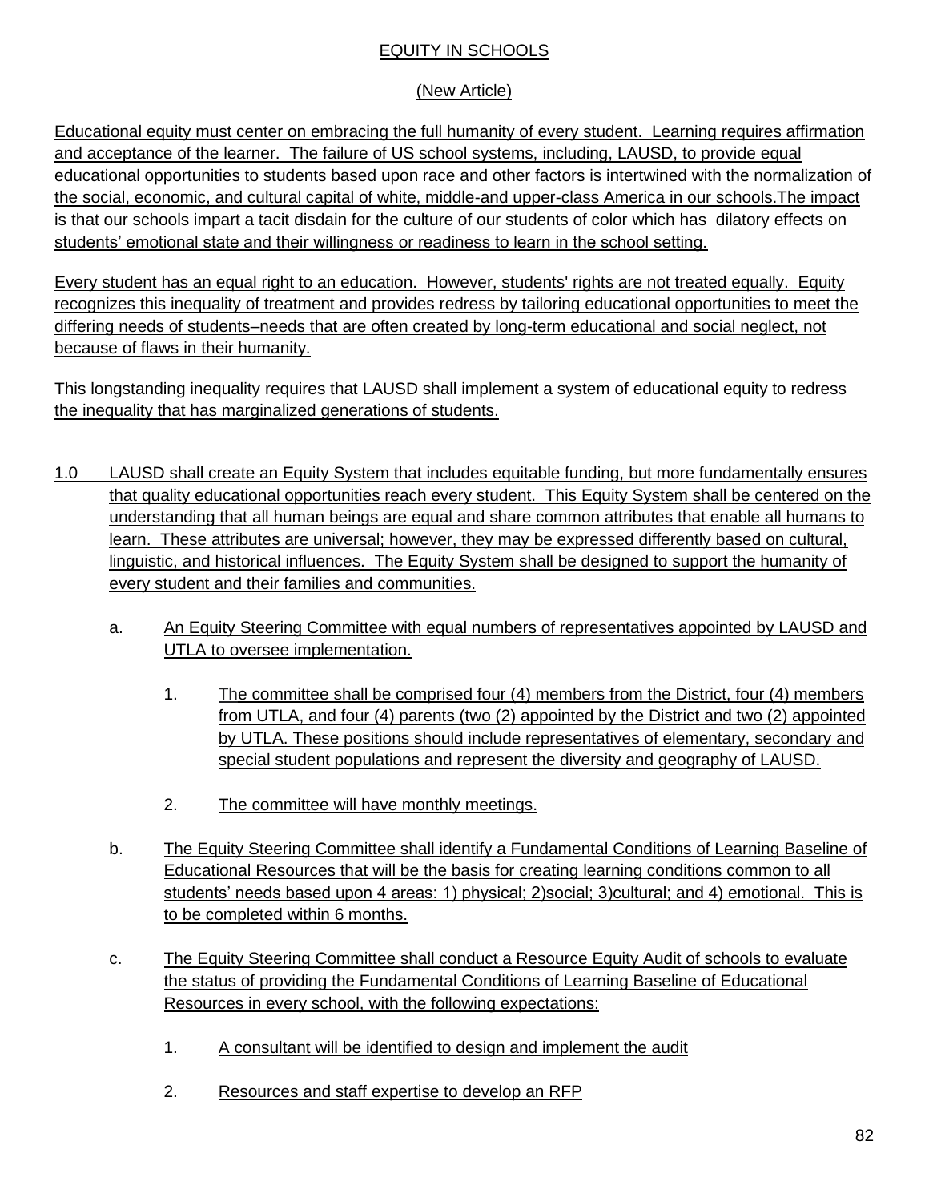# EQUITY IN SCHOOLS

## (New Article)

Educational equity must center on embracing the full humanity of every student. Learning requires affirmation and acceptance of the learner. The failure of US school systems, including, LAUSD, to provide equal educational opportunities to students based upon race and other factors is intertwined with the normalization of the social, economic, and cultural capital of white, middle-and upper-class America in our schools.The impact is that our schools impart a tacit disdain for the culture of our students of color which has dilatory effects on students' emotional state and their willingness or readiness to learn in the school setting.

Every student has an equal right to an education. However, students' rights are not treated equally. Equity recognizes this inequality of treatment and provides redress by tailoring educational opportunities to meet the differing needs of students–needs that are often created by long-term educational and social neglect, not because of flaws in their humanity.

This longstanding inequality requires that LAUSD shall implement a system of educational equity to redress the inequality that has marginalized generations of students.

1.0 LAUSD shall create an Equity System that includes equitable funding, but more fundamentally ensures that quality educational opportunities reach every student. This Equity System shall be centered on the understanding that all human beings are equal and share common attributes that enable all humans to learn. These attributes are universal; however, they may be expressed differently based on cultural, linguistic, and historical influences. The Equity System shall be designed to support the humanity of every student and their families and communities.

   a. An Equity Steering Committee with equal numbers of representatives appointed by LAUSD and UTLA to oversee implementation.

      1. The committee shall be comprised four (4) members from the District, four (4) members from UTLA, and four (4) parents (two (2) appointed by the District and two (2) appointed by UTLA. These positions should include representatives of elementary, secondary and special student populations and represent the diversity and geography of LAUSD.

      2. The committee will have monthly meetings.

   b. The Equity Steering Committee shall identify a Fundamental Conditions of Learning Baseline of Educational Resources that will be the basis for creating learning conditions common to all students' needs based upon 4 areas: 1) physical; 2)social; 3)cultural; and 4) emotional. This is to be completed within 6 months.

   c. The Equity Steering Committee shall conduct a Resource Equity Audit of schools to evaluate the status of providing the Fundamental Conditions of Learning Baseline of Educational Resources in every school, with the following expectations:

      1. A consultant will be identified to design and implement the audit

      2. Resources and staff expertise to develop an RFP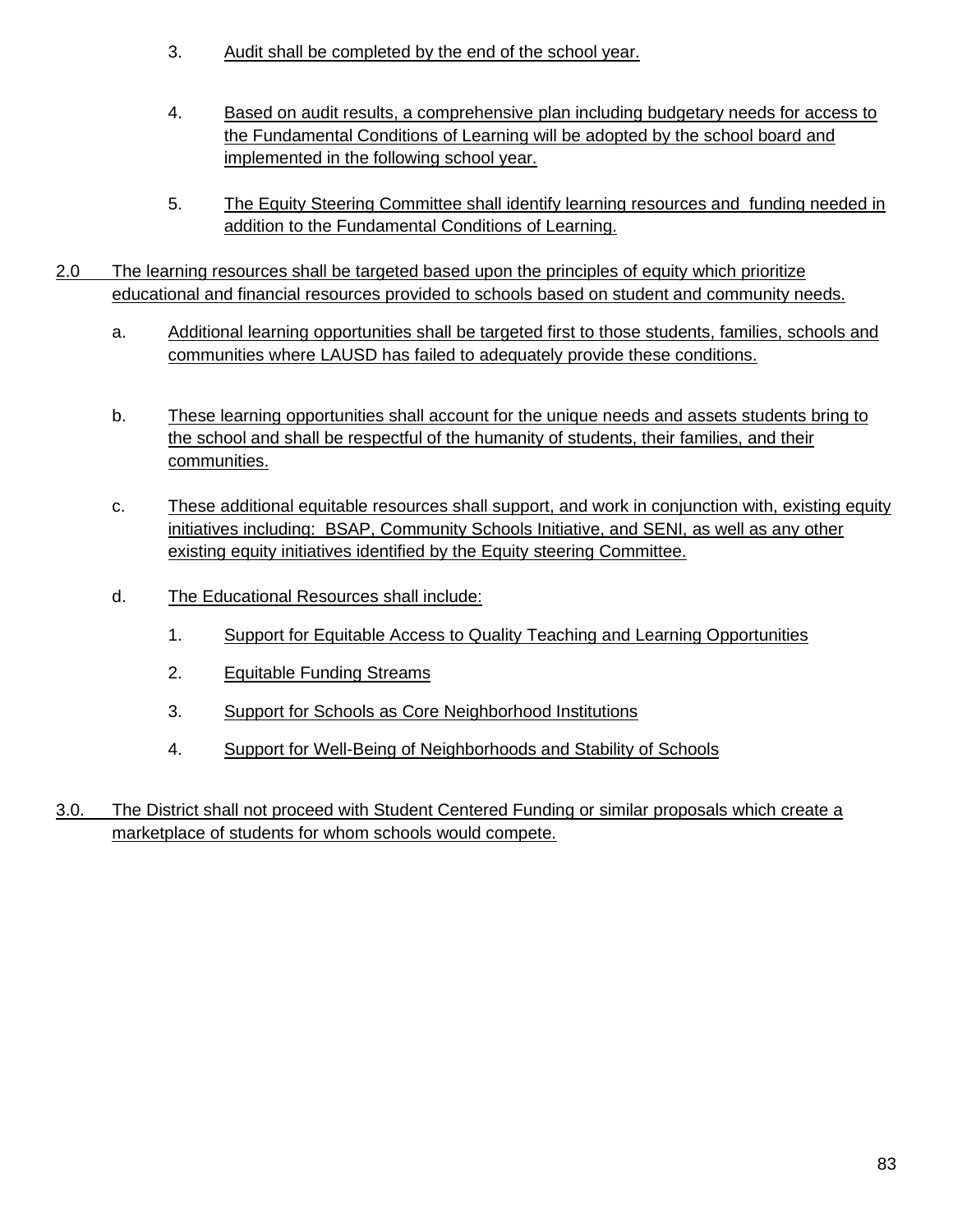3. Audit shall be completed by the end of the school year.

4. Based on audit results, a comprehensive plan including budgetary needs for access to the Fundamental Conditions of Learning will be adopted by the school board and implemented in the following school year.

5. The Equity Steering Committee shall identify learning resources and funding needed in addition to the Fundamental Conditions of Learning.

2.0 The learning resources shall be targeted based upon the principles of equity which prioritize educational and financial resources provided to schools based on student and community needs.

a. Additional learning opportunities shall be targeted first to those students, families, schools and communities where LAUSD has failed to adequately provide these conditions.

b. These learning opportunities shall account for the unique needs and assets students bring to the school and shall be respectful of the humanity of students, their families, and their communities.

c. These additional equitable resources shall support, and work in conjunction with, existing equity initiatives including: BSAP, Community Schools Initiative, and SENI, as well as any other existing equity initiatives identified by the Equity steering Committee.

d. The Educational Resources shall include:

1. Support for Equitable Access to Quality Teaching and Learning Opportunities

2. Equitable Funding Streams

3. Support for Schools as Core Neighborhood Institutions

4. Support for Well-Being of Neighborhoods and Stability of Schools

3.0. The District shall not proceed with Student Centered Funding or similar proposals which create a marketplace of students for whom schools would compete.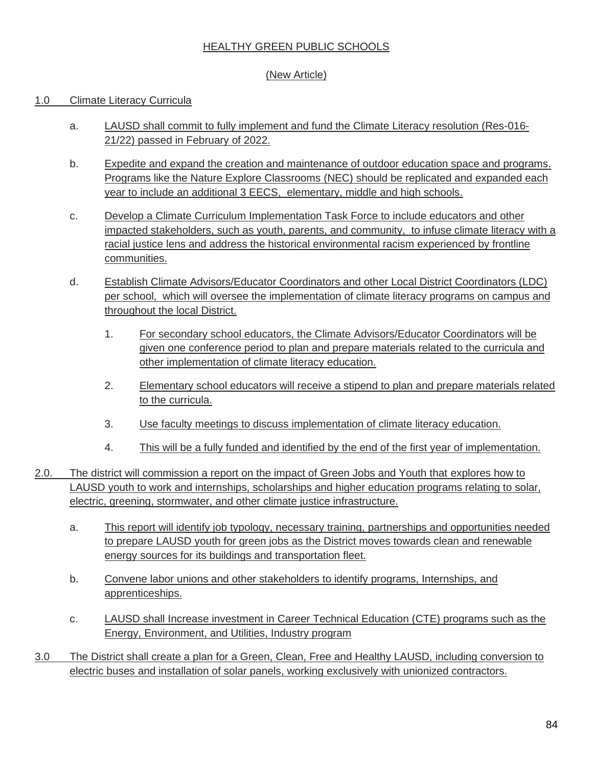## HEALTHY GREEN PUBLIC SCHOOLS

(New Article)

1.0 Climate Literacy Curricula

a. LAUSD shall commit to fully implement and fund the Climate Literacy resolution (Res-016-21/22) passed in February of 2022.

b. Expedite and expand the creation and maintenance of outdoor education space and programs. Programs like the Nature Explore Classrooms (NEC) should be replicated and expanded each year to include an additional 3 EECS, elementary, middle and high schools.

c. Develop a Climate Curriculum Implementation Task Force to include educators and other impacted stakeholders, such as youth, parents, and community, to infuse climate literacy with a racial justice lens and address the historical environmental racism experienced by frontline communities.

d. Establish Climate Advisors/Educator Coordinators and other Local District Coordinators (LDC) per school, which will oversee the implementation of climate literacy programs on campus and throughout the local District.

1. For secondary school educators, the Climate Advisors/Educator Coordinators will be given one conference period to plan and prepare materials related to the curricula and other implementation of climate literacy education.

2. Elementary school educators will receive a stipend to plan and prepare materials related to the curricula.

3. Use faculty meetings to discuss implementation of climate literacy education.

4. This will be a fully funded and identified by the end of the first year of implementation.

2.0. The district will commission a report on the impact of Green Jobs and Youth that explores how to LAUSD youth to work and internships, scholarships and higher education programs relating to solar, electric, greening, stormwater, and other climate justice infrastructure.

a. This report will identify job typology, necessary training, partnerships and opportunities needed to prepare LAUSD youth for green jobs as the District moves towards clean and renewable energy sources for its buildings and transportation fleet.

b. Convene labor unions and other stakeholders to identify programs, Internships, and apprenticeships.

c. LAUSD shall Increase investment in Career Technical Education (CTE) programs such as the Energy, Environment, and Utilities, Industry program

3.0 The District shall create a plan for a Green, Clean, Free and Healthy LAUSD, including conversion to electric buses and installation of solar panels, working exclusively with unionized contractors.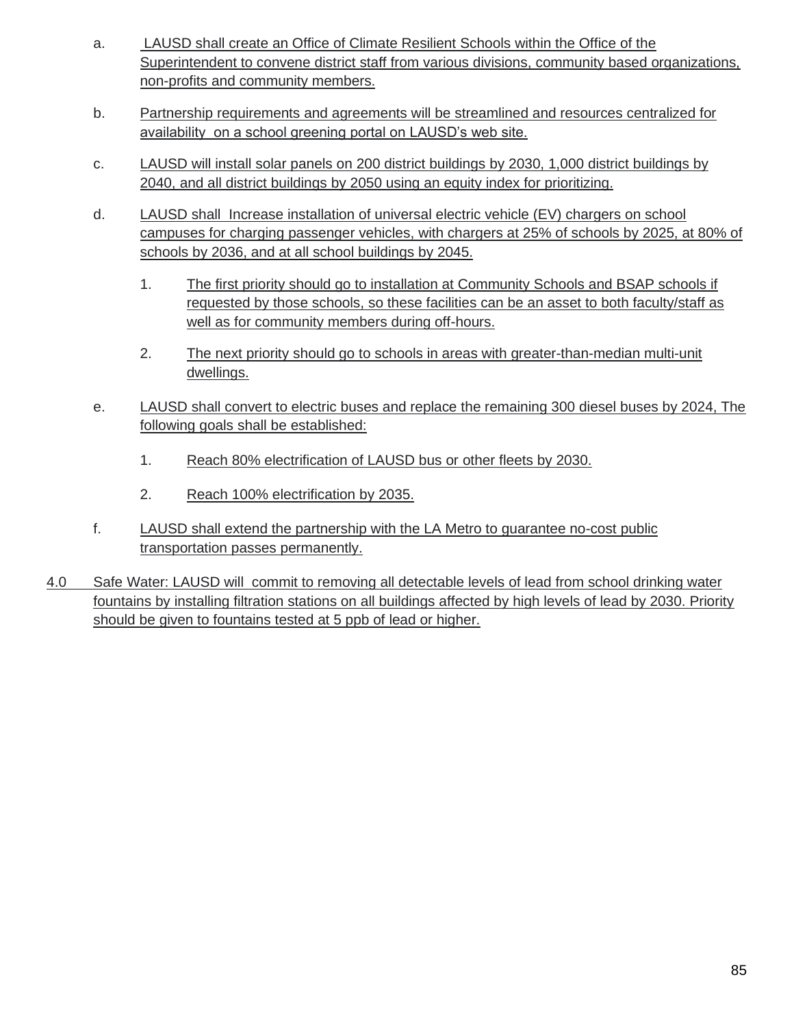a. LAUSD shall create an Office of Climate Resilient Schools within the Office of the Superintendent to convene district staff from various divisions, community based organizations, non-profits and community members.

b. Partnership requirements and agreements will be streamlined and resources centralized for availability on a school greening portal on LAUSD's web site.

c. LAUSD will install solar panels on 200 district buildings by 2030, 1,000 district buildings by 2040, and all district buildings by 2050 using an equity index for prioritizing.

d. LAUSD shall Increase installation of universal electric vehicle (EV) chargers on school campuses for charging passenger vehicles, with chargers at 25% of schools by 2025, at 80% of schools by 2036, and at all school buildings by 2045.

   1. The first priority should go to installation at Community Schools and BSAP schools if requested by those schools, so these facilities can be an asset to both faculty/staff as well as for community members during off-hours.

   2. The next priority should go to schools in areas with greater-than-median multi-unit dwellings.

e. LAUSD shall convert to electric buses and replace the remaining 300 diesel buses by 2024, The following goals shall be established:

   1. Reach 80% electrification of LAUSD bus or other fleets by 2030.

   2. Reach 100% electrification by 2035.

f. LAUSD shall extend the partnership with the LA Metro to guarantee no-cost public transportation passes permanently.

4.0 Safe Water: LAUSD will commit to removing all detectable levels of lead from school drinking water fountains by installing filtration stations on all buildings affected by high levels of lead by 2030. Priority should be given to fountains tested at 5 ppb of lead or higher.